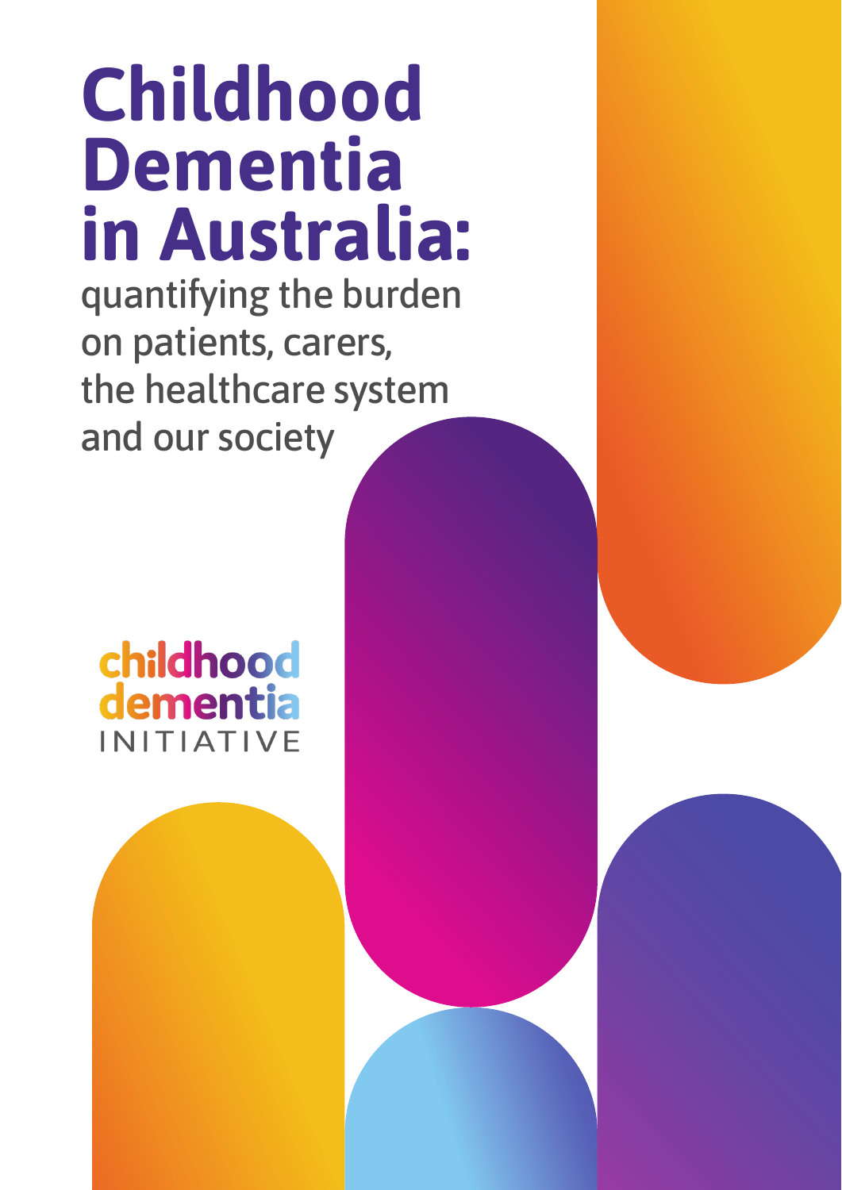# Childhood Dementia in Australia:

quantifying the burden on patients, carers, the healthcare system and our society

childhood dementia INITIATIVE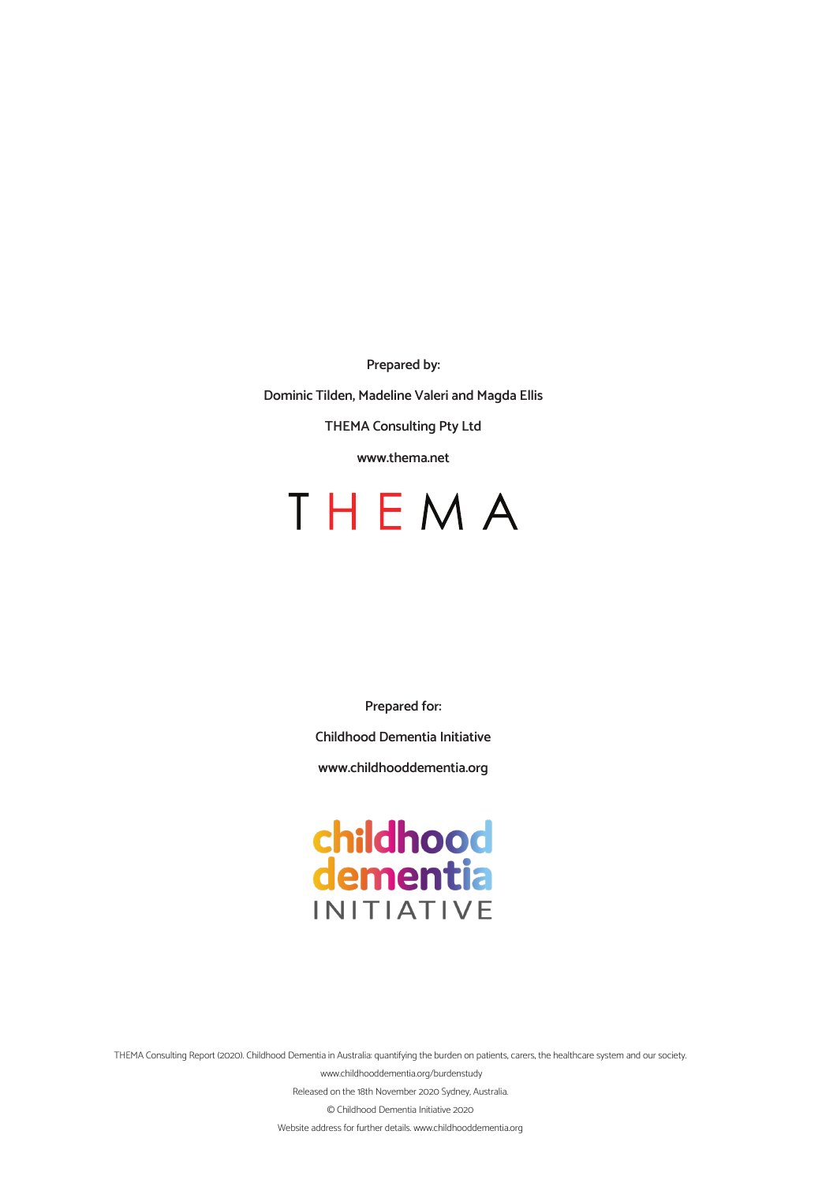**Prepared by:**

**Dominic Tilden, Madeline Valeri and Magda Ellis**

**THEMA Consulting Pty Ltd**

**www.thema.net**

THEMA

**Prepared for:**

**Childhood Dementia Initiative**

**www.childhooddementia.org**

childhood dementia INITIATIVE

THEMA Consulting Report (2020). Childhood Dementia in Australia: quantifying the burden on patients, carers, the healthcare system and our society.

www.childhooddementia.org/burdenstudy

Released on the 18th November 2020 Sydney, Australia.

© Childhood Dementia Initiative 2020

Website address for further details. www.childhooddementia.org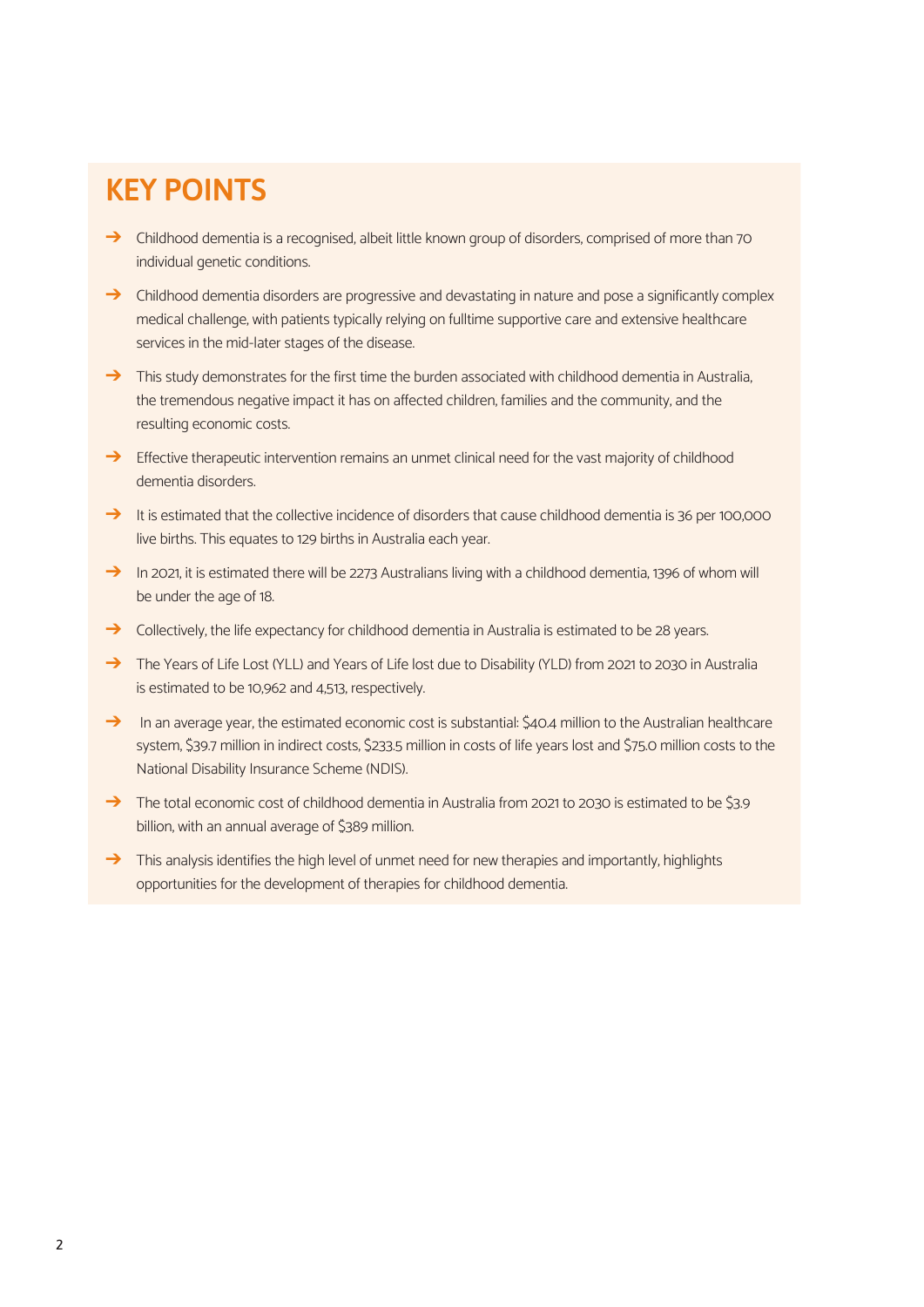# KEY POINTS

- Childhood dementia is a recognised, albeit little known group of disorders, comprised of more than 70 individual genetic conditions.
- Childhood dementia disorders are progressive and devastating in nature and pose a significantly complex medical challenge, with patients typically relying on fulltime supportive care and extensive healthcare services in the mid-later stages of the disease.
- This study demonstrates for the first time the burden associated with childhood dementia in Australia, the tremendous negative impact it has on affected children, families and the community, and the resulting economic costs.
- Effective therapeutic intervention remains an unmet clinical need for the vast majority of childhood dementia disorders.
- It is estimated that the collective incidence of disorders that cause childhood dementia is 36 per 100,000 live births. This equates to 129 births in Australia each year.
- In 2021, it is estimated there will be 2273 Australians living with a childhood dementia, 1396 of whom will be under the age of 18.
- Collectively, the life expectancy for childhood dementia in Australia is estimated to be 28 years.
- The Years of Life Lost (YLL) and Years of Life lost due to Disability (YLD) from 2021 to 2030 in Australia is estimated to be 10,962 and 4,513, respectively.
- In an average year, the estimated economic cost is substantial: $40.4 million to the Australian healthcare system, $39.7 million in indirect costs, $233.5 million in costs of life years lost and $75.0 million costs to the National Disability Insurance Scheme (NDIS).
- The total economic cost of childhood dementia in Australia from 2021 to 2030 is estimated to be $3.9 billion, with an annual average of $389 million.
- This analysis identifies the high level of unmet need for new therapies and importantly, highlights opportunities for the development of therapies for childhood dementia.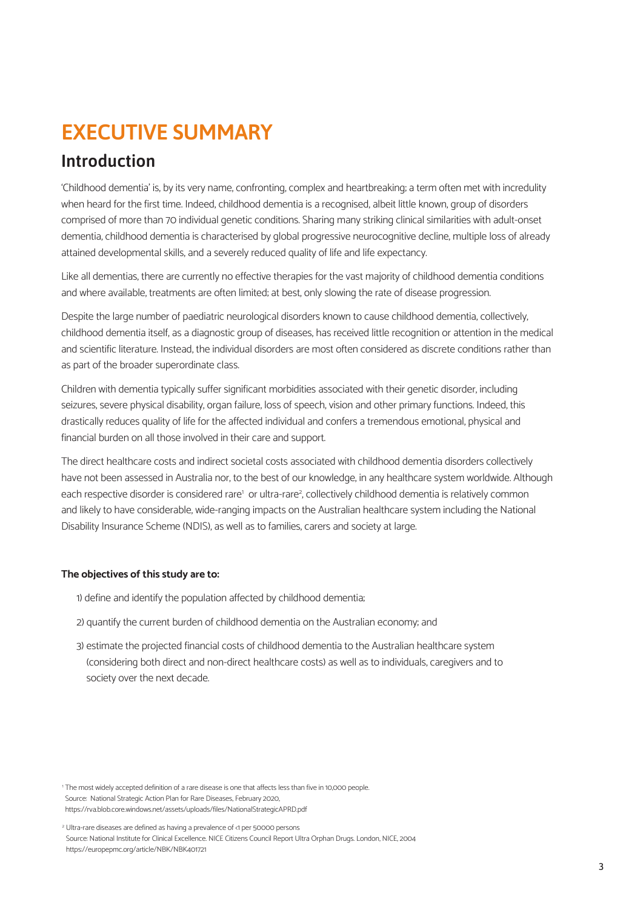# EXECUTIVE SUMMARY

## Introduction

'Childhood dementia' is, by its very name, confronting, complex and heartbreaking; a term often met with incredulity when heard for the first time. Indeed, childhood dementia is a recognised, albeit little known, group of disorders comprised of more than 70 individual genetic conditions. Sharing many striking clinical similarities with adult-onset dementia, childhood dementia is characterised by global progressive neurocognitive decline, multiple loss of already attained developmental skills, and a severely reduced quality of life and life expectancy.

Like all dementias, there are currently no effective therapies for the vast majority of childhood dementia conditions and where available, treatments are often limited; at best, only slowing the rate of disease progression.

Despite the large number of paediatric neurological disorders known to cause childhood dementia, collectively, childhood dementia itself, as a diagnostic group of diseases, has received little recognition or attention in the medical and scientific literature. Instead, the individual disorders are most often considered as discrete conditions rather than as part of the broader superordinate class.

Children with dementia typically suffer significant morbidities associated with their genetic disorder, including seizures, severe physical disability, organ failure, loss of speech, vision and other primary functions. Indeed, this drastically reduces quality of life for the affected individual and confers a tremendous emotional, physical and financial burden on all those involved in their care and support.

The direct healthcare costs and indirect societal costs associated with childhood dementia disorders collectively have not been assessed in Australia nor, to the best of our knowledge, in any healthcare system worldwide. Although each respective disorder is considered rare[1] or ultra-rare[2], collectively childhood dementia is relatively common and likely to have considerable, wide-ranging impacts on the Australian healthcare system including the National Disability Insurance Scheme (NDIS), as well as to families, carers and society at large.

**The objectives of this study are to:**

1) define and identify the population affected by childhood dementia;

2) quantify the current burden of childhood dementia on the Australian economy; and

3) estimate the projected financial costs of childhood dementia to the Australian healthcare system (considering both direct and non-direct healthcare costs) as well as to individuals, caregivers and to society over the next decade.

[1] The most widely accepted definition of a rare disease is one that affects less than five in 10,000 people.
Source: National Strategic Action Plan for Rare Diseases, February 2020,
https://rva.blob.core.windows.net/assets/uploads/files/NationalStrategicAPRD.pdf

[2] Ultra-rare diseases are defined as having a prevalence of <1 per 50000 persons
Source: National Institute for Clinical Excellence. NICE Citizens Council Report Ultra Orphan Drugs. London, NICE, 2004
https://europepmc.org/article/NBK/NBK401721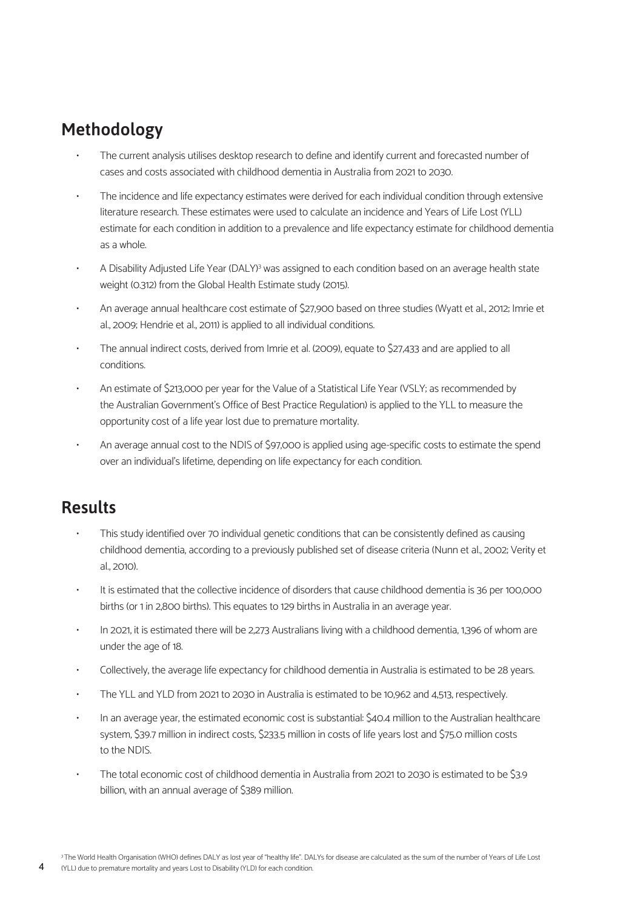## Methodology

- The current analysis utilises desktop research to define and identify current and forecasted number of cases and costs associated with childhood dementia in Australia from 2021 to 2030.
- The incidence and life expectancy estimates were derived for each individual condition through extensive literature research. These estimates were used to calculate an incidence and Years of Life Lost (YLL) estimate for each condition in addition to a prevalence and life expectancy estimate for childhood dementia as a whole.
- A Disability Adjusted Life Year (DALY)[3] was assigned to each condition based on an average health state weight (0.312) from the Global Health Estimate study (2015).
- An average annual healthcare cost estimate of $27,900 based on three studies (Wyatt et al., 2012; Imrie et al., 2009; Hendrie et al., 2011) is applied to all individual conditions.
- The annual indirect costs, derived from Imrie et al. (2009), equate to $27,433 and are applied to all conditions.
- An estimate of $213,000 per year for the Value of a Statistical Life Year (VSLY; as recommended by the Australian Government's Office of Best Practice Regulation) is applied to the YLL to measure the opportunity cost of a life year lost due to premature mortality.
- An average annual cost to the NDIS of $97,000 is applied using age-specific costs to estimate the spend over an individual's lifetime, depending on life expectancy for each condition.

## Results

- This study identified over 70 individual genetic conditions that can be consistently defined as causing childhood dementia, according to a previously published set of disease criteria (Nunn et al., 2002; Verity et al., 2010).
- It is estimated that the collective incidence of disorders that cause childhood dementia is 36 per 100,000 births (or 1 in 2,800 births). This equates to 129 births in Australia in an average year.
- In 2021, it is estimated there will be 2,273 Australians living with a childhood dementia, 1,396 of whom are under the age of 18.
- Collectively, the average life expectancy for childhood dementia in Australia is estimated to be 28 years.
- The YLL and YLD from 2021 to 2030 in Australia is estimated to be 10,962 and 4,513, respectively.
- In an average year, the estimated economic cost is substantial: $40.4 million to the Australian healthcare system, $39.7 million in indirect costs, $233.5 million in costs of life years lost and $75.0 million costs to the NDIS.
- The total economic cost of childhood dementia in Australia from 2021 to 2030 is estimated to be $3.9 billion, with an annual average of $389 million.

[3] The World Health Organisation (WHO) defines DALY as lost year of "healthy life". DALYs for disease are calculated as the sum of the number of Years of Life Lost (YLL) due to premature mortality and years Lost to Disability (YLD) for each condition.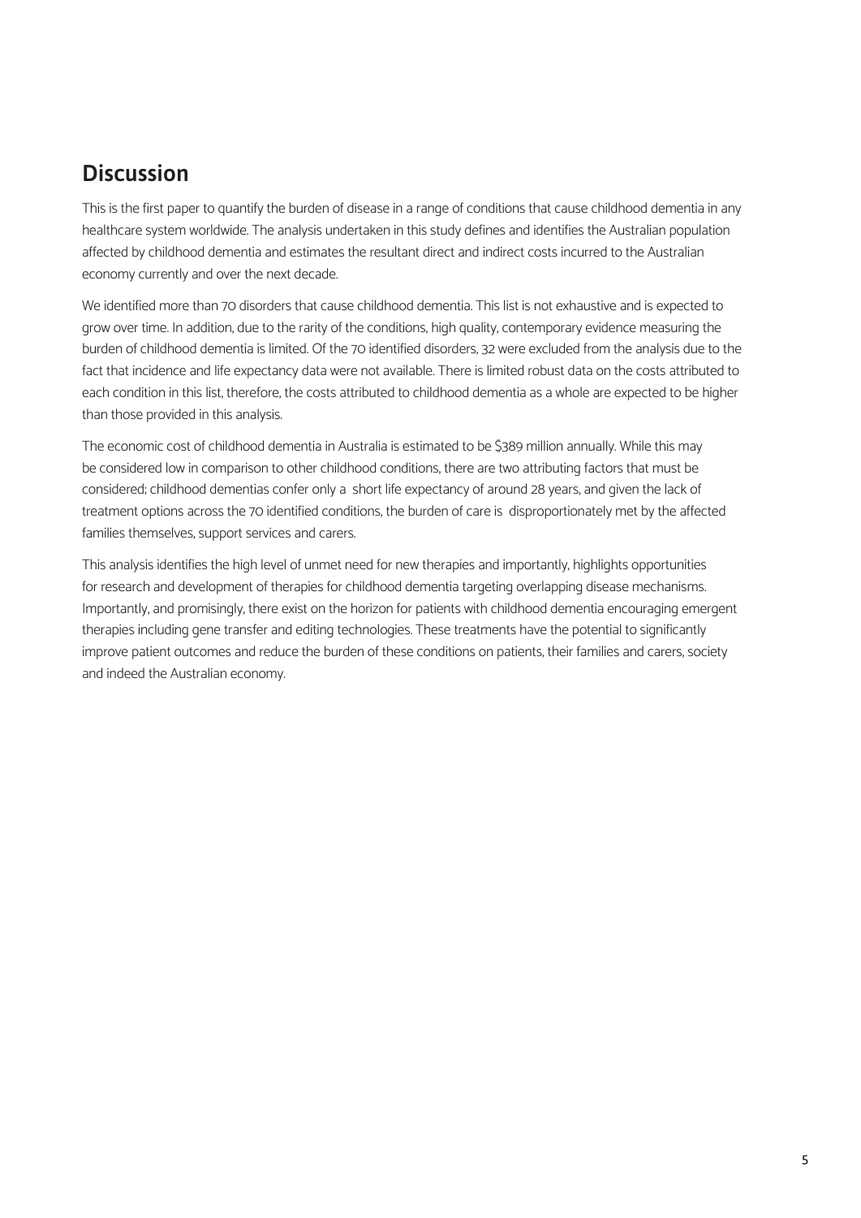## Discussion

This is the first paper to quantify the burden of disease in a range of conditions that cause childhood dementia in any healthcare system worldwide. The analysis undertaken in this study defines and identifies the Australian population affected by childhood dementia and estimates the resultant direct and indirect costs incurred to the Australian economy currently and over the next decade.

We identified more than 70 disorders that cause childhood dementia. This list is not exhaustive and is expected to grow over time. In addition, due to the rarity of the conditions, high quality, contemporary evidence measuring the burden of childhood dementia is limited. Of the 70 identified disorders, 32 were excluded from the analysis due to the fact that incidence and life expectancy data were not available. There is limited robust data on the costs attributed to each condition in this list, therefore, the costs attributed to childhood dementia as a whole are expected to be higher than those provided in this analysis.

The economic cost of childhood dementia in Australia is estimated to be $389 million annually. While this may be considered low in comparison to other childhood conditions, there are two attributing factors that must be considered; childhood dementias confer only a short life expectancy of around 28 years, and given the lack of treatment options across the 70 identified conditions, the burden of care is disproportionately met by the affected families themselves, support services and carers.

This analysis identifies the high level of unmet need for new therapies and importantly, highlights opportunities for research and development of therapies for childhood dementia targeting overlapping disease mechanisms. Importantly, and promisingly, there exist on the horizon for patients with childhood dementia encouraging emergent therapies including gene transfer and editing technologies. These treatments have the potential to significantly improve patient outcomes and reduce the burden of these conditions on patients, their families and carers, society and indeed the Australian economy.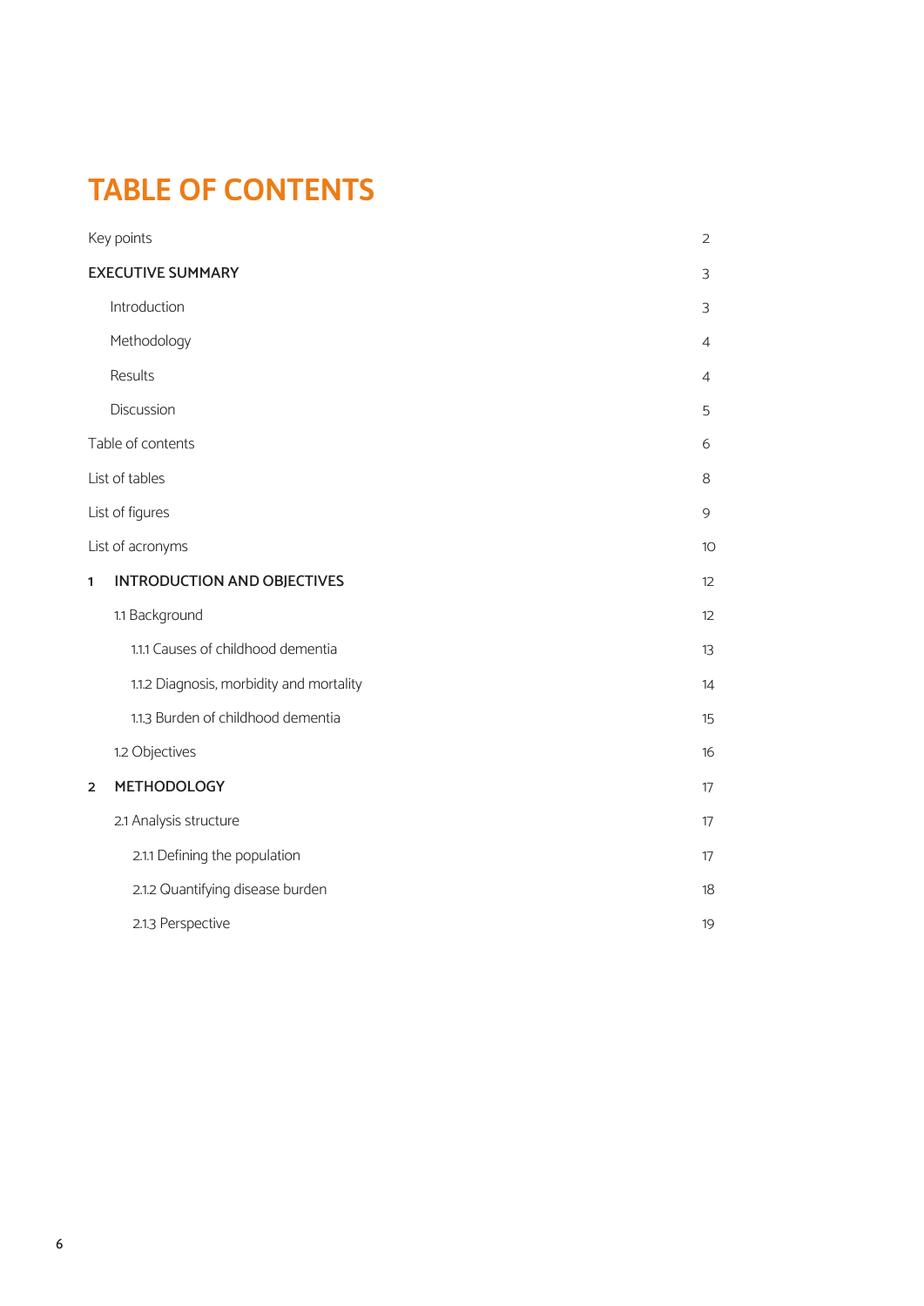# TABLE OF CONTENTS

| | |
|---|---|
| Key points | 2 |
| **EXECUTIVE SUMMARY** | 3 |
| Introduction | 3 |
| Methodology | 4 |
| Results | 4 |
| Discussion | 5 |
| Table of contents | 6 |
| List of tables | 8 |
| List of figures | 9 |
| List of acronyms | 10 |
| **1 INTRODUCTION AND OBJECTIVES** | 12 |
| 1.1 Background | 12 |
| 1.1.1 Causes of childhood dementia | 13 |
| 1.1.2 Diagnosis, morbidity and mortality | 14 |
| 1.1.3 Burden of childhood dementia | 15 |
| 1.2 Objectives | 16 |
| **2 METHODOLOGY** | 17 |
| 2.1 Analysis structure | 17 |
| 2.1.1 Defining the population | 17 |
| 2.1.2 Quantifying disease burden | 18 |
| 2.1.3 Perspective | 19 |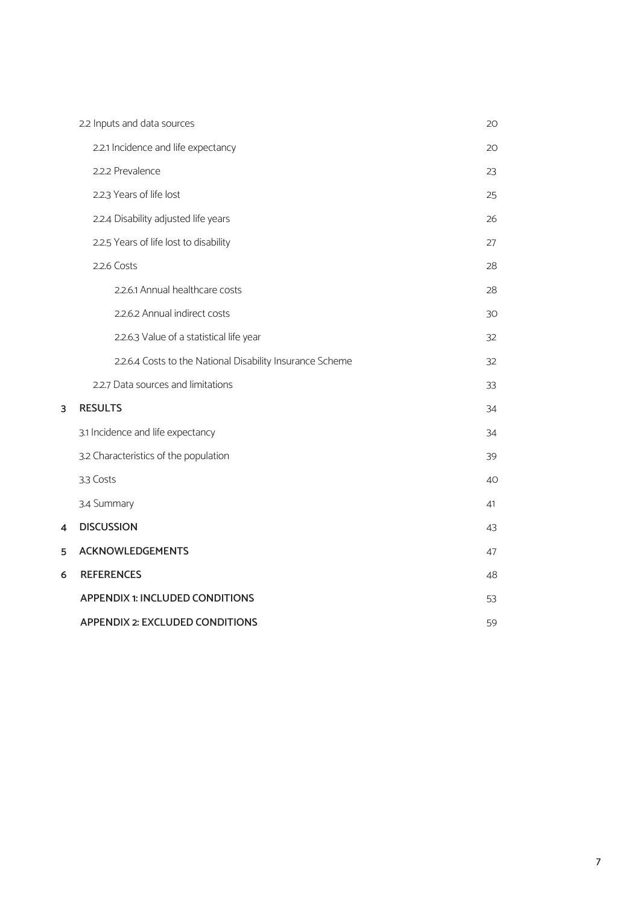| | | |
|---|---|---|
| | 2.2 Inputs and data sources | 20 |
| | 2.2.1 Incidence and life expectancy | 20 |
| | 2.2.2 Prevalence | 23 |
| | 2.2.3 Years of life lost | 25 |
| | 2.2.4 Disability adjusted life years | 26 |
| | 2.2.5 Years of life lost to disability | 27 |
| | 2.2.6 Costs | 28 |
| | 2.2.6.1 Annual healthcare costs | 28 |
| | 2.2.6.2 Annual indirect costs | 30 |
| | 2.2.6.3 Value of a statistical life year | 32 |
| | 2.2.6.4 Costs to the National Disability Insurance Scheme | 32 |
| | 2.2.7 Data sources and limitations | 33 |
| 3 | RESULTS | 34 |
| | 3.1 Incidence and life expectancy | 34 |
| | 3.2 Characteristics of the population | 39 |
| | 3.3 Costs | 40 |
| | 3.4 Summary | 41 |
| 4 | DISCUSSION | 43 |
| 5 | ACKNOWLEDGEMENTS | 47 |
| 6 | REFERENCES | 48 |
| | APPENDIX 1: INCLUDED CONDITIONS | 53 |
| | APPENDIX 2: EXCLUDED CONDITIONS | 59 |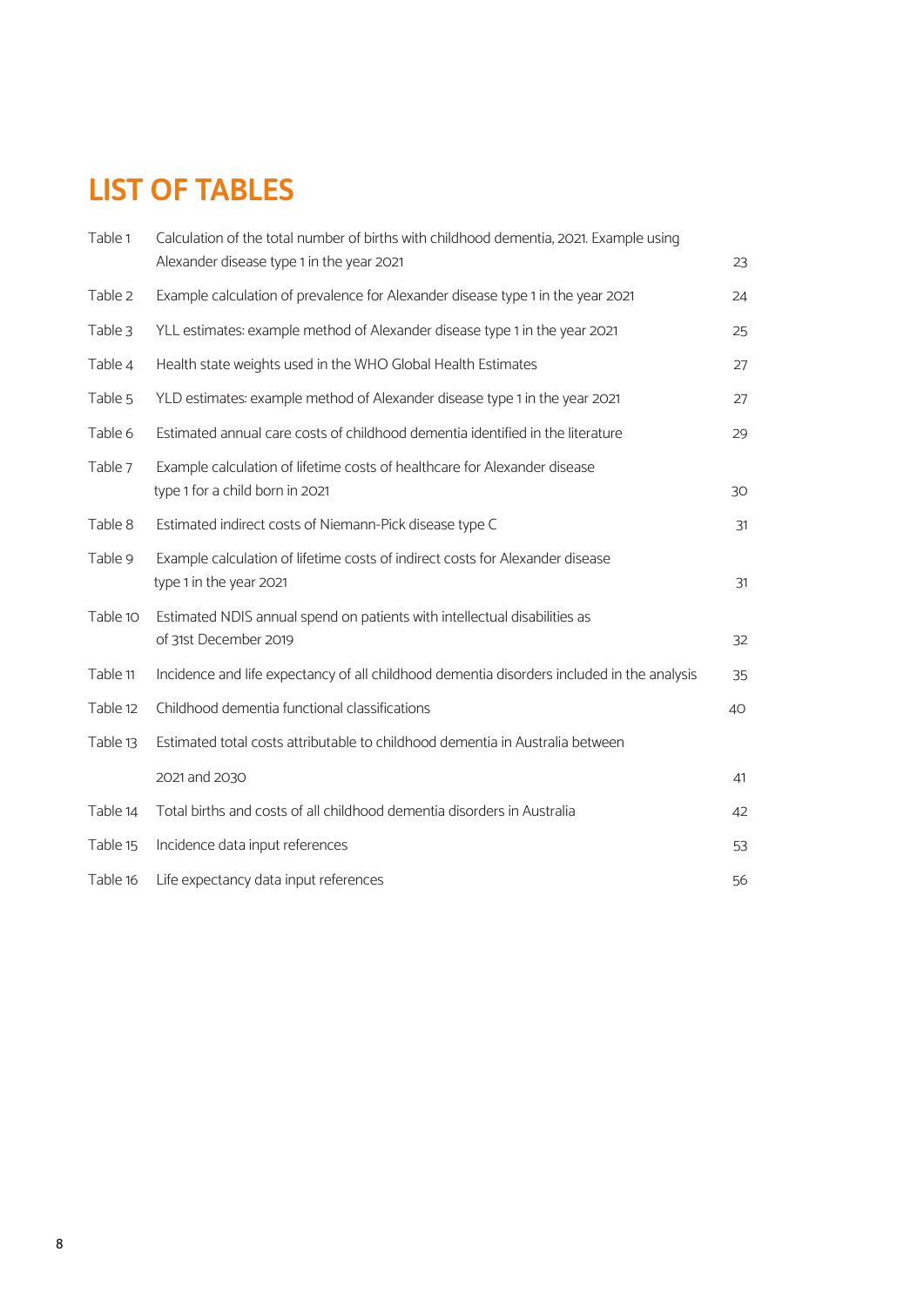# LIST OF TABLES

| | | |
|---|---|---|
| Table 1 | Calculation of the total number of births with childhood dementia, 2021. Example using Alexander disease type 1 in the year 2021 | 23 |
| Table 2 | Example calculation of prevalence for Alexander disease type 1 in the year 2021 | 24 |
| Table 3 | YLL estimates: example method of Alexander disease type 1 in the year 2021 | 25 |
| Table 4 | Health state weights used in the WHO Global Health Estimates | 27 |
| Table 5 | YLD estimates: example method of Alexander disease type 1 in the year 2021 | 27 |
| Table 6 | Estimated annual care costs of childhood dementia identified in the literature | 29 |
| Table 7 | Example calculation of lifetime costs of healthcare for Alexander disease type 1 for a child born in 2021 | 30 |
| Table 8 | Estimated indirect costs of Niemann-Pick disease type C | 31 |
| Table 9 | Example calculation of lifetime costs of indirect costs for Alexander disease type 1 in the year 2021 | 31 |
| Table 10 | Estimated NDIS annual spend on patients with intellectual disabilities as of 31st December 2019 | 32 |
| Table 11 | Incidence and life expectancy of all childhood dementia disorders included in the analysis | 35 |
| Table 12 | Childhood dementia functional classifications | 40 |
| Table 13 | Estimated total costs attributable to childhood dementia in Australia between 2021 and 2030 | 41 |
| Table 14 | Total births and costs of all childhood dementia disorders in Australia | 42 |
| Table 15 | Incidence data input references | 53 |
| Table 16 | Life expectancy data input references | 56 |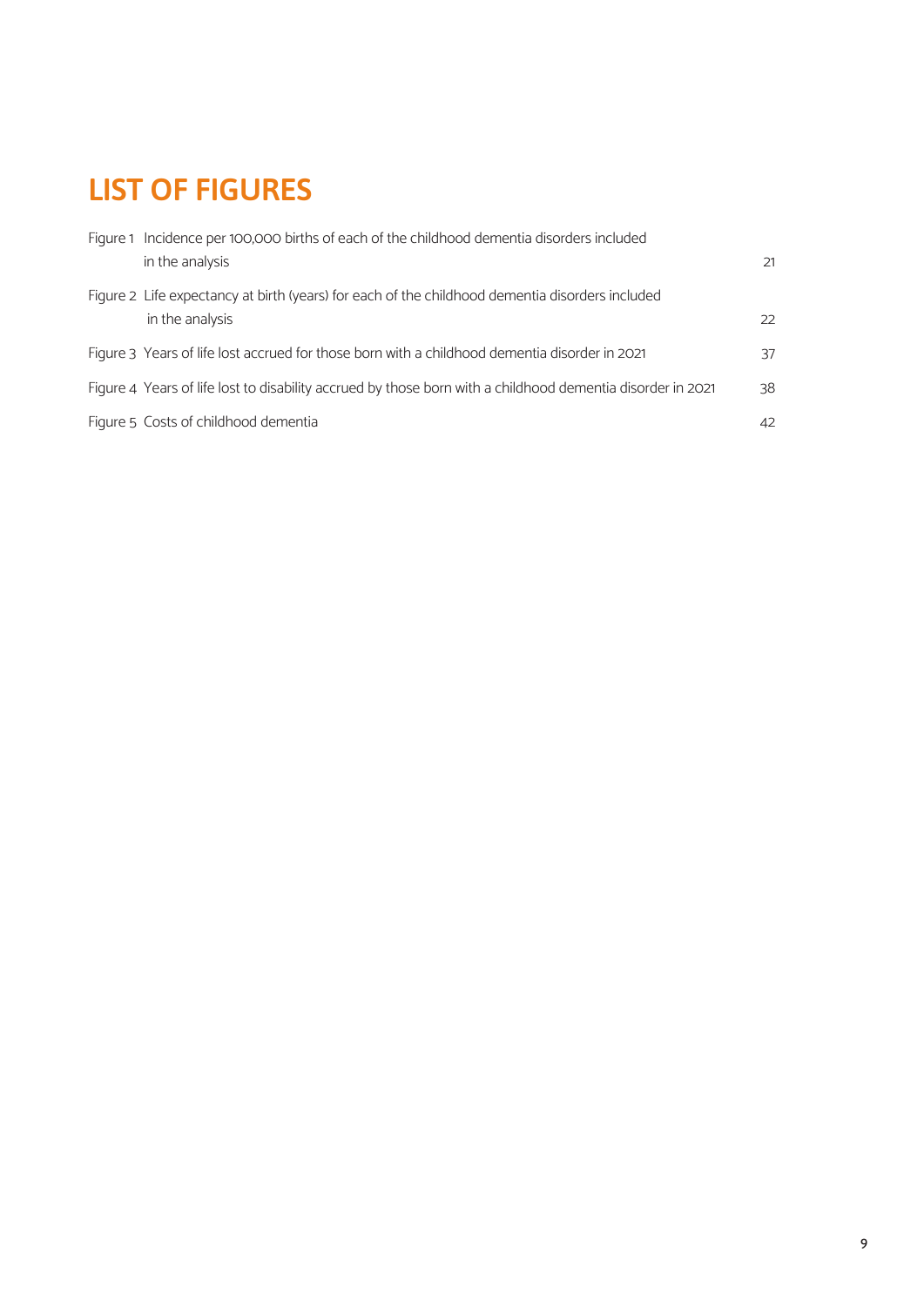# LIST OF FIGURES

| | | |
|---|---|---|
| Figure 1 | Incidence per 100,000 births of each of the childhood dementia disorders included in the analysis | 21 |
| Figure 2 | Life expectancy at birth (years) for each of the childhood dementia disorders included in the analysis | 22 |
| Figure 3 | Years of life lost accrued for those born with a childhood dementia disorder in 2021 | 37 |
| Figure 4 | Years of life lost to disability accrued by those born with a childhood dementia disorder in 2021 | 38 |
| Figure 5 | Costs of childhood dementia | 42 |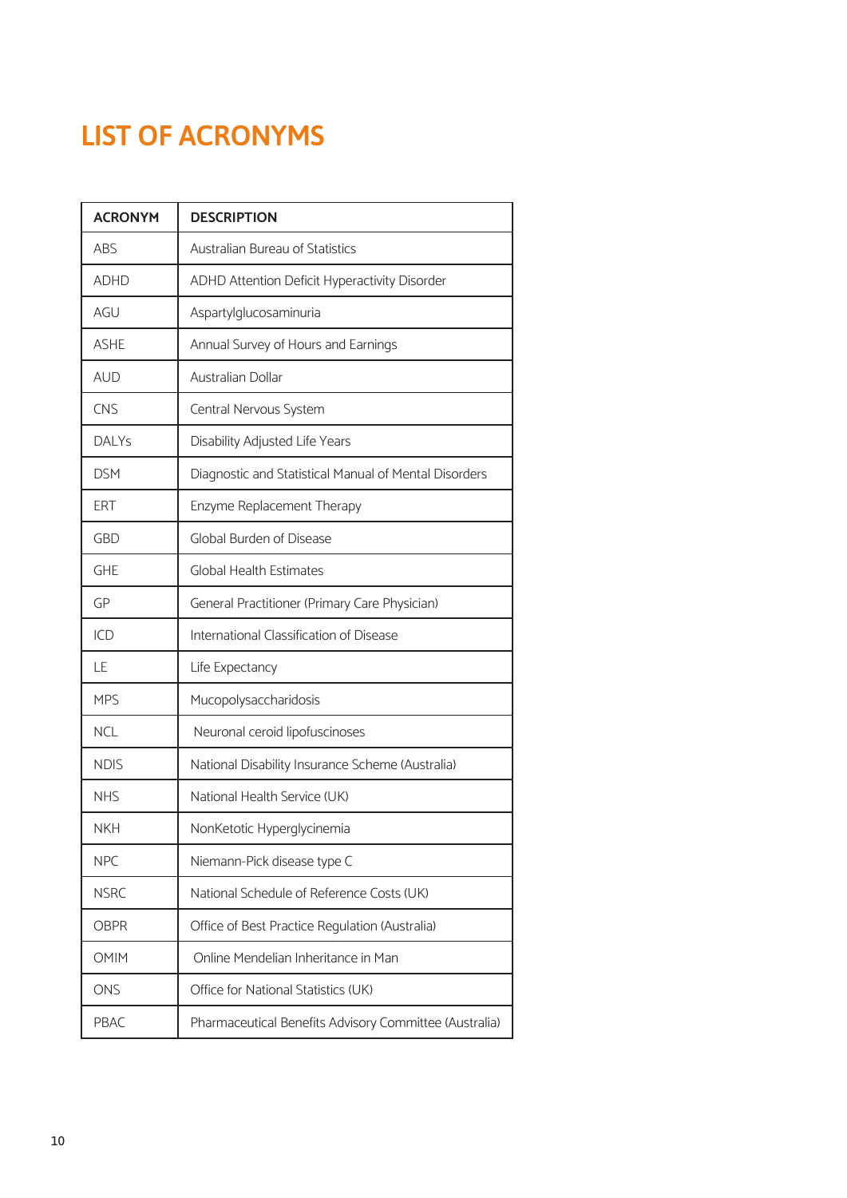# LIST OF ACRONYMS

| ACRONYM | DESCRIPTION |
|---|---|
| ABS | Australian Bureau of Statistics |
| ADHD | ADHD Attention Deficit Hyperactivity Disorder |
| AGU | Aspartylglucosaminuria |
| ASHE | Annual Survey of Hours and Earnings |
| AUD | Australian Dollar |
| CNS | Central Nervous System |
| DALYs | Disability Adjusted Life Years |
| DSM | Diagnostic and Statistical Manual of Mental Disorders |
| ERT | Enzyme Replacement Therapy |
| GBD | Global Burden of Disease |
| GHE | Global Health Estimates |
| GP | General Practitioner (Primary Care Physician) |
| ICD | International Classification of Disease |
| LE | Life Expectancy |
| MPS | Mucopolysaccharidosis |
| NCL | Neuronal ceroid lipofuscinoses |
| NDIS | National Disability Insurance Scheme (Australia) |
| NHS | National Health Service (UK) |
| NKH | NonKetotic Hyperglycinemia |
| NPC | Niemann-Pick disease type C |
| NSRC | National Schedule of Reference Costs (UK) |
| OBPR | Office of Best Practice Regulation (Australia) |
| OMIM | Online Mendelian Inheritance in Man |
| ONS | Office for National Statistics (UK) |
| PBAC | Pharmaceutical Benefits Advisory Committee (Australia) |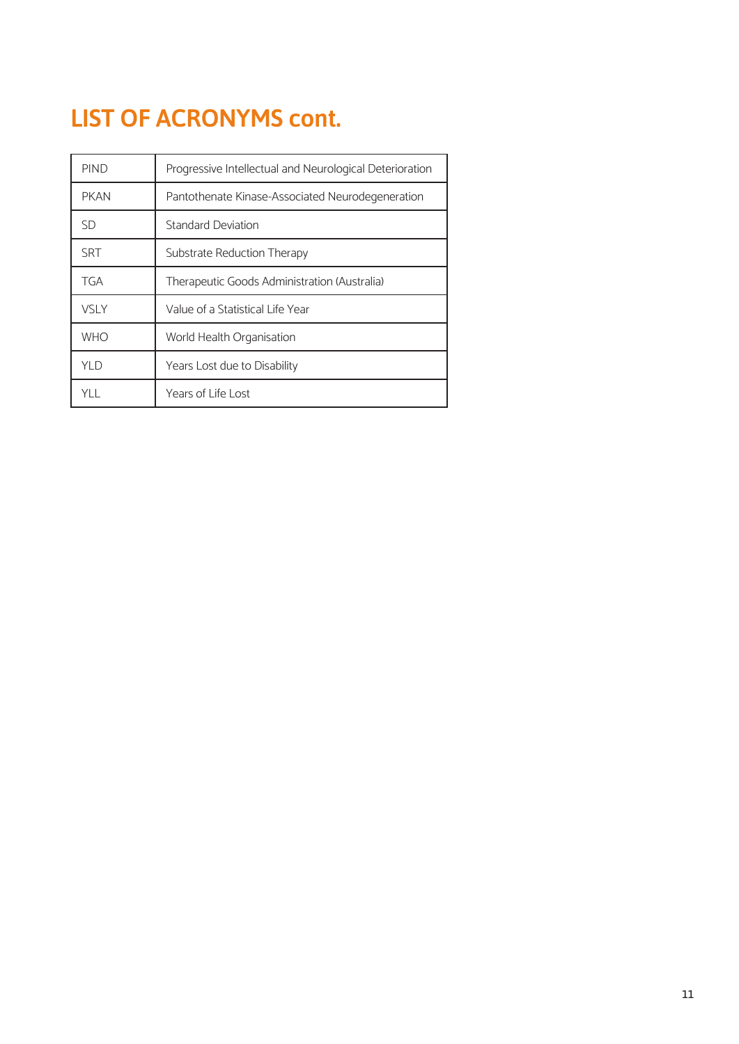# LIST OF ACRONYMS cont.

| | |
|---|---|
| PIND | Progressive Intellectual and Neurological Deterioration |
| PKAN | Pantothenate Kinase-Associated Neurodegeneration |
| SD | Standard Deviation |
| SRT | Substrate Reduction Therapy |
| TGA | Therapeutic Goods Administration (Australia) |
| VSLY | Value of a Statistical Life Year |
| WHO | World Health Organisation |
| YLD | Years Lost due to Disability |
| YLL | Years of Life Lost |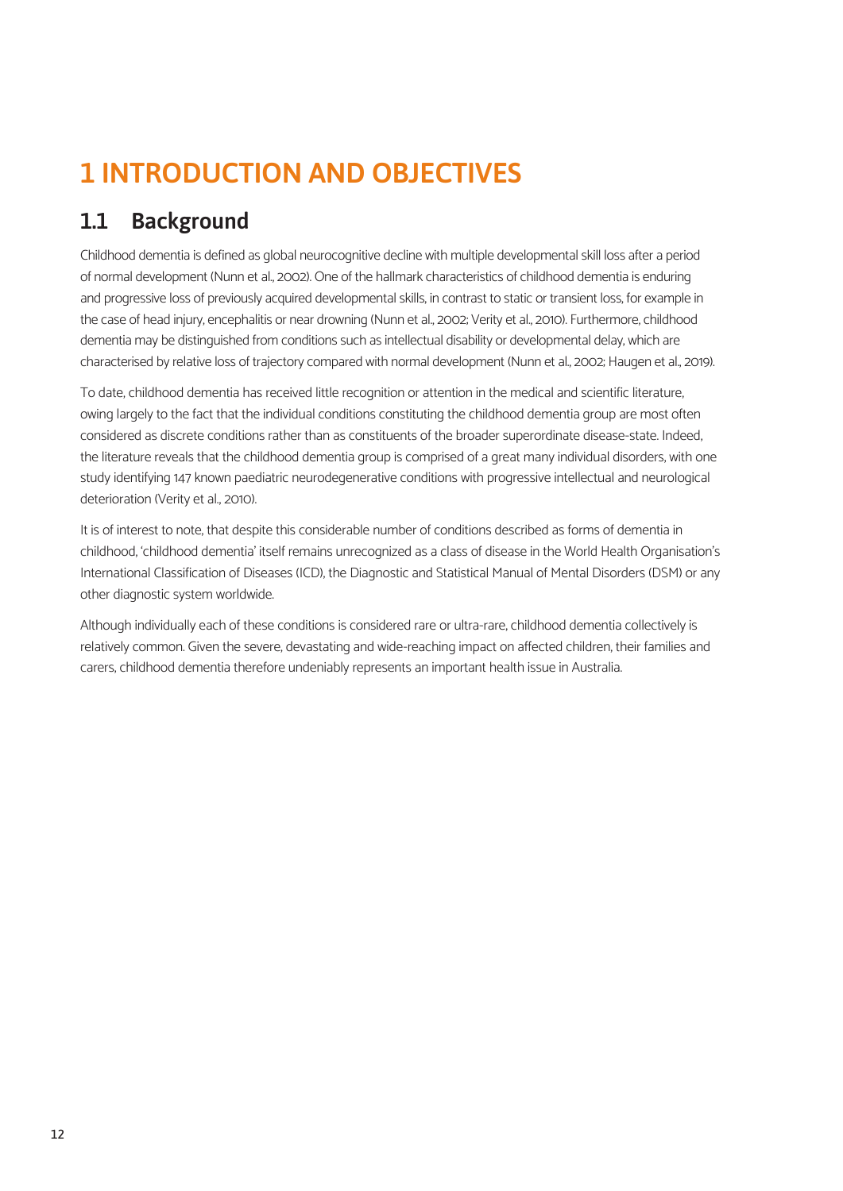# 1 INTRODUCTION AND OBJECTIVES

## 1.1 Background

Childhood dementia is defined as global neurocognitive decline with multiple developmental skill loss after a period of normal development (Nunn et al., 2002). One of the hallmark characteristics of childhood dementia is enduring and progressive loss of previously acquired developmental skills, in contrast to static or transient loss, for example in the case of head injury, encephalitis or near drowning (Nunn et al., 2002; Verity et al., 2010). Furthermore, childhood dementia may be distinguished from conditions such as intellectual disability or developmental delay, which are characterised by relative loss of trajectory compared with normal development (Nunn et al., 2002; Haugen et al., 2019).

To date, childhood dementia has received little recognition or attention in the medical and scientific literature, owing largely to the fact that the individual conditions constituting the childhood dementia group are most often considered as discrete conditions rather than as constituents of the broader superordinate disease-state. Indeed, the literature reveals that the childhood dementia group is comprised of a great many individual disorders, with one study identifying 147 known paediatric neurodegenerative conditions with progressive intellectual and neurological deterioration (Verity et al., 2010).

It is of interest to note, that despite this considerable number of conditions described as forms of dementia in childhood, 'childhood dementia' itself remains unrecognized as a class of disease in the World Health Organisation's International Classification of Diseases (ICD), the Diagnostic and Statistical Manual of Mental Disorders (DSM) or any other diagnostic system worldwide.

Although individually each of these conditions is considered rare or ultra-rare, childhood dementia collectively is relatively common. Given the severe, devastating and wide-reaching impact on affected children, their families and carers, childhood dementia therefore undeniably represents an important health issue in Australia.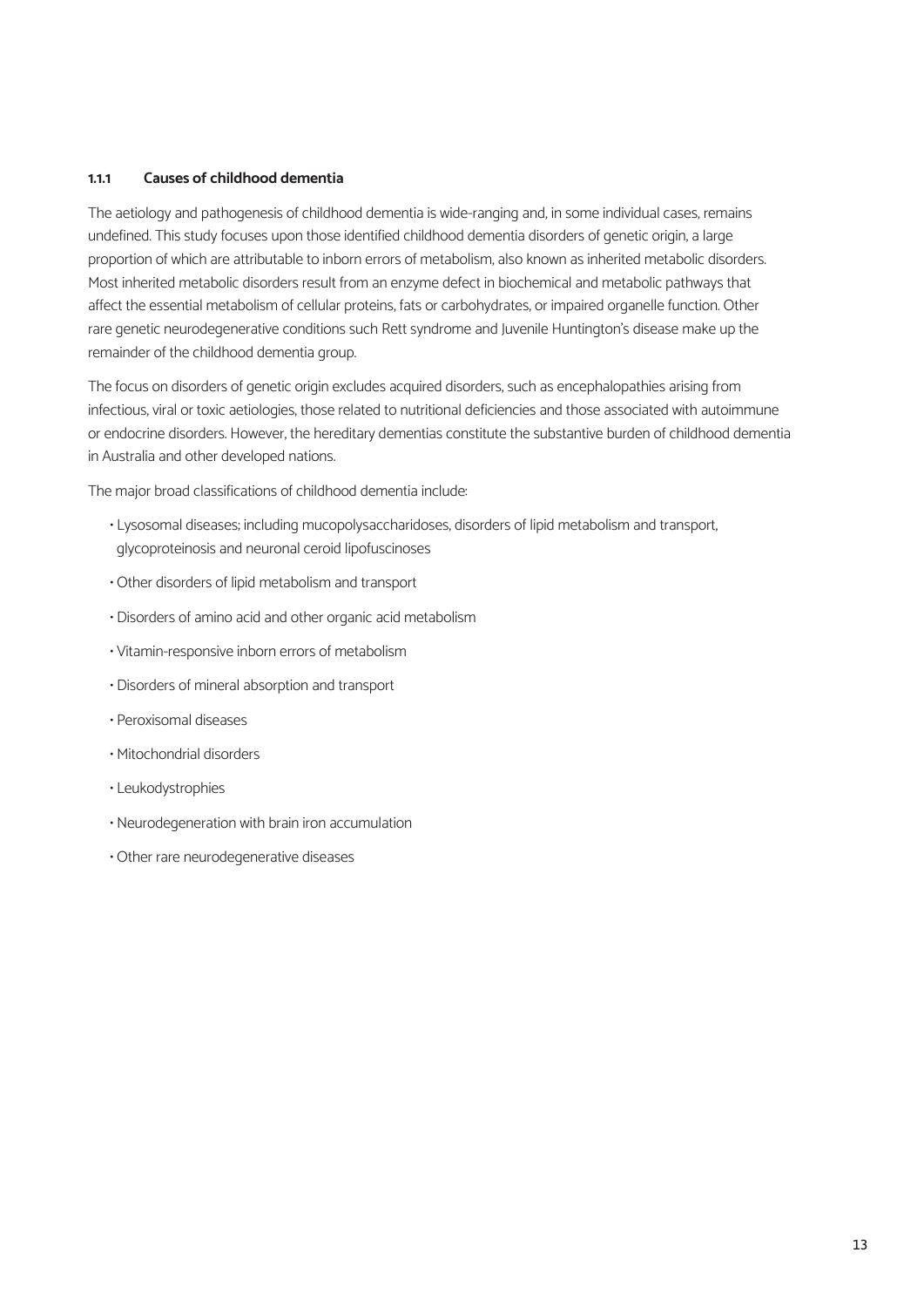### 1.1.1 Causes of childhood dementia

The aetiology and pathogenesis of childhood dementia is wide-ranging and, in some individual cases, remains undefined. This study focuses upon those identified childhood dementia disorders of genetic origin, a large proportion of which are attributable to inborn errors of metabolism, also known as inherited metabolic disorders. Most inherited metabolic disorders result from an enzyme defect in biochemical and metabolic pathways that affect the essential metabolism of cellular proteins, fats or carbohydrates, or impaired organelle function. Other rare genetic neurodegenerative conditions such Rett syndrome and Juvenile Huntington's disease make up the remainder of the childhood dementia group.

The focus on disorders of genetic origin excludes acquired disorders, such as encephalopathies arising from infectious, viral or toxic aetiologies, those related to nutritional deficiencies and those associated with autoimmune or endocrine disorders. However, the hereditary dementias constitute the substantive burden of childhood dementia in Australia and other developed nations.

The major broad classifications of childhood dementia include:

- Lysosomal diseases; including mucopolysaccharidoses, disorders of lipid metabolism and transport, glycoproteinosis and neuronal ceroid lipofuscinoses
- Other disorders of lipid metabolism and transport
- Disorders of amino acid and other organic acid metabolism
- Vitamin-responsive inborn errors of metabolism
- Disorders of mineral absorption and transport
- Peroxisomal diseases
- Mitochondrial disorders
- Leukodystrophies
- Neurodegeneration with brain iron accumulation
- Other rare neurodegenerative diseases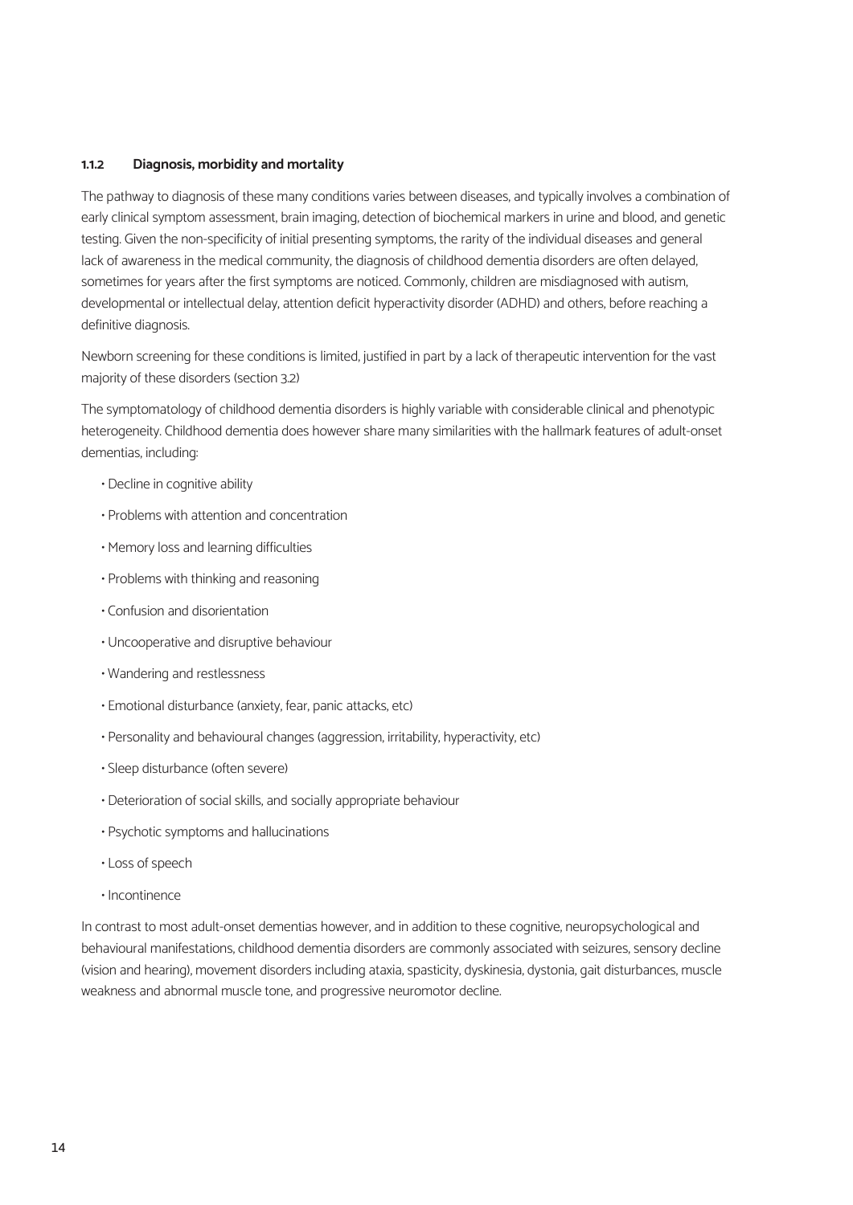### 1.1.2 Diagnosis, morbidity and mortality

The pathway to diagnosis of these many conditions varies between diseases, and typically involves a combination of early clinical symptom assessment, brain imaging, detection of biochemical markers in urine and blood, and genetic testing. Given the non-specificity of initial presenting symptoms, the rarity of the individual diseases and general lack of awareness in the medical community, the diagnosis of childhood dementia disorders are often delayed, sometimes for years after the first symptoms are noticed. Commonly, children are misdiagnosed with autism, developmental or intellectual delay, attention deficit hyperactivity disorder (ADHD) and others, before reaching a definitive diagnosis.

Newborn screening for these conditions is limited, justified in part by a lack of therapeutic intervention for the vast majority of these disorders (section 3.2)

The symptomatology of childhood dementia disorders is highly variable with considerable clinical and phenotypic heterogeneity. Childhood dementia does however share many similarities with the hallmark features of adult-onset dementias, including:

- Decline in cognitive ability
- Problems with attention and concentration
- Memory loss and learning difficulties
- Problems with thinking and reasoning
- Confusion and disorientation
- Uncooperative and disruptive behaviour
- Wandering and restlessness
- Emotional disturbance (anxiety, fear, panic attacks, etc)
- Personality and behavioural changes (aggression, irritability, hyperactivity, etc)
- Sleep disturbance (often severe)
- Deterioration of social skills, and socially appropriate behaviour
- Psychotic symptoms and hallucinations
- Loss of speech
- Incontinence

In contrast to most adult-onset dementias however, and in addition to these cognitive, neuropsychological and behavioural manifestations, childhood dementia disorders are commonly associated with seizures, sensory decline (vision and hearing), movement disorders including ataxia, spasticity, dyskinesia, dystonia, gait disturbances, muscle weakness and abnormal muscle tone, and progressive neuromotor decline.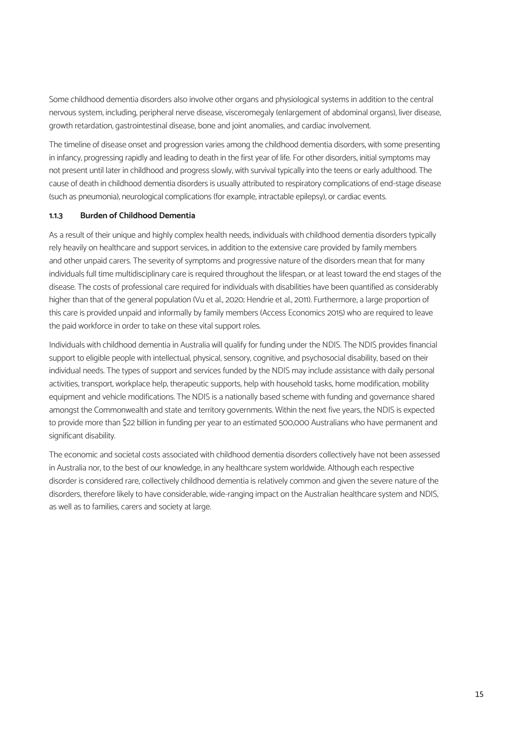Some childhood dementia disorders also involve other organs and physiological systems in addition to the central nervous system, including, peripheral nerve disease, visceromegaly (enlargement of abdominal organs), liver disease, growth retardation, gastrointestinal disease, bone and joint anomalies, and cardiac involvement.

The timeline of disease onset and progression varies among the childhood dementia disorders, with some presenting in infancy, progressing rapidly and leading to death in the first year of life. For other disorders, initial symptoms may not present until later in childhood and progress slowly, with survival typically into the teens or early adulthood. The cause of death in childhood dementia disorders is usually attributed to respiratory complications of end-stage disease (such as pneumonia), neurological complications (for example, intractable epilepsy), or cardiac events.

### 1.1.3 Burden of Childhood Dementia

As a result of their unique and highly complex health needs, individuals with childhood dementia disorders typically rely heavily on healthcare and support services, in addition to the extensive care provided by family members and other unpaid carers. The severity of symptoms and progressive nature of the disorders mean that for many individuals full time multidisciplinary care is required throughout the lifespan, or at least toward the end stages of the disease. The costs of professional care required for individuals with disabilities have been quantified as considerably higher than that of the general population (Vu et al., 2020; Hendrie et al., 2011). Furthermore, a large proportion of this care is provided unpaid and informally by family members (Access Economics 2015) who are required to leave the paid workforce in order to take on these vital support roles.

Individuals with childhood dementia in Australia will qualify for funding under the NDIS. The NDIS provides financial support to eligible people with intellectual, physical, sensory, cognitive, and psychosocial disability, based on their individual needs. The types of support and services funded by the NDIS may include assistance with daily personal activities, transport, workplace help, therapeutic supports, help with household tasks, home modification, mobility equipment and vehicle modifications. The NDIS is a nationally based scheme with funding and governance shared amongst the Commonwealth and state and territory governments. Within the next five years, the NDIS is expected to provide more than $22 billion in funding per year to an estimated 500,000 Australians who have permanent and significant disability.

The economic and societal costs associated with childhood dementia disorders collectively have not been assessed in Australia nor, to the best of our knowledge, in any healthcare system worldwide. Although each respective disorder is considered rare, collectively childhood dementia is relatively common and given the severe nature of the disorders, therefore likely to have considerable, wide-ranging impact on the Australian healthcare system and NDIS, as well as to families, carers and society at large.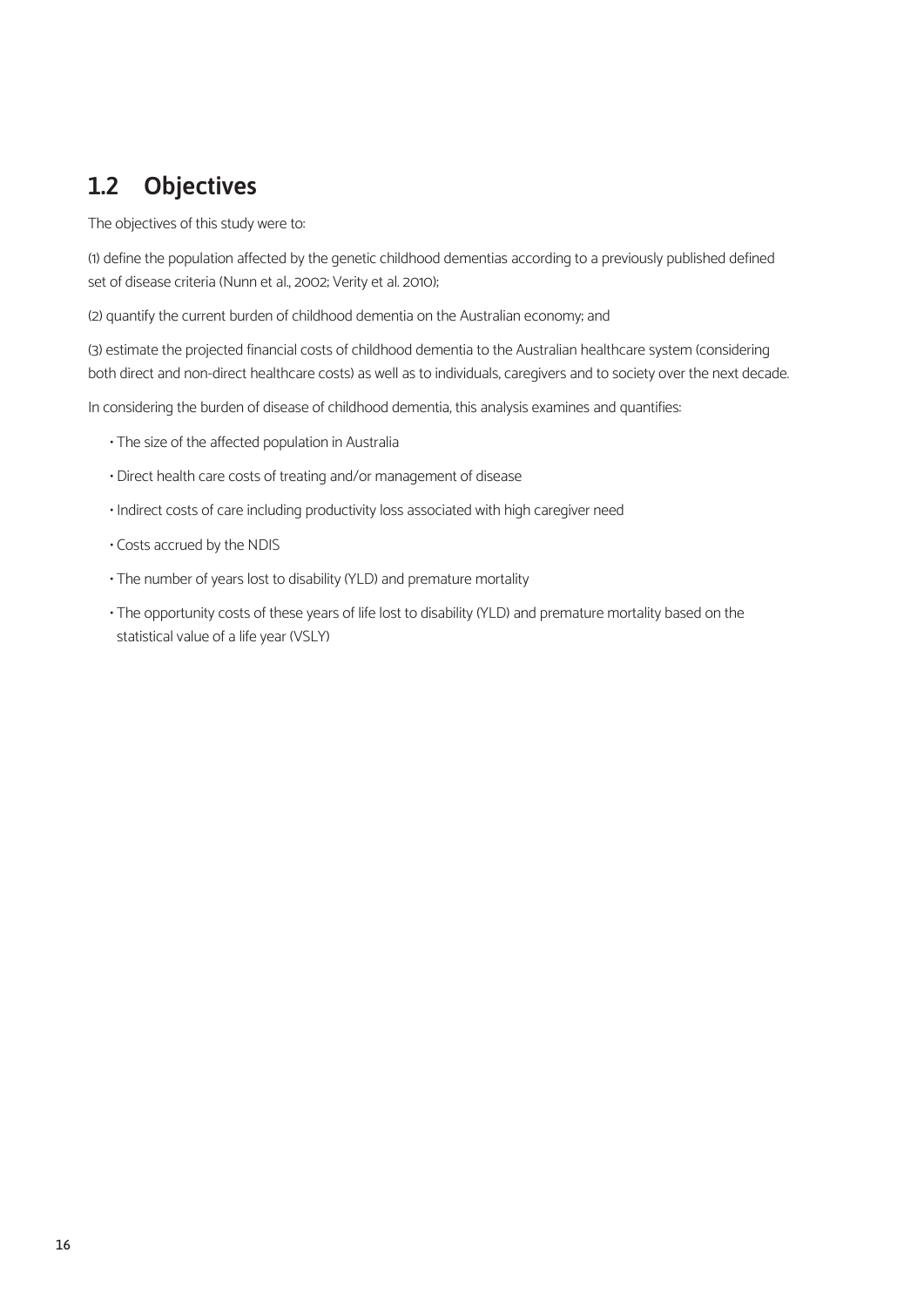## 1.2 Objectives

The objectives of this study were to:

(1) define the population affected by the genetic childhood dementias according to a previously published defined set of disease criteria (Nunn et al., 2002; Verity et al. 2010);

(2) quantify the current burden of childhood dementia on the Australian economy; and

(3) estimate the projected financial costs of childhood dementia to the Australian healthcare system (considering both direct and non-direct healthcare costs) as well as to individuals, caregivers and to society over the next decade.

In considering the burden of disease of childhood dementia, this analysis examines and quantifies:

- The size of the affected population in Australia
- Direct health care costs of treating and/or management of disease
- Indirect costs of care including productivity loss associated with high caregiver need
- Costs accrued by the NDIS
- The number of years lost to disability (YLD) and premature mortality
- The opportunity costs of these years of life lost to disability (YLD) and premature mortality based on the statistical value of a life year (VSLY)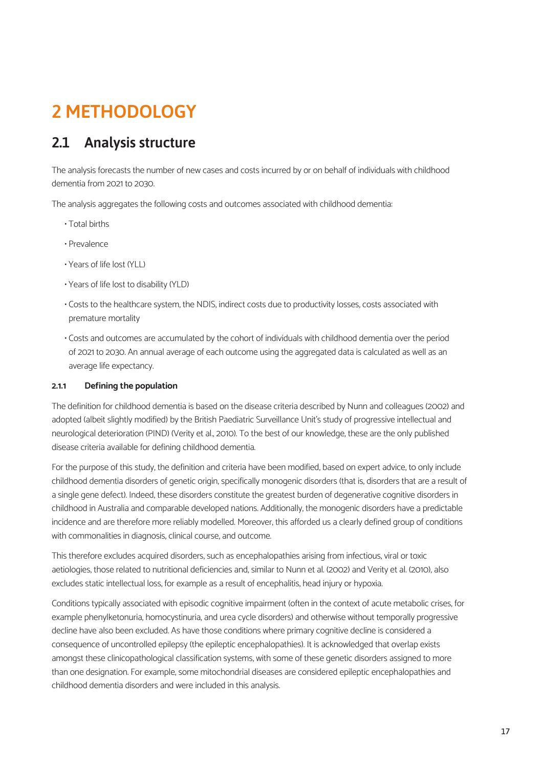# 2 METHODOLOGY

## 2.1 Analysis structure

The analysis forecasts the number of new cases and costs incurred by or on behalf of individuals with childhood dementia from 2021 to 2030.

The analysis aggregates the following costs and outcomes associated with childhood dementia:

- Total births
- Prevalence
- Years of life lost (YLL)
- Years of life lost to disability (YLD)
- Costs to the healthcare system, the NDIS, indirect costs due to productivity losses, costs associated with premature mortality
- Costs and outcomes are accumulated by the cohort of individuals with childhood dementia over the period of 2021 to 2030. An annual average of each outcome using the aggregated data is calculated as well as an average life expectancy.

#### 2.1.1 Defining the population

The definition for childhood dementia is based on the disease criteria described by Nunn and colleagues (2002) and adopted (albeit slightly modified) by the British Paediatric Surveillance Unit's study of progressive intellectual and neurological deterioration (PIND) (Verity et al., 2010). To the best of our knowledge, these are the only published disease criteria available for defining childhood dementia.

For the purpose of this study, the definition and criteria have been modified, based on expert advice, to only include childhood dementia disorders of genetic origin, specifically monogenic disorders (that is, disorders that are a result of a single gene defect). Indeed, these disorders constitute the greatest burden of degenerative cognitive disorders in childhood in Australia and comparable developed nations. Additionally, the monogenic disorders have a predictable incidence and are therefore more reliably modelled. Moreover, this afforded us a clearly defined group of conditions with commonalities in diagnosis, clinical course, and outcome.

This therefore excludes acquired disorders, such as encephalopathies arising from infectious, viral or toxic aetiologies, those related to nutritional deficiencies and, similar to Nunn et al. (2002) and Verity et al. (2010), also excludes static intellectual loss, for example as a result of encephalitis, head injury or hypoxia.

Conditions typically associated with episodic cognitive impairment (often in the context of acute metabolic crises, for example phenylketonuria, homocystinuria, and urea cycle disorders) and otherwise without temporally progressive decline have also been excluded. As have those conditions where primary cognitive decline is considered a consequence of uncontrolled epilepsy (the epileptic encephalopathies). It is acknowledged that overlap exists amongst these clinicopathological classification systems, with some of these genetic disorders assigned to more than one designation. For example, some mitochondrial diseases are considered epileptic encephalopathies and childhood dementia disorders and were included in this analysis.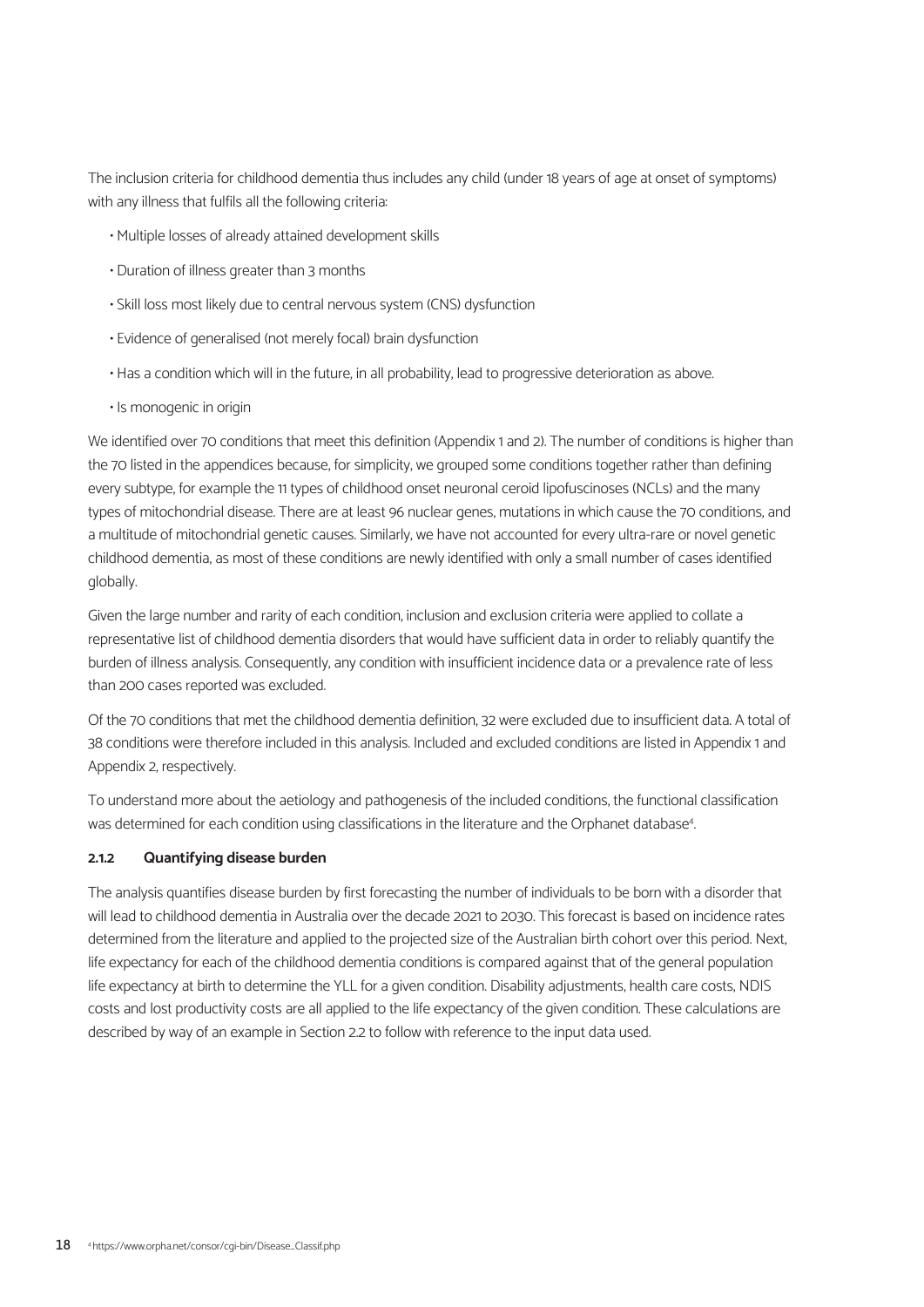The inclusion criteria for childhood dementia thus includes any child (under 18 years of age at onset of symptoms) with any illness that fulfils all the following criteria:

- Multiple losses of already attained development skills
- Duration of illness greater than 3 months
- Skill loss most likely due to central nervous system (CNS) dysfunction
- Evidence of generalised (not merely focal) brain dysfunction
- Has a condition which will in the future, in all probability, lead to progressive deterioration as above.
- Is monogenic in origin

We identified over 70 conditions that meet this definition (Appendix 1 and 2). The number of conditions is higher than the 70 listed in the appendices because, for simplicity, we grouped some conditions together rather than defining every subtype, for example the 11 types of childhood onset neuronal ceroid lipofuscinoses (NCLs) and the many types of mitochondrial disease. There are at least 96 nuclear genes, mutations in which cause the 70 conditions, and a multitude of mitochondrial genetic causes. Similarly, we have not accounted for every ultra-rare or novel genetic childhood dementia, as most of these conditions are newly identified with only a small number of cases identified globally.

Given the large number and rarity of each condition, inclusion and exclusion criteria were applied to collate a representative list of childhood dementia disorders that would have sufficient data in order to reliably quantify the burden of illness analysis. Consequently, any condition with insufficient incidence data or a prevalence rate of less than 200 cases reported was excluded.

Of the 70 conditions that met the childhood dementia definition, 32 were excluded due to insufficient data. A total of 38 conditions were therefore included in this analysis. Included and excluded conditions are listed in Appendix 1 and Appendix 2, respectively.

To understand more about the aetiology and pathogenesis of the included conditions, the functional classification was determined for each condition using classifications in the literature and the Orphanet database[4].

#### 2.1.2 Quantifying disease burden

The analysis quantifies disease burden by first forecasting the number of individuals to be born with a disorder that will lead to childhood dementia in Australia over the decade 2021 to 2030. This forecast is based on incidence rates determined from the literature and applied to the projected size of the Australian birth cohort over this period. Next, life expectancy for each of the childhood dementia conditions is compared against that of the general population life expectancy at birth to determine the YLL for a given condition. Disability adjustments, health care costs, NDIS costs and lost productivity costs are all applied to the life expectancy of the given condition. These calculations are described by way of an example in Section 2.2 to follow with reference to the input data used.

[4] https://www.orpha.net/consor/cgi-bin/Disease_Classif.php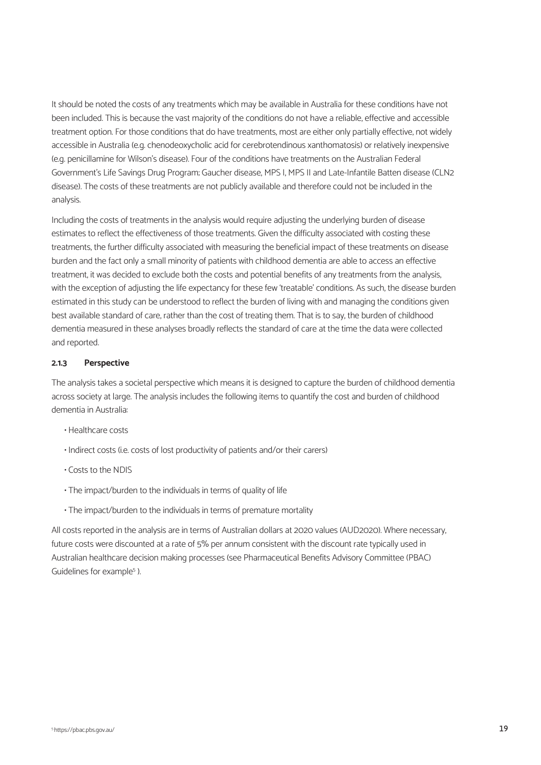It should be noted the costs of any treatments which may be available in Australia for these conditions have not been included. This is because the vast majority of the conditions do not have a reliable, effective and accessible treatment option. For those conditions that do have treatments, most are either only partially effective, not widely accessible in Australia (e.g. chenodeoxycholic acid for cerebrotendinous xanthomatosis) or relatively inexpensive (e.g. penicillamine for Wilson's disease). Four of the conditions have treatments on the Australian Federal Government's Life Savings Drug Program; Gaucher disease, MPS I, MPS II and Late-Infantile Batten disease (CLN2 disease). The costs of these treatments are not publicly available and therefore could not be included in the analysis.

Including the costs of treatments in the analysis would require adjusting the underlying burden of disease estimates to reflect the effectiveness of those treatments. Given the difficulty associated with costing these treatments, the further difficulty associated with measuring the beneficial impact of these treatments on disease burden and the fact only a small minority of patients with childhood dementia are able to access an effective treatment, it was decided to exclude both the costs and potential benefits of any treatments from the analysis, with the exception of adjusting the life expectancy for these few 'treatable' conditions. As such, the disease burden estimated in this study can be understood to reflect the burden of living with and managing the conditions given best available standard of care, rather than the cost of treating them. That is to say, the burden of childhood dementia measured in these analyses broadly reflects the standard of care at the time the data were collected and reported.

### 2.1.3 Perspective

The analysis takes a societal perspective which means it is designed to capture the burden of childhood dementia across society at large. The analysis includes the following items to quantify the cost and burden of childhood dementia in Australia:

- Healthcare costs
- Indirect costs (i.e. costs of lost productivity of patients and/or their carers)
- Costs to the NDIS
- The impact/burden to the individuals in terms of quality of life
- The impact/burden to the individuals in terms of premature mortality

All costs reported in the analysis are in terms of Australian dollars at 2020 values (AUD2020). Where necessary, future costs were discounted at a rate of 5% per annum consistent with the discount rate typically used in Australian healthcare decision making processes (see Pharmaceutical Benefits Advisory Committee (PBAC) Guidelines for example[5] ).

[5] https://pbac.pbs.gov.au/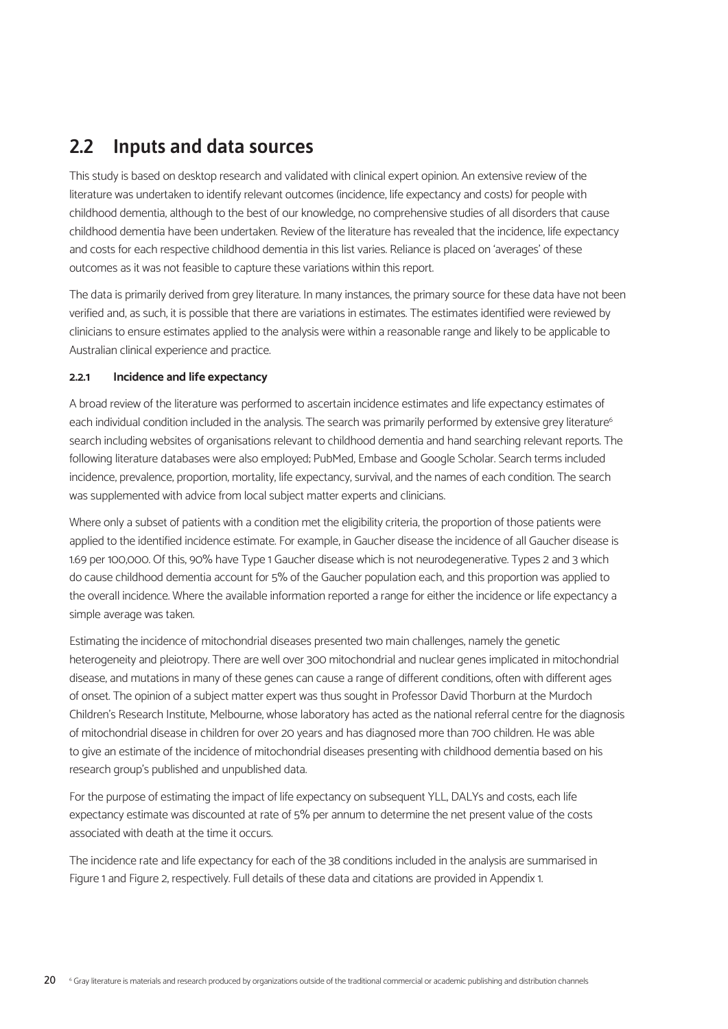## 2.2 Inputs and data sources

This study is based on desktop research and validated with clinical expert opinion. An extensive review of the literature was undertaken to identify relevant outcomes (incidence, life expectancy and costs) for people with childhood dementia, although to the best of our knowledge, no comprehensive studies of all disorders that cause childhood dementia have been undertaken. Review of the literature has revealed that the incidence, life expectancy and costs for each respective childhood dementia in this list varies. Reliance is placed on 'averages' of these outcomes as it was not feasible to capture these variations within this report.

The data is primarily derived from grey literature. In many instances, the primary source for these data have not been verified and, as such, it is possible that there are variations in estimates. The estimates identified were reviewed by clinicians to ensure estimates applied to the analysis were within a reasonable range and likely to be applicable to Australian clinical experience and practice.

#### 2.2.1 Incidence and life expectancy

A broad review of the literature was performed to ascertain incidence estimates and life expectancy estimates of each individual condition included in the analysis. The search was primarily performed by extensive grey literature[6] search including websites of organisations relevant to childhood dementia and hand searching relevant reports. The following literature databases were also employed; PubMed, Embase and Google Scholar. Search terms included incidence, prevalence, proportion, mortality, life expectancy, survival, and the names of each condition. The search was supplemented with advice from local subject matter experts and clinicians.

Where only a subset of patients with a condition met the eligibility criteria, the proportion of those patients were applied to the identified incidence estimate. For example, in Gaucher disease the incidence of all Gaucher disease is 1.69 per 100,000. Of this, 90% have Type 1 Gaucher disease which is not neurodegenerative. Types 2 and 3 which do cause childhood dementia account for 5% of the Gaucher population each, and this proportion was applied to the overall incidence. Where the available information reported a range for either the incidence or life expectancy a simple average was taken.

Estimating the incidence of mitochondrial diseases presented two main challenges, namely the genetic heterogeneity and pleiotropy. There are well over 300 mitochondrial and nuclear genes implicated in mitochondrial disease, and mutations in many of these genes can cause a range of different conditions, often with different ages of onset. The opinion of a subject matter expert was thus sought in Professor David Thorburn at the Murdoch Children's Research Institute, Melbourne, whose laboratory has acted as the national referral centre for the diagnosis of mitochondrial disease in children for over 20 years and has diagnosed more than 700 children. He was able to give an estimate of the incidence of mitochondrial diseases presenting with childhood dementia based on his research group's published and unpublished data.

For the purpose of estimating the impact of life expectancy on subsequent YLL, DALYs and costs, each life expectancy estimate was discounted at rate of 5% per annum to determine the net present value of the costs associated with death at the time it occurs.

The incidence rate and life expectancy for each of the 38 conditions included in the analysis are summarised in Figure 1 and Figure 2, respectively. Full details of these data and citations are provided in Appendix 1.

[6] Gray literature is materials and research produced by organizations outside of the traditional commercial or academic publishing and distribution channels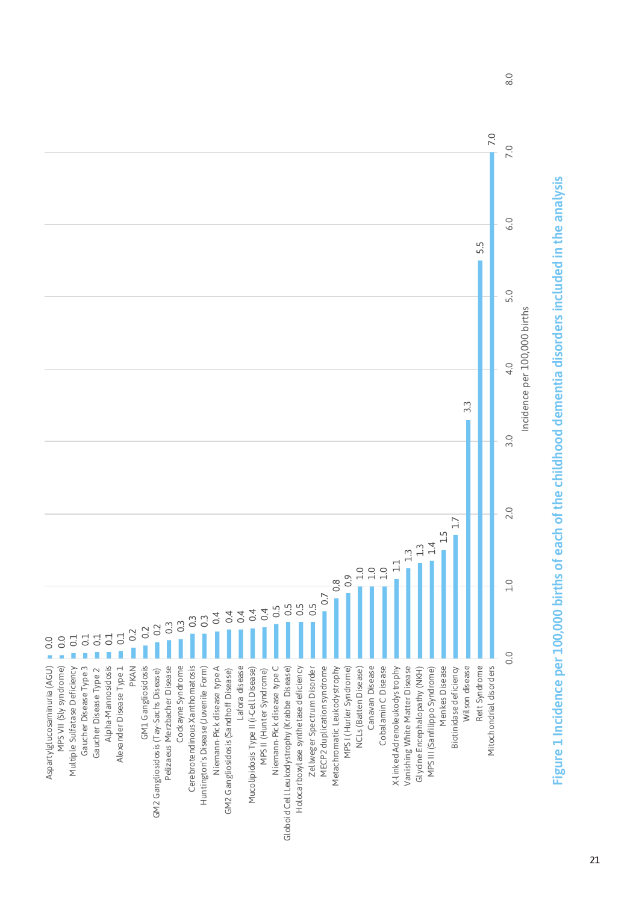| Disorder | Incidence per 100,000 births |
|---|---|
| Aspartylglucosaminuria (AGU) | 0.0 |
| MPS VII (Sly syndrome) | 0.0 |
| Multiple Sulfatase Deficiency | 0.1 |
| Gaucher Disease Type 3 | 0.1 |
| Gaucher Disease Type 2 | 0.1 |
| Alpha-Mannosidosis | 0.1 |
| Alexander Disease Type 1 | 0.1 |
| PKAN | 0.2 |
| GM1 Gangliosidosis | 0.2 |
| GM2 Gangliosidosis (Tay-Sachs Disease) | 0.2 |
| Pelizaeus Merzbacher Disease | 0.3 |
| Cockayne Syndrome | 0.3 |
| Cerebrotendinous Xanthomatosis | 0.3 |
| Huntington's Disease (Juvenile Form) | 0.3 |
| Niemann-Pick disease type A | 0.4 |
| GM2 Gangliosidosis (Sandhoff Disease) | 0.4 |
| Lafora disease | 0.4 |
| Mucolipidosis Type II (i-Cell Disease) | 0.4 |
| MPS II (Hunter Syndrome) | 0.4 |
| Niemann-Pick disease type C | 0.5 |
| Globoid Cell Leukodystrophy (Krabbe Disease) | 0.5 |
| Holocarboxylase synthetase deficiency | 0.5 |
| Zellweger Spectrum Disorder | 0.5 |
| MECP2 duplication syndrome | 0.7 |
| Metachromatic Leukodystrophy | 0.8 |
| MPS I (Hurler Syndrome) | 0.9 |
| NCLs (Batten Disease) | 1.0 |
| Canavan Disease | 1.0 |
| Cobalamin C Disease | 1.0 |
| X-linked Adrenoleukodystrophy | 1.1 |
| Vanishing White Matter Disease | 1.3 |
| Glycine Encephalopathy (NKH) | 1.3 |
| MPS III (Sanfilippo Syndrome) | 1.4 |
| Menkes Disease | 1.5 |
| Biotinidase deficiency | 1.7 |
| Wilson disease | 3.3 |
| Rett Syndrome | 5.5 |
| Mitochondrial disorders | 7.0 |

**Figure 1 Incidence per 100,000 births of each of the childhood dementia disorders included in the analysis**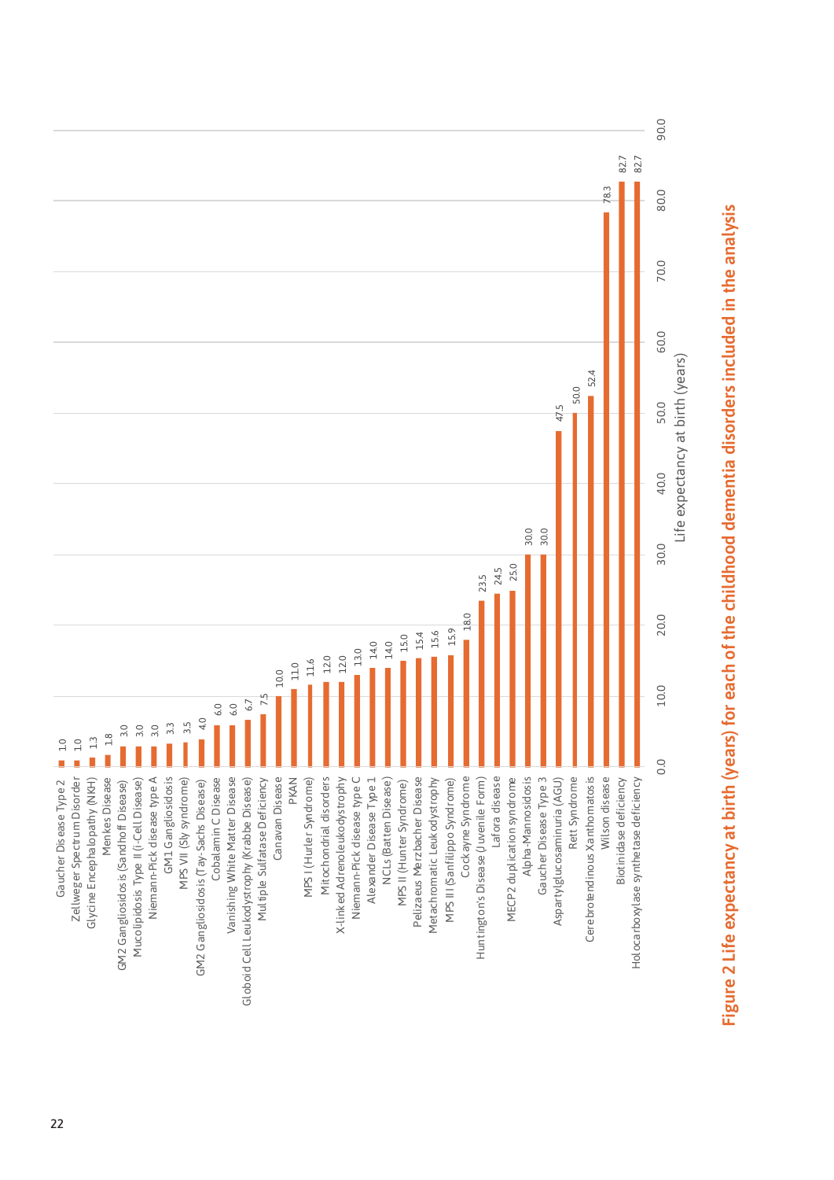| Disorder | Life expectancy at birth (years) |
| --- | --- |
| Gaucher Disease Type 2 | 1.0 |
| Zellweger Spectrum Disorder | 1.0 |
| Glycine Encephalopathy (NKH) | 1.3 |
| Menkes Disease | 1.8 |
| GM2 Gangliosidosis (Sandhoff Disease) | 3.0 |
| Mucolipidosis Type II (i-Cell Disease) | 3.0 |
| Niemann-Pick disease type A | 3.0 |
| GM1 Gangliosidosis | 3.3 |
| MPS VII (Sly syndrome) | 3.5 |
| GM2 Gangliosidosis (Tay-Sachs Disease) | 4.0 |
| Cobalamin C Disease | 6.0 |
| Vanishing White Matter Disease | 6.0 |
| Globoid Cell Leukodystrophy (Krabbe Disease) | 6.7 |
| Multiple Sulfatase Deficiency | 7.5 |
| Canavan Disease | 10.0 |
| PKAN | 11.0 |
| MPS I (Hurler Syndrome) | 11.6 |
| Mitochondrial disorders | 12.0 |
| X-linked Adrenoleukodystrophy | 12.0 |
| Niemann-Pick disease type C | 13.0 |
| Alexander Disease Type 1 | 14.0 |
| NCLs (Batten Disease) | 14.0 |
| MPS II (Hunter Syndrome) | 15.0 |
| Pelizaeus Merzbacher Disease | 15.4 |
| Metachromatic Leukodystrophy | 15.6 |
| MPS III (Sanfilippo Syndrome) | 15.9 |
| Cockayne Syndrome | 18.0 |
| Huntington's Disease (Juvenile Form) | 23.5 |
| Lafora disease | 24.5 |
| MECP2 duplication syndrome | 25.0 |
| Alpha-Mannosidosis | 30.0 |
| Gaucher Disease Type 3 | 30.0 |
| Aspartylglucosaminuria (AGU) | 47.5 |
| Rett Syndrome | 50.0 |
| Cerebrotendinous Xanthomatosis | 52.4 |
| Wilson disease | 78.3 |
| Biotinidase deficiency | 82.7 |
| Holocarboxylase synthetase deficiency | 82.7 |

**Figure 2 Life expectancy at birth (years) for each of the childhood dementia disorders included in the analysis**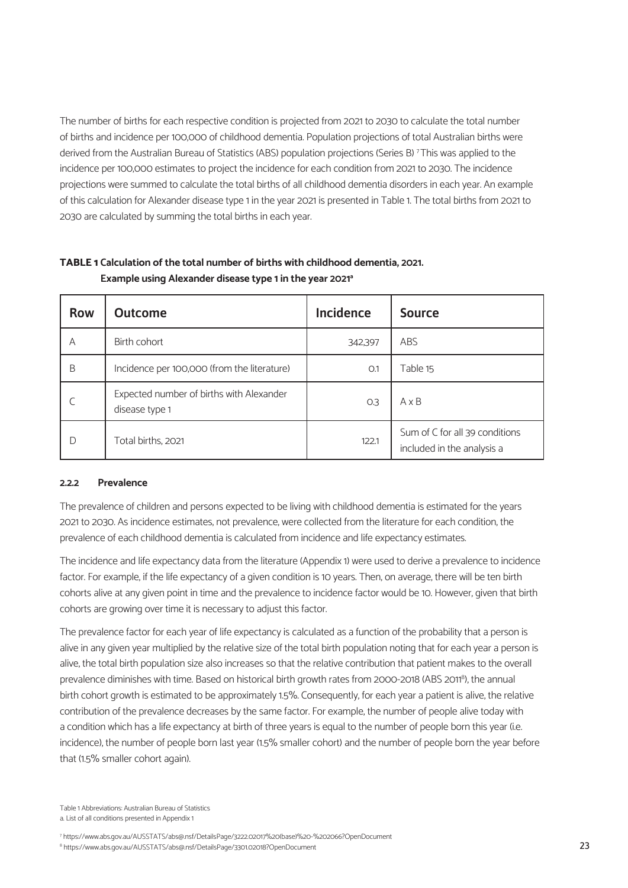The number of births for each respective condition is projected from 2021 to 2030 to calculate the total number of births and incidence per 100,000 of childhood dementia. Population projections of total Australian births were derived from the Australian Bureau of Statistics (ABS) population projections (Series B) [7] This was applied to the incidence per 100,000 estimates to project the incidence for each condition from 2021 to 2030. The incidence projections were summed to calculate the total births of all childhood dementia disorders in each year. An example of this calculation for Alexander disease type 1 in the year 2021 is presented in Table 1. The total births from 2021 to 2030 are calculated by summing the total births in each year.

**TABLE 1 Calculation of the total number of births with childhood dementia, 2021. Example using Alexander disease type 1 in the year 2021[a]**

| Row | Outcome | Incidence | Source |
| --- | --- | --- | --- |
| A | Birth cohort | 342,397 | ABS |
| B | Incidence per 100,000 (from the literature) | 0.1 | Table 15 |
| C | Expected number of births with Alexander disease type 1 | 0.3 | A x B |
| D | Total births, 2021 | 122.1 | Sum of C for all 39 conditions included in the analysis a |

#### 2.2.2 Prevalence

The prevalence of children and persons expected to be living with childhood dementia is estimated for the years 2021 to 2030. As incidence estimates, not prevalence, were collected from the literature for each condition, the prevalence of each childhood dementia is calculated from incidence and life expectancy estimates.

The incidence and life expectancy data from the literature (Appendix 1) were used to derive a prevalence to incidence factor. For example, if the life expectancy of a given condition is 10 years. Then, on average, there will be ten birth cohorts alive at any given point in time and the prevalence to incidence factor would be 10. However, given that birth cohorts are growing over time it is necessary to adjust this factor.

The prevalence factor for each year of life expectancy is calculated as a function of the probability that a person is alive in any given year multiplied by the relative size of the total birth population noting that for each year a person is alive, the total birth population size also increases so that the relative contribution that patient makes to the overall prevalence diminishes with time. Based on historical birth growth rates from 2000-2018 (ABS 2011[8]), the annual birth cohort growth is estimated to be approximately 1.5%. Consequently, for each year a patient is alive, the relative contribution of the prevalence decreases by the same factor. For example, the number of people alive today with a condition which has a life expectancy at birth of three years is equal to the number of people born this year (i.e. incidence), the number of people born last year (1.5% smaller cohort) and the number of people born the year before that (1.5% smaller cohort again).

Table 1 Abbreviations: Australian Bureau of Statistics
a. List of all conditions presented in Appendix 1

[7] https://www.abs.gov.au/AUSSTATS/abs@.nsf/DetailsPage/3222.02017%20(base)%20-%202066?OpenDocument
[8] https://www.abs.gov.au/AUSSTATS/abs@.nsf/DetailsPage/3301.02018?OpenDocument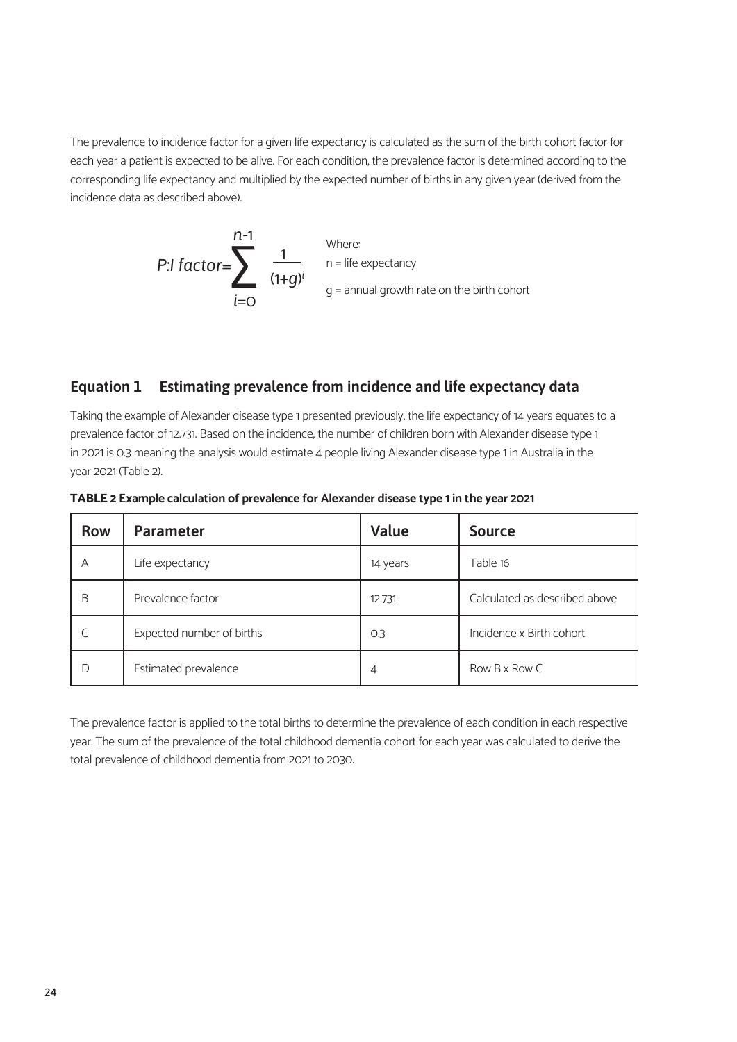The prevalence to incidence factor for a given life expectancy is calculated as the sum of the birth cohort factor for each year a patient is expected to be alive. For each condition, the prevalence factor is determined according to the corresponding life expectancy and multiplied by the expected number of births in any given year (derived from the incidence data as described above).

$$P{:}I\ factor = \sum_{i=0}^{n-1} \frac{1}{(1+g)^i}$$

Where:
n = life expectancy
g = annual growth rate on the birth cohort

## Equation 1 Estimating prevalence from incidence and life expectancy data

Taking the example of Alexander disease type 1 presented previously, the life expectancy of 14 years equates to a prevalence factor of 12.731. Based on the incidence, the number of children born with Alexander disease type 1 in 2021 is 0.3 meaning the analysis would estimate 4 people living Alexander disease type 1 in Australia in the year 2021 (Table 2).

**TABLE 2 Example calculation of prevalence for Alexander disease type 1 in the year 2021**

| Row | Parameter | Value | Source |
|---|---|---|---|
| A | Life expectancy | 14 years | Table 16 |
| B | Prevalence factor | 12.731 | Calculated as described above |
| C | Expected number of births | 0.3 | Incidence x Birth cohort |
| D | Estimated prevalence | 4 | Row B x Row C |

The prevalence factor is applied to the total births to determine the prevalence of each condition in each respective year. The sum of the prevalence of the total childhood dementia cohort for each year was calculated to derive the total prevalence of childhood dementia from 2021 to 2030.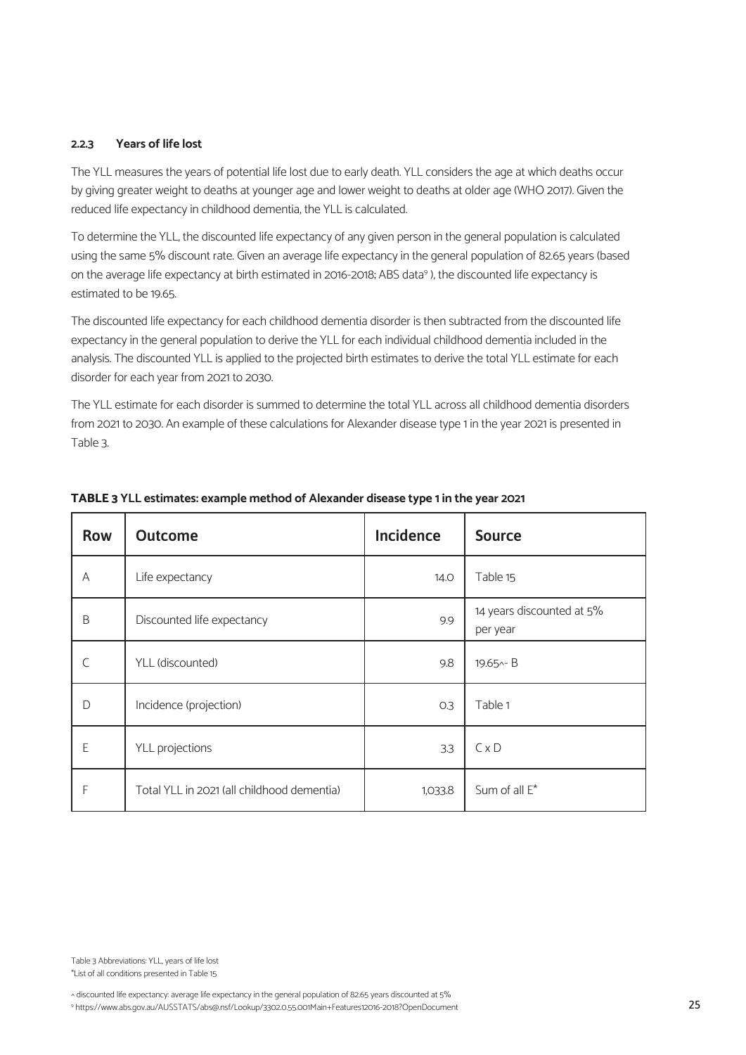### 2.2.3 Years of life lost

The YLL measures the years of potential life lost due to early death. YLL considers the age at which deaths occur by giving greater weight to deaths at younger age and lower weight to deaths at older age (WHO 2017). Given the reduced life expectancy in childhood dementia, the YLL is calculated.

To determine the YLL, the discounted life expectancy of any given person in the general population is calculated using the same 5% discount rate. Given an average life expectancy in the general population of 82.65 years (based on the average life expectancy at birth estimated in 2016-2018; ABS data[9] ), the discounted life expectancy is estimated to be 19.65.

The discounted life expectancy for each childhood dementia disorder is then subtracted from the discounted life expectancy in the general population to derive the YLL for each individual childhood dementia included in the analysis. The discounted YLL is applied to the projected birth estimates to derive the total YLL estimate for each disorder for each year from 2021 to 2030.

The YLL estimate for each disorder is summed to determine the total YLL across all childhood dementia disorders from 2021 to 2030. An example of these calculations for Alexander disease type 1 in the year 2021 is presented in Table 3.

**TABLE 3 YLL estimates: example method of Alexander disease type 1 in the year 2021**

| Row | Outcome | Incidence | Source |
|---|---|---|---|
| A | Life expectancy | 14.0 | Table 15 |
| B | Discounted life expectancy | 9.9 | 14 years discounted at 5% per year |
| C | YLL (discounted) | 9.8 | 19.65^- B |
| D | Incidence (projection) | 0.3 | Table 1 |
| E | YLL projections | 3.3 | C x D |
| F | Total YLL in 2021 (all childhood dementia) | 1,033.8 | Sum of all E* |

Table 3 Abbreviations: YLL, years of life lost
*List of all conditions presented in Table 15

^ discounted life expectancy: average life expectancy in the general population of 82.65 years discounted at 5%

[9] https://www.abs.gov.au/AUSSTATS/abs@.nsf/Lookup/3302.0.55.001Main+Features12016-2018?OpenDocument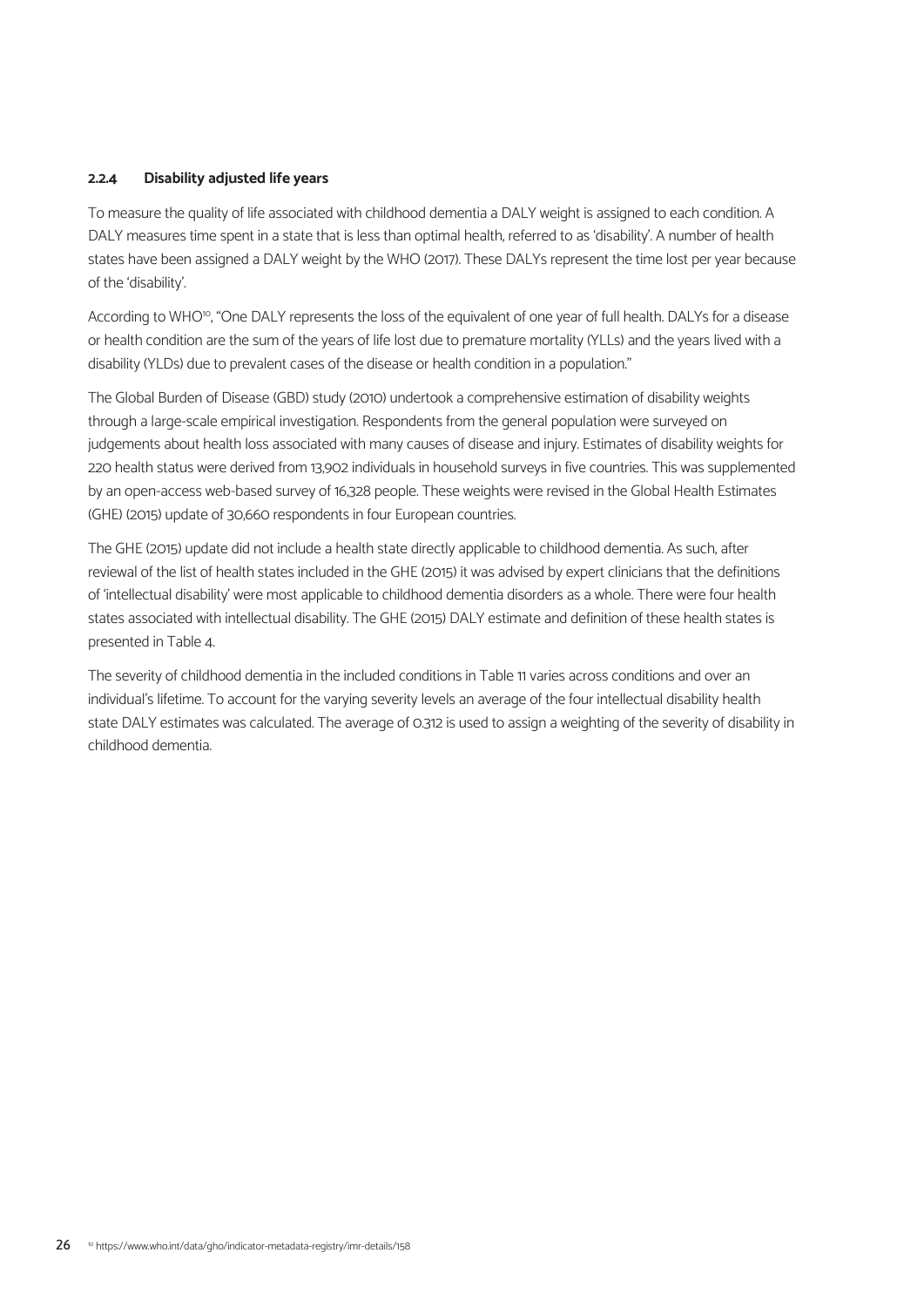### 2.2.4 Disability adjusted life years

To measure the quality of life associated with childhood dementia a DALY weight is assigned to each condition. A DALY measures time spent in a state that is less than optimal health, referred to as 'disability'. A number of health states have been assigned a DALY weight by the WHO (2017). These DALYs represent the time lost per year because of the 'disability'.

According to WHO[10], "One DALY represents the loss of the equivalent of one year of full health. DALYs for a disease or health condition are the sum of the years of life lost due to premature mortality (YLLs) and the years lived with a disability (YLDs) due to prevalent cases of the disease or health condition in a population."

The Global Burden of Disease (GBD) study (2010) undertook a comprehensive estimation of disability weights through a large-scale empirical investigation. Respondents from the general population were surveyed on judgements about health loss associated with many causes of disease and injury. Estimates of disability weights for 220 health status were derived from 13,902 individuals in household surveys in five countries. This was supplemented by an open-access web-based survey of 16,328 people. These weights were revised in the Global Health Estimates (GHE) (2015) update of 30,660 respondents in four European countries.

The GHE (2015) update did not include a health state directly applicable to childhood dementia. As such, after reviewal of the list of health states included in the GHE (2015) it was advised by expert clinicians that the definitions of 'intellectual disability' were most applicable to childhood dementia disorders as a whole. There were four health states associated with intellectual disability. The GHE (2015) DALY estimate and definition of these health states is presented in Table 4.

The severity of childhood dementia in the included conditions in Table 11 varies across conditions and over an individual's lifetime. To account for the varying severity levels an average of the four intellectual disability health state DALY estimates was calculated. The average of 0.312 is used to assign a weighting of the severity of disability in childhood dementia.

[10] https://www.who.int/data/gho/indicator-metadata-registry/imr-details/158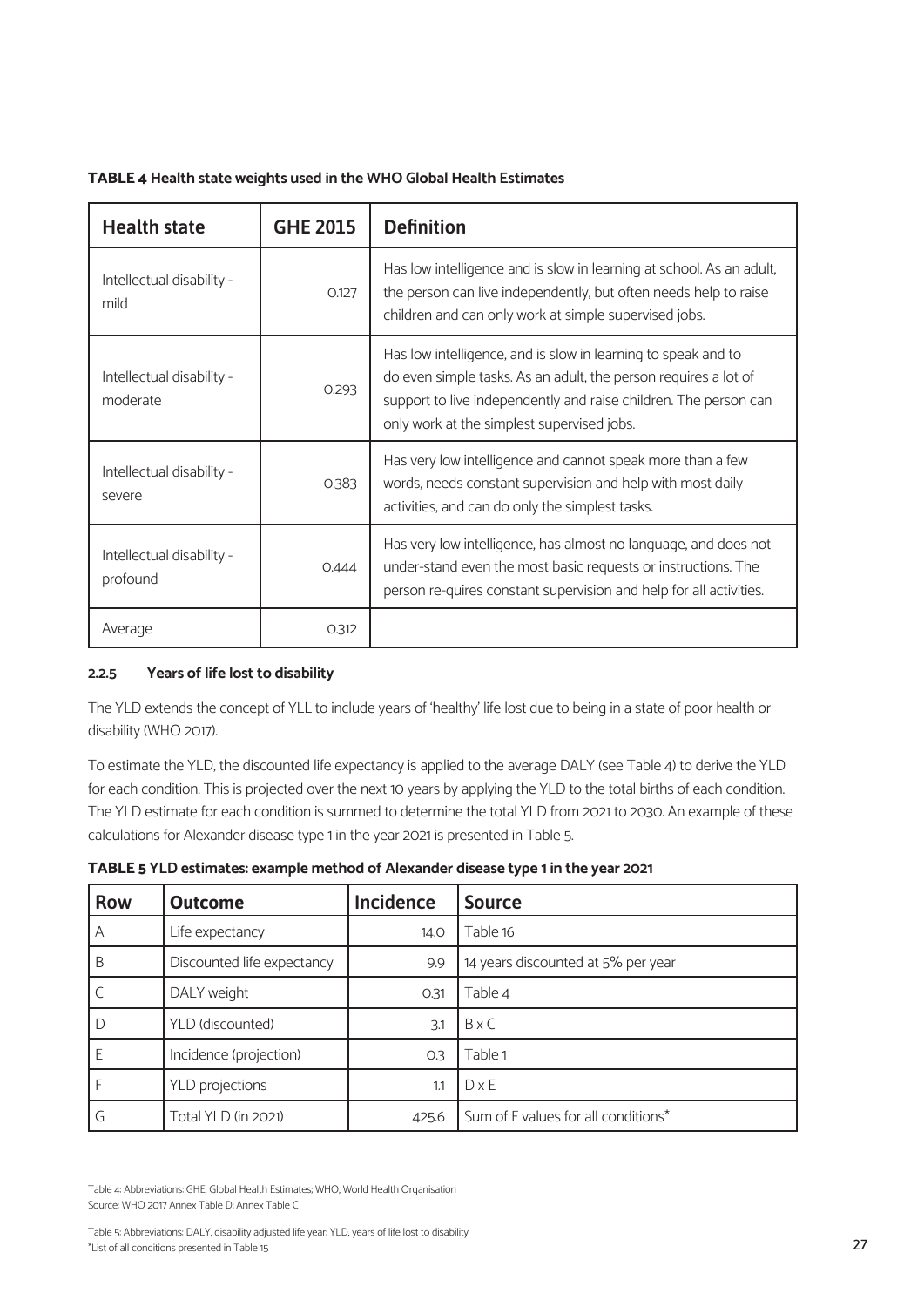**TABLE 4 Health state weights used in the WHO Global Health Estimates**

| Health state | GHE 2015 | Definition |
|---|---|---|
| Intellectual disability - mild | 0.127 | Has low intelligence and is slow in learning at school. As an adult, the person can live independently, but often needs help to raise children and can only work at simple supervised jobs. |
| Intellectual disability - moderate | 0.293 | Has low intelligence, and is slow in learning to speak and to do even simple tasks. As an adult, the person requires a lot of support to live independently and raise children. The person can only work at the simplest supervised jobs. |
| Intellectual disability - severe | 0.383 | Has very low intelligence and cannot speak more than a few words, needs constant supervision and help with most daily activities, and can do only the simplest tasks. |
| Intellectual disability - profound | 0.444 | Has very low intelligence, has almost no language, and does not under-stand even the most basic requests or instructions. The person re-quires constant supervision and help for all activities. |
| Average | 0.312 | |

#### 2.2.5 Years of life lost to disability

The YLD extends the concept of YLL to include years of 'healthy' life lost due to being in a state of poor health or disability (WHO 2017).

To estimate the YLD, the discounted life expectancy is applied to the average DALY (see Table 4) to derive the YLD for each condition. This is projected over the next 10 years by applying the YLD to the total births of each condition. The YLD estimate for each condition is summed to determine the total YLD from 2021 to 2030. An example of these calculations for Alexander disease type 1 in the year 2021 is presented in Table 5.

**TABLE 5 YLD estimates: example method of Alexander disease type 1 in the year 2021**

| Row | Outcome | Incidence | Source |
|---|---|---|---|
| A | Life expectancy | 14.0 | Table 16 |
| B | Discounted life expectancy | 9.9 | 14 years discounted at 5% per year |
| C | DALY weight | 0.31 | Table 4 |
| D | YLD (discounted) | 3.1 | B x C |
| E | Incidence (projection) | 0.3 | Table 1 |
| F | YLD projections | 1.1 | D x E |
| G | Total YLD (in 2021) | 425.6 | Sum of F values for all conditions* |

Table 4: Abbreviations: GHE, Global Health Estimates; WHO, World Health Organisation
Source: WHO 2017 Annex Table D; Annex Table C

Table 5: Abbreviations: DALY, disability adjusted life year; YLD, years of life lost to disability
*List of all conditions presented in Table 15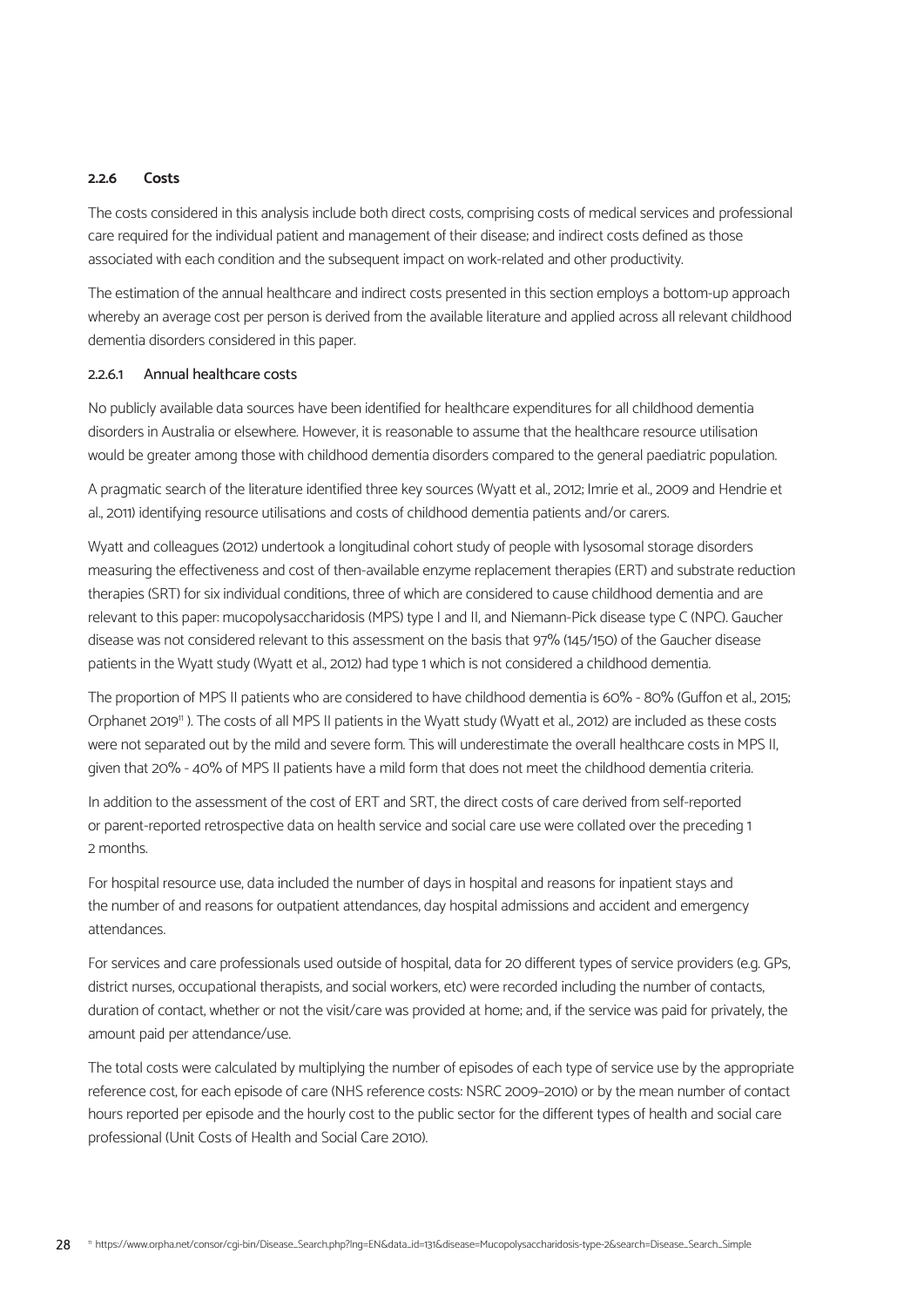### 2.2.6 Costs

The costs considered in this analysis include both direct costs, comprising costs of medical services and professional care required for the individual patient and management of their disease; and indirect costs defined as those associated with each condition and the subsequent impact on work-related and other productivity.

The estimation of the annual healthcare and indirect costs presented in this section employs a bottom-up approach whereby an average cost per person is derived from the available literature and applied across all relevant childhood dementia disorders considered in this paper.

#### 2.2.6.1 Annual healthcare costs

No publicly available data sources have been identified for healthcare expenditures for all childhood dementia disorders in Australia or elsewhere. However, it is reasonable to assume that the healthcare resource utilisation would be greater among those with childhood dementia disorders compared to the general paediatric population.

A pragmatic search of the literature identified three key sources (Wyatt et al., 2012; Imrie et al., 2009 and Hendrie et al., 2011) identifying resource utilisations and costs of childhood dementia patients and/or carers.

Wyatt and colleagues (2012) undertook a longitudinal cohort study of people with lysosomal storage disorders measuring the effectiveness and cost of then-available enzyme replacement therapies (ERT) and substrate reduction therapies (SRT) for six individual conditions, three of which are considered to cause childhood dementia and are relevant to this paper: mucopolysaccharidosis (MPS) type I and II, and Niemann-Pick disease type C (NPC). Gaucher disease was not considered relevant to this assessment on the basis that 97% (145/150) of the Gaucher disease patients in the Wyatt study (Wyatt et al., 2012) had type 1 which is not considered a childhood dementia.

The proportion of MPS II patients who are considered to have childhood dementia is 60% - 80% (Guffon et al., 2015; Orphanet 2019[11] ). The costs of all MPS II patients in the Wyatt study (Wyatt et al., 2012) are included as these costs were not separated out by the mild and severe form. This will underestimate the overall healthcare costs in MPS II, given that 20% - 40% of MPS II patients have a mild form that does not meet the childhood dementia criteria.

In addition to the assessment of the cost of ERT and SRT, the direct costs of care derived from self-reported or parent-reported retrospective data on health service and social care use were collated over the preceding 1 2 months.

For hospital resource use, data included the number of days in hospital and reasons for inpatient stays and the number of and reasons for outpatient attendances, day hospital admissions and accident and emergency attendances.

For services and care professionals used outside of hospital, data for 20 different types of service providers (e.g. GPs, district nurses, occupational therapists, and social workers, etc) were recorded including the number of contacts, duration of contact, whether or not the visit/care was provided at home; and, if the service was paid for privately, the amount paid per attendance/use.

The total costs were calculated by multiplying the number of episodes of each type of service use by the appropriate reference cost, for each episode of care (NHS reference costs: NSRC 2009–2010) or by the mean number of contact hours reported per episode and the hourly cost to the public sector for the different types of health and social care professional (Unit Costs of Health and Social Care 2010).

[11] https://www.orpha.net/consor/cgi-bin/Disease_Search.php?lng=EN&data_id=131&disease=Mucopolysaccharidosis-type-2&search=Disease_Search_Simple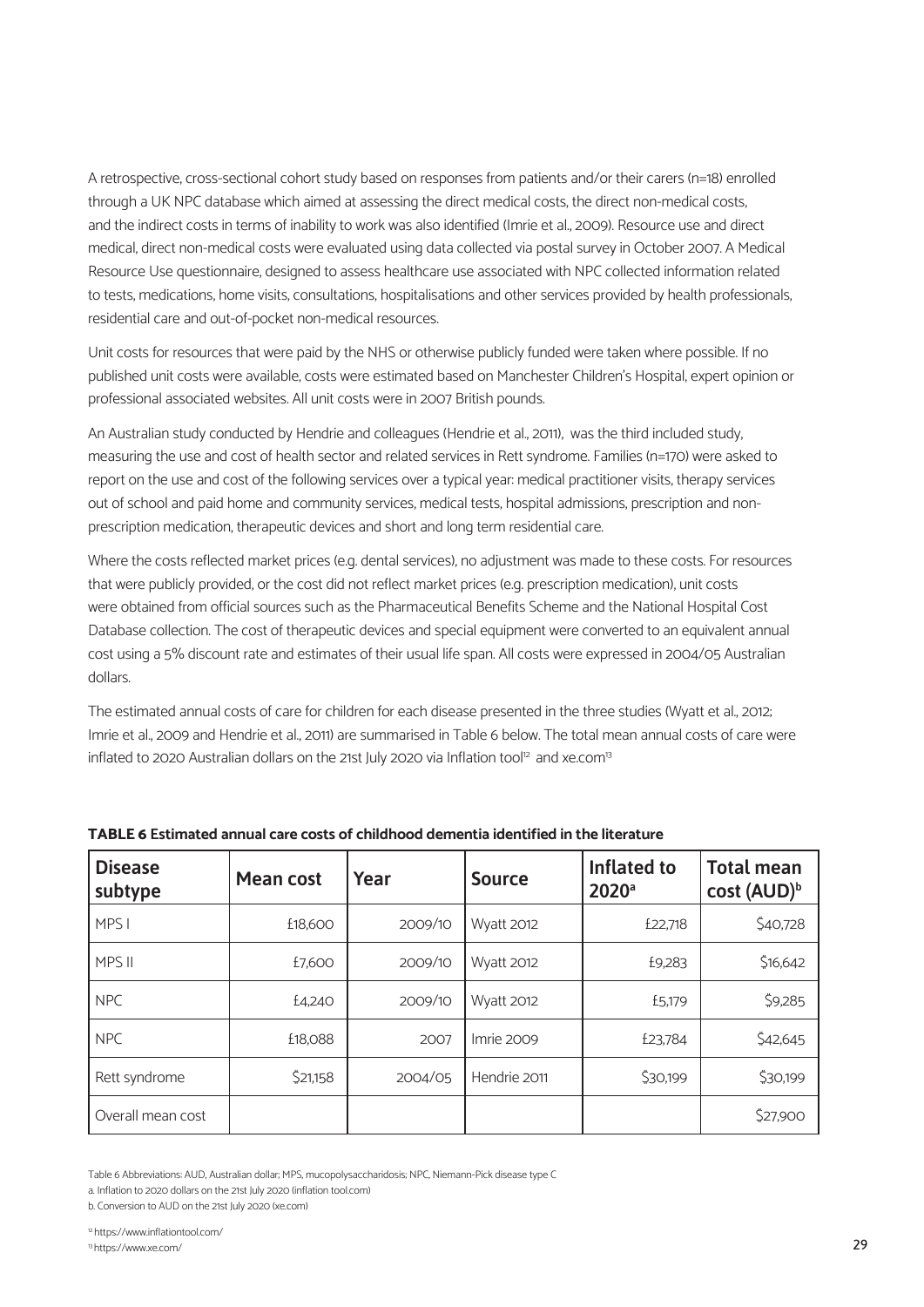A retrospective, cross-sectional cohort study based on responses from patients and/or their carers (n=18) enrolled through a UK NPC database which aimed at assessing the direct medical costs, the direct non-medical costs, and the indirect costs in terms of inability to work was also identified (Imrie et al., 2009). Resource use and direct medical, direct non-medical costs were evaluated using data collected via postal survey in October 2007. A Medical Resource Use questionnaire, designed to assess healthcare use associated with NPC collected information related to tests, medications, home visits, consultations, hospitalisations and other services provided by health professionals, residential care and out-of-pocket non-medical resources.

Unit costs for resources that were paid by the NHS or otherwise publicly funded were taken where possible. If no published unit costs were available, costs were estimated based on Manchester Children's Hospital, expert opinion or professional associated websites. All unit costs were in 2007 British pounds.

An Australian study conducted by Hendrie and colleagues (Hendrie et al., 2011), was the third included study, measuring the use and cost of health sector and related services in Rett syndrome. Families (n=170) were asked to report on the use and cost of the following services over a typical year: medical practitioner visits, therapy services out of school and paid home and community services, medical tests, hospital admissions, prescription and non-prescription medication, therapeutic devices and short and long term residential care.

Where the costs reflected market prices (e.g. dental services), no adjustment was made to these costs. For resources that were publicly provided, or the cost did not reflect market prices (e.g. prescription medication), unit costs were obtained from official sources such as the Pharmaceutical Benefits Scheme and the National Hospital Cost Database collection. The cost of therapeutic devices and special equipment were converted to an equivalent annual cost using a 5% discount rate and estimates of their usual life span. All costs were expressed in 2004/05 Australian dollars.

The estimated annual costs of care for children for each disease presented in the three studies (Wyatt et al., 2012; Imrie et al., 2009 and Hendrie et al., 2011) are summarised in Table 6 below. The total mean annual costs of care were inflated to 2020 Australian dollars on the 21st July 2020 via Inflation tool[12] and xe.com[13]

**TABLE 6 Estimated annual care costs of childhood dementia identified in the literature**

| Disease subtype | Mean cost | Year | Source | Inflated to 2020[a] | Total mean cost (AUD)[b] |
|---|---|---|---|---|---|
| MPS I | £18,600 | 2009/10 | Wyatt 2012 | £22,718 | $40,728 |
| MPS II | £7,600 | 2009/10 | Wyatt 2012 | £9,283 | $16,642 |
| NPC | £4,240 | 2009/10 | Wyatt 2012 | £5,179 | $9,285 |
| NPC | £18,088 | 2007 | Imrie 2009 | £23,784 | $42,645 |
| Rett syndrome | $21,158 | 2004/05 | Hendrie 2011 | $30,199 | $30,199 |
| Overall mean cost | | | | | $27,900 |

Table 6 Abbreviations: AUD, Australian dollar; MPS, mucopolysaccharidosis; NPC, Niemann-Pick disease type C

a. Inflation to 2020 dollars on the 21st July 2020 (inflation tool.com)

b. Conversion to AUD on the 21st July 2020 (xe.com)

[12] https://www.inflationtool.com/

[13] https://www.xe.com/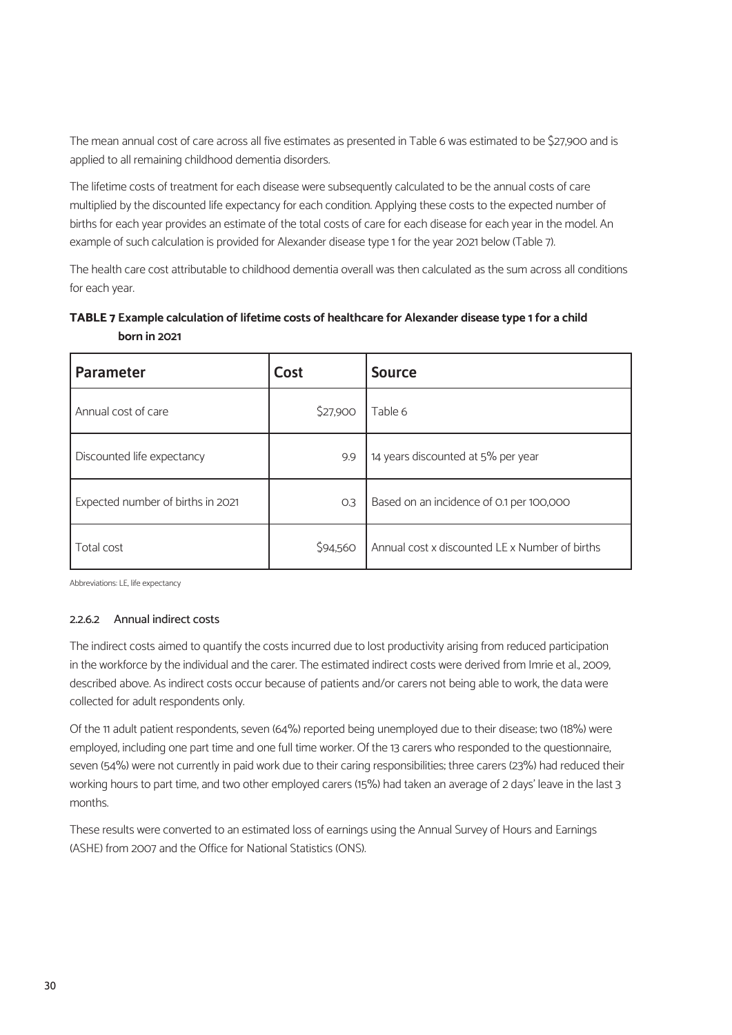The mean annual cost of care across all five estimates as presented in Table 6 was estimated to be $27,900 and is applied to all remaining childhood dementia disorders.

The lifetime costs of treatment for each disease were subsequently calculated to be the annual costs of care multiplied by the discounted life expectancy for each condition. Applying these costs to the expected number of births for each year provides an estimate of the total costs of care for each disease for each year in the model. An example of such calculation is provided for Alexander disease type 1 for the year 2021 below (Table 7).

The health care cost attributable to childhood dementia overall was then calculated as the sum across all conditions for each year.

**TABLE 7 Example calculation of lifetime costs of healthcare for Alexander disease type 1 for a child born in 2021**

| Parameter | Cost | Source |
|---|---|---|
| Annual cost of care | $27,900 | Table 6 |
| Discounted life expectancy | 9.9 | 14 years discounted at 5% per year |
| Expected number of births in 2021 | 0.3 | Based on an incidence of 0.1 per 100,000 |
| Total cost | $94,560 | Annual cost x discounted LE x Number of births |

Abbreviations: LE, life expectancy

#### 2.2.6.2 Annual indirect costs

The indirect costs aimed to quantify the costs incurred due to lost productivity arising from reduced participation in the workforce by the individual and the carer. The estimated indirect costs were derived from Imrie et al., 2009, described above. As indirect costs occur because of patients and/or carers not being able to work, the data were collected for adult respondents only.

Of the 11 adult patient respondents, seven (64%) reported being unemployed due to their disease; two (18%) were employed, including one part time and one full time worker. Of the 13 carers who responded to the questionnaire, seven (54%) were not currently in paid work due to their caring responsibilities; three carers (23%) had reduced their working hours to part time, and two other employed carers (15%) had taken an average of 2 days' leave in the last 3 months.

These results were converted to an estimated loss of earnings using the Annual Survey of Hours and Earnings (ASHE) from 2007 and the Office for National Statistics (ONS).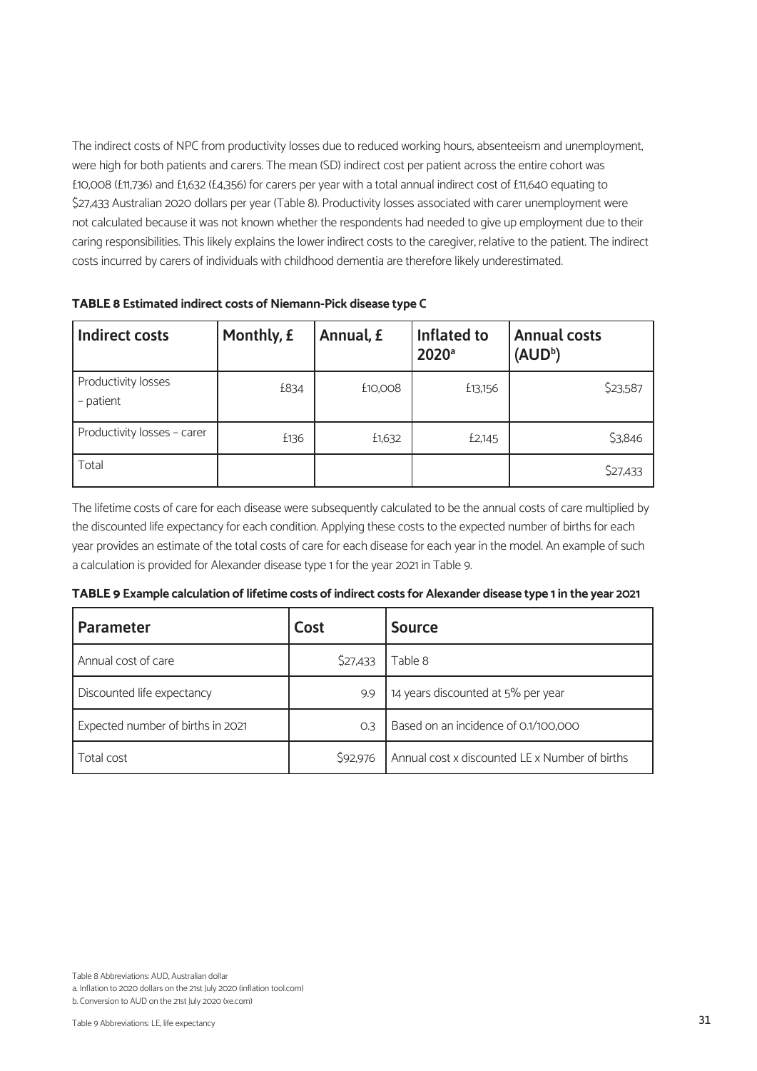The indirect costs of NPC from productivity losses due to reduced working hours, absenteeism and unemployment, were high for both patients and carers. The mean (SD) indirect cost per patient across the entire cohort was £10,008 (£11,736) and £1,632 (£4,356) for carers per year with a total annual indirect cost of £11,640 equating to $27,433 Australian 2020 dollars per year (Table 8). Productivity losses associated with carer unemployment were not calculated because it was not known whether the respondents had needed to give up employment due to their caring responsibilities. This likely explains the lower indirect costs to the caregiver, relative to the patient. The indirect costs incurred by carers of individuals with childhood dementia are therefore likely underestimated.

**TABLE 8 Estimated indirect costs of Niemann-Pick disease type C**

| Indirect costs | Monthly, £ | Annual, £ | Inflated to 2020[a] | Annual costs (AUD[b]) |
|---|---|---|---|---|
| Productivity losses – patient | £834 | £10,008 | £13,156 | $23,587 |
| Productivity losses – carer | £136 | £1,632 | £2,145 | $3,846 |
| Total | | | | $27,433 |

The lifetime costs of care for each disease were subsequently calculated to be the annual costs of care multiplied by the discounted life expectancy for each condition. Applying these costs to the expected number of births for each year provides an estimate of the total costs of care for each disease for each year in the model. An example of such a calculation is provided for Alexander disease type 1 for the year 2021 in Table 9.

**TABLE 9 Example calculation of lifetime costs of indirect costs for Alexander disease type 1 in the year 2021**

| Parameter | Cost | Source |
|---|---|---|
| Annual cost of care | $27,433 | Table 8 |
| Discounted life expectancy | 9.9 | 14 years discounted at 5% per year |
| Expected number of births in 2021 | 0.3 | Based on an incidence of 0.1/100,000 |
| Total cost | $92,976 | Annual cost x discounted LE x Number of births |

Table 8 Abbreviations: AUD, Australian dollar

a. Inflation to 2020 dollars on the 21st July 2020 (inflation tool.com)

b. Conversion to AUD on the 21st July 2020 (xe.com)

Table 9 Abbreviations: LE, life expectancy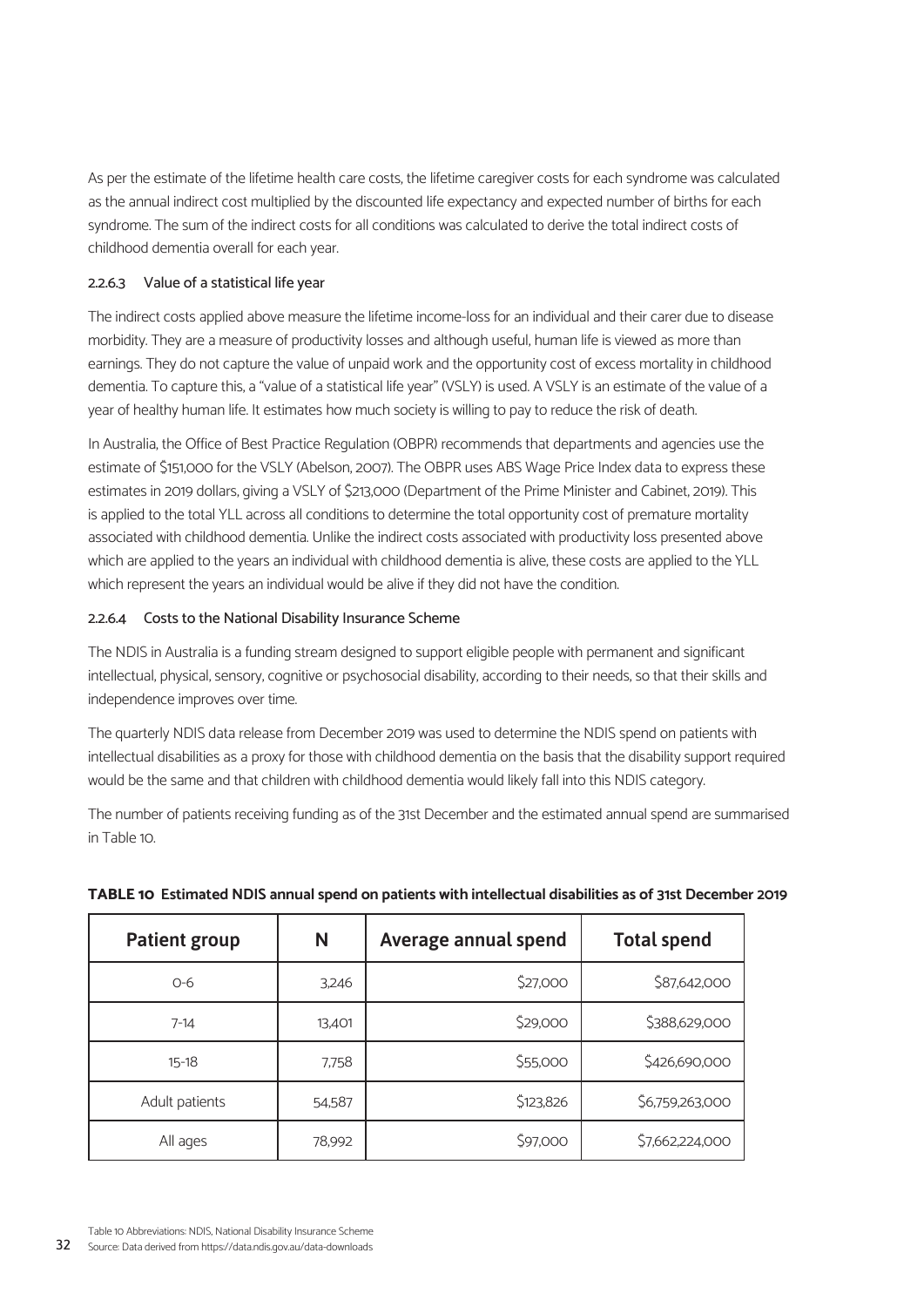As per the estimate of the lifetime health care costs, the lifetime caregiver costs for each syndrome was calculated as the annual indirect cost multiplied by the discounted life expectancy and expected number of births for each syndrome. The sum of the indirect costs for all conditions was calculated to derive the total indirect costs of childhood dementia overall for each year.

#### 2.2.6.3 Value of a statistical life year

The indirect costs applied above measure the lifetime income-loss for an individual and their carer due to disease morbidity. They are a measure of productivity losses and although useful, human life is viewed as more than earnings. They do not capture the value of unpaid work and the opportunity cost of excess mortality in childhood dementia. To capture this, a "value of a statistical life year" (VSLY) is used. A VSLY is an estimate of the value of a year of healthy human life. It estimates how much society is willing to pay to reduce the risk of death.

In Australia, the Office of Best Practice Regulation (OBPR) recommends that departments and agencies use the estimate of $151,000 for the VSLY (Abelson, 2007). The OBPR uses ABS Wage Price Index data to express these estimates in 2019 dollars, giving a VSLY of $213,000 (Department of the Prime Minister and Cabinet, 2019). This is applied to the total YLL across all conditions to determine the total opportunity cost of premature mortality associated with childhood dementia. Unlike the indirect costs associated with productivity loss presented above which are applied to the years an individual with childhood dementia is alive, these costs are applied to the YLL which represent the years an individual would be alive if they did not have the condition.

#### 2.2.6.4 Costs to the National Disability Insurance Scheme

The NDIS in Australia is a funding stream designed to support eligible people with permanent and significant intellectual, physical, sensory, cognitive or psychosocial disability, according to their needs, so that their skills and independence improves over time.

The quarterly NDIS data release from December 2019 was used to determine the NDIS spend on patients with intellectual disabilities as a proxy for those with childhood dementia on the basis that the disability support required would be the same and that children with childhood dementia would likely fall into this NDIS category.

The number of patients receiving funding as of the 31st December and the estimated annual spend are summarised in Table 10.

**TABLE 10 Estimated NDIS annual spend on patients with intellectual disabilities as of 31st December 2019**

| Patient group | N | Average annual spend | Total spend |
|---|---|---|---|
| 0-6 | 3,246 | $27,000 | $87,642,000 |
| 7-14 | 13,401 | $29,000 | $388,629,000 |
| 15-18 | 7,758 | $55,000 | $426,690,000 |
| Adult patients | 54,587 | $123,826 | $6,759,263,000 |
| All ages | 78,992 | $97,000 | $7,662,224,000 |

Table 10 Abbreviations: NDIS, National Disability Insurance Scheme
Source: Data derived from https://data.ndis.gov.au/data-downloads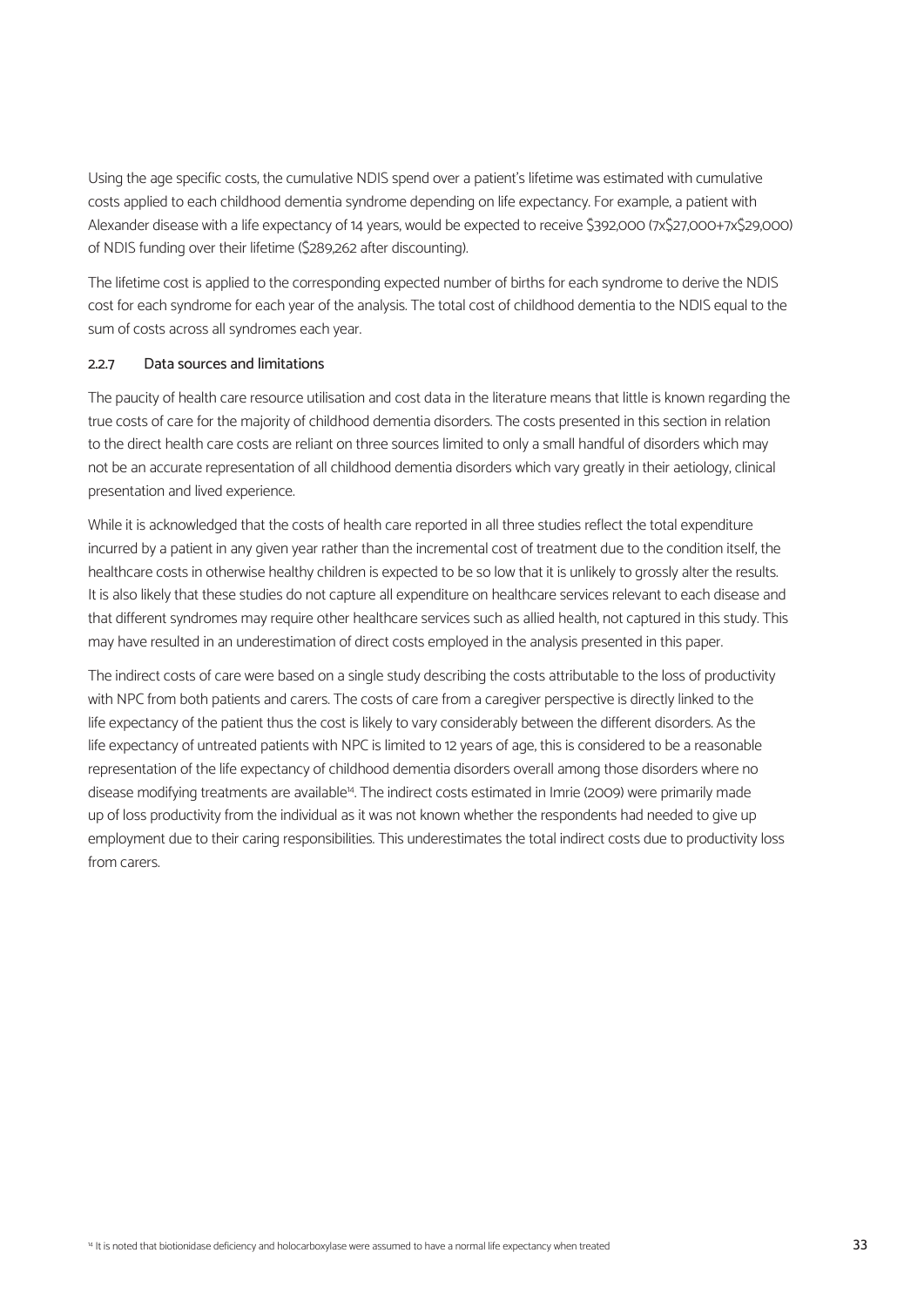Using the age specific costs, the cumulative NDIS spend over a patient's lifetime was estimated with cumulative costs applied to each childhood dementia syndrome depending on life expectancy. For example, a patient with Alexander disease with a life expectancy of 14 years, would be expected to receive $392,000 (7x$27,000+7x$29,000) of NDIS funding over their lifetime ($289,262 after discounting).

The lifetime cost is applied to the corresponding expected number of births for each syndrome to derive the NDIS cost for each syndrome for each year of the analysis. The total cost of childhood dementia to the NDIS equal to the sum of costs across all syndromes each year.

#### 2.2.7 Data sources and limitations

The paucity of health care resource utilisation and cost data in the literature means that little is known regarding the true costs of care for the majority of childhood dementia disorders. The costs presented in this section in relation to the direct health care costs are reliant on three sources limited to only a small handful of disorders which may not be an accurate representation of all childhood dementia disorders which vary greatly in their aetiology, clinical presentation and lived experience.

While it is acknowledged that the costs of health care reported in all three studies reflect the total expenditure incurred by a patient in any given year rather than the incremental cost of treatment due to the condition itself, the healthcare costs in otherwise healthy children is expected to be so low that it is unlikely to grossly alter the results. It is also likely that these studies do not capture all expenditure on healthcare services relevant to each disease and that different syndromes may require other healthcare services such as allied health, not captured in this study. This may have resulted in an underestimation of direct costs employed in the analysis presented in this paper.

The indirect costs of care were based on a single study describing the costs attributable to the loss of productivity with NPC from both patients and carers. The costs of care from a caregiver perspective is directly linked to the life expectancy of the patient thus the cost is likely to vary considerably between the different disorders. As the life expectancy of untreated patients with NPC is limited to 12 years of age, this is considered to be a reasonable representation of the life expectancy of childhood dementia disorders overall among those disorders where no disease modifying treatments are available[14]. The indirect costs estimated in Imrie (2009) were primarily made up of loss productivity from the individual as it was not known whether the respondents had needed to give up employment due to their caring responsibilities. This underestimates the total indirect costs due to productivity loss from carers.

[14] It is noted that biotionidase deficiency and holocarboxylase were assumed to have a normal life expectancy when treated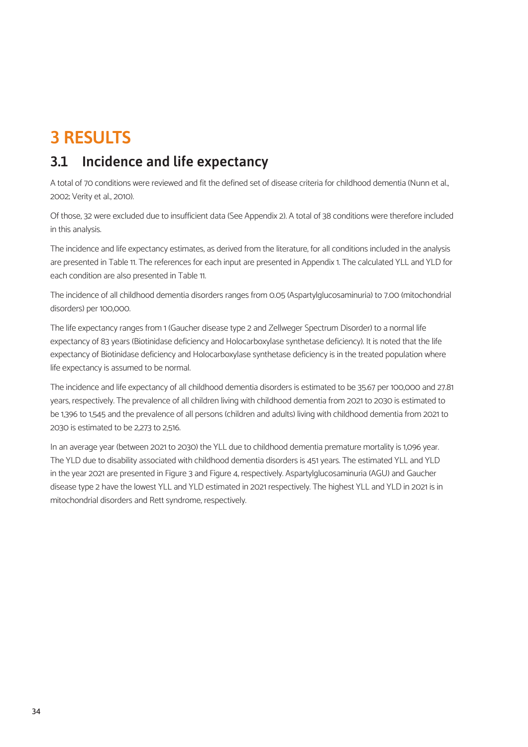# 3 RESULTS

## 3.1 Incidence and life expectancy

A total of 70 conditions were reviewed and fit the defined set of disease criteria for childhood dementia (Nunn et al., 2002; Verity et al., 2010).

Of those, 32 were excluded due to insufficient data (See Appendix 2). A total of 38 conditions were therefore included in this analysis.

The incidence and life expectancy estimates, as derived from the literature, for all conditions included in the analysis are presented in Table 11. The references for each input are presented in Appendix 1. The calculated YLL and YLD for each condition are also presented in Table 11.

The incidence of all childhood dementia disorders ranges from 0.05 (Aspartylglucosaminuria) to 7.00 (mitochondrial disorders) per 100,000.

The life expectancy ranges from 1 (Gaucher disease type 2 and Zellweger Spectrum Disorder) to a normal life expectancy of 83 years (Biotinidase deficiency and Holocarboxylase synthetase deficiency). It is noted that the life expectancy of Biotinidase deficiency and Holocarboxylase synthetase deficiency is in the treated population where life expectancy is assumed to be normal.

The incidence and life expectancy of all childhood dementia disorders is estimated to be 35.67 per 100,000 and 27.81 years, respectively. The prevalence of all children living with childhood dementia from 2021 to 2030 is estimated to be 1,396 to 1,545 and the prevalence of all persons (children and adults) living with childhood dementia from 2021 to 2030 is estimated to be 2,273 to 2,516.

In an average year (between 2021 to 2030) the YLL due to childhood dementia premature mortality is 1,096 year. The YLD due to disability associated with childhood dementia disorders is 451 years. The estimated YLL and YLD in the year 2021 are presented in Figure 3 and Figure 4, respectively. Aspartylglucosaminuria (AGU) and Gaucher disease type 2 have the lowest YLL and YLD estimated in 2021 respectively. The highest YLL and YLD in 2021 is in mitochondrial disorders and Rett syndrome, respectively.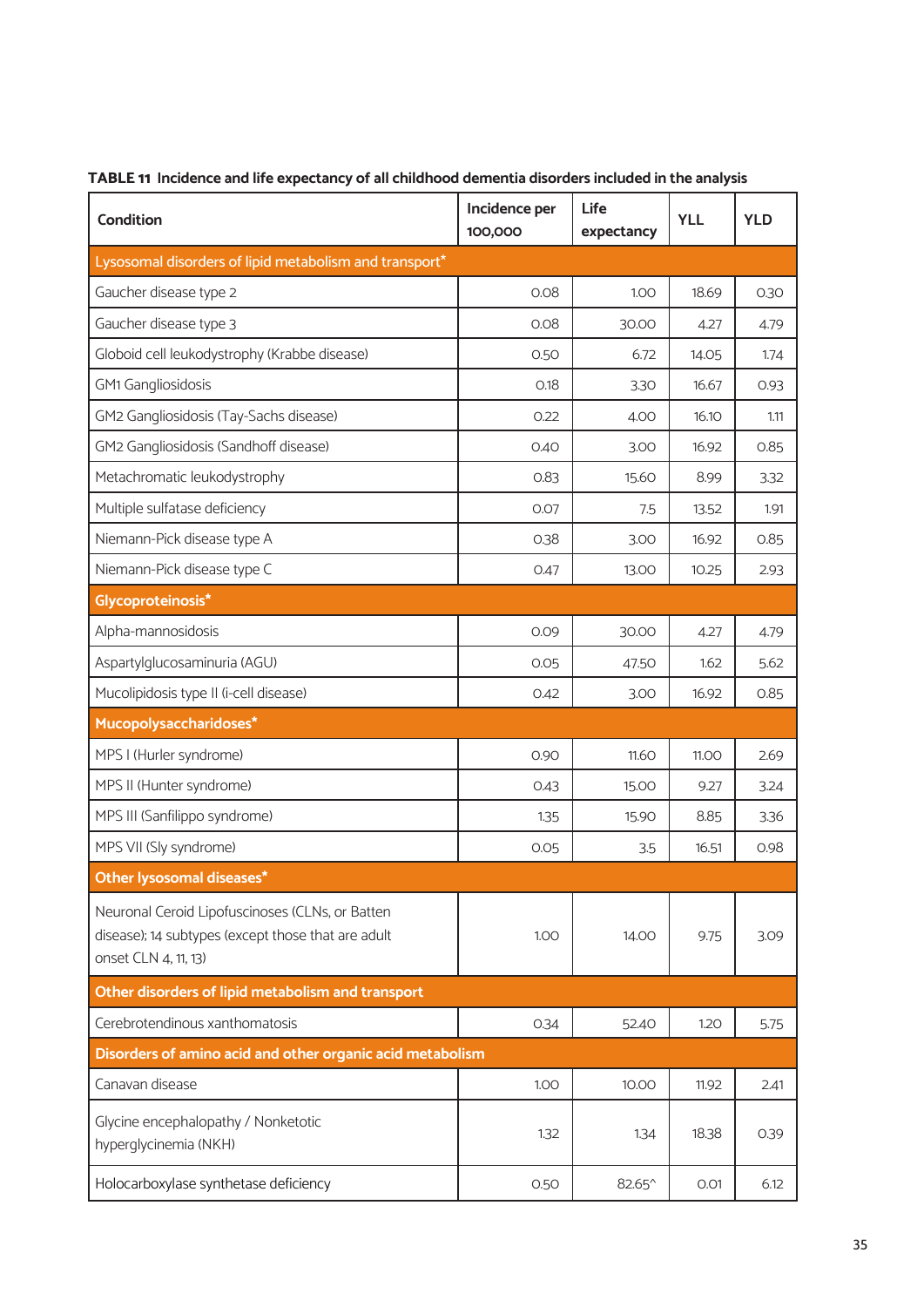**TABLE 11 Incidence and life expectancy of all childhood dementia disorders included in the analysis**

| Condition | Incidence per 100,000 | Life expectancy | YLL | YLD |
|---|---|---|---|---|
| **Lysosomal disorders of lipid metabolism and transport*** | | | | |
| Gaucher disease type 2 | 0.08 | 1.00 | 18.69 | 0.30 |
| Gaucher disease type 3 | 0.08 | 30.00 | 4.27 | 4.79 |
| Globoid cell leukodystrophy (Krabbe disease) | 0.50 | 6.72 | 14.05 | 1.74 |
| GM1 Gangliosidosis | 0.18 | 3.30 | 16.67 | 0.93 |
| GM2 Gangliosidosis (Tay-Sachs disease) | 0.22 | 4.00 | 16.10 | 1.11 |
| GM2 Gangliosidosis (Sandhoff disease) | 0.40 | 3.00 | 16.92 | 0.85 |
| Metachromatic leukodystrophy | 0.83 | 15.60 | 8.99 | 3.32 |
| Multiple sulfatase deficiency | 0.07 | 7.5 | 13.52 | 1.91 |
| Niemann-Pick disease type A | 0.38 | 3.00 | 16.92 | 0.85 |
| Niemann-Pick disease type C | 0.47 | 13.00 | 10.25 | 2.93 |
| **Glycoproteinosis*** | | | | |
| Alpha-mannosidosis | 0.09 | 30.00 | 4.27 | 4.79 |
| Aspartylglucosaminuria (AGU) | 0.05 | 47.50 | 1.62 | 5.62 |
| Mucolipidosis type II (i-cell disease) | 0.42 | 3.00 | 16.92 | 0.85 |
| **Mucopolysaccharidoses*** | | | | |
| MPS I (Hurler syndrome) | 0.90 | 11.60 | 11.00 | 2.69 |
| MPS II (Hunter syndrome) | 0.43 | 15.00 | 9.27 | 3.24 |
| MPS III (Sanfilippo syndrome) | 1.35 | 15.90 | 8.85 | 3.36 |
| MPS VII (Sly syndrome) | 0.05 | 3.5 | 16.51 | 0.98 |
| **Other lysosomal diseases*** | | | | |
| Neuronal Ceroid Lipofuscinoses (CLNs, or Batten disease); 14 subtypes (except those that are adult onset CLN 4, 11, 13) | 1.00 | 14.00 | 9.75 | 3.09 |
| **Other disorders of lipid metabolism and transport** | | | | |
| Cerebrotendinous xanthomatosis | 0.34 | 52.40 | 1.20 | 5.75 |
| **Disorders of amino acid and other organic acid metabolism** | | | | |
| Canavan disease | 1.00 | 10.00 | 11.92 | 2.41 |
| Glycine encephalopathy / Nonketotic hyperglycinemia (NKH) | 1.32 | 1.34 | 18.38 | 0.39 |
| Holocarboxylase synthetase deficiency | 0.50 | 82.65^ | 0.01 | 6.12 |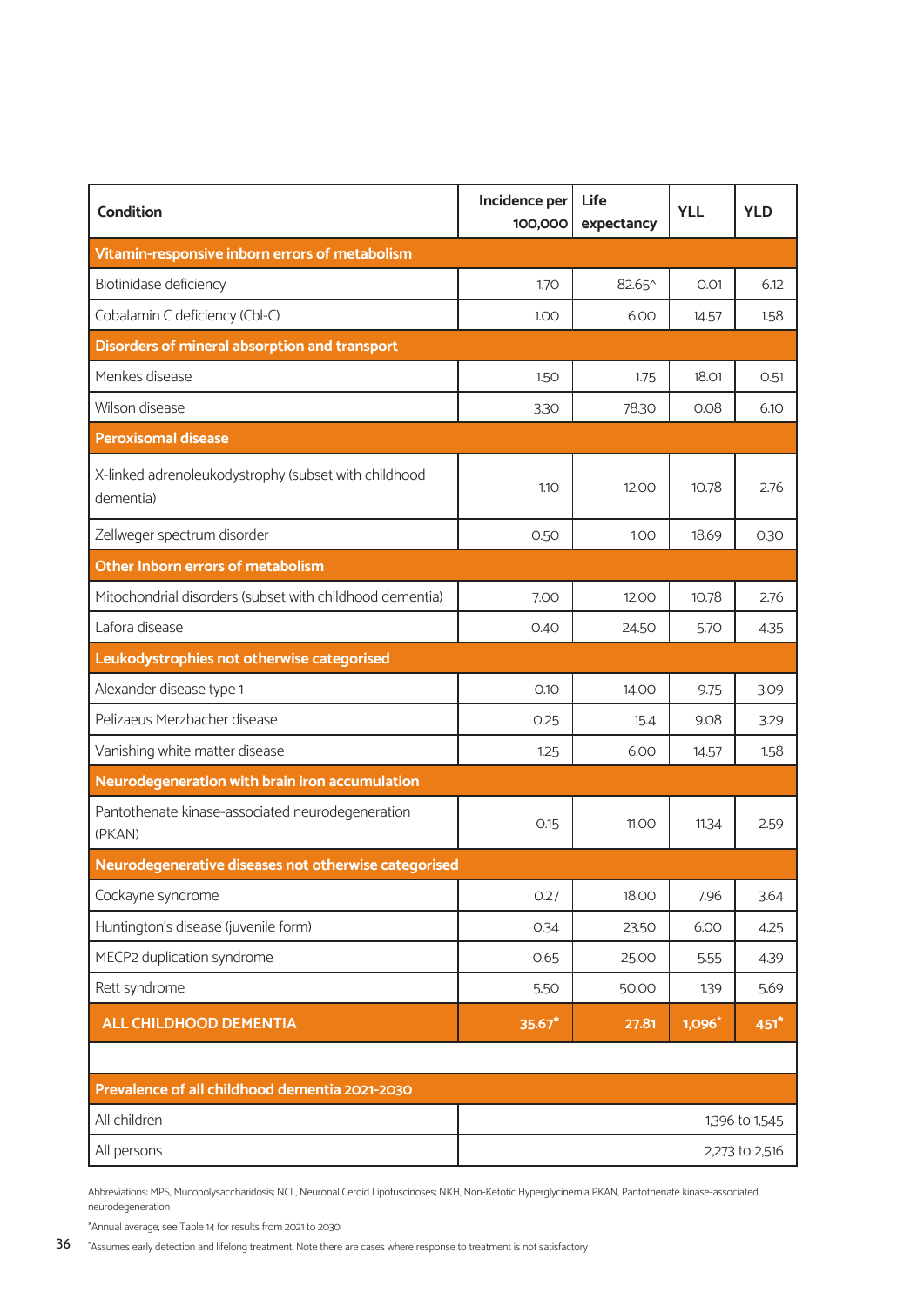| Condition | Incidence per 100,000 | Life expectancy | YLL | YLD |
|---|---|---|---|---|
| **Vitamin-responsive inborn errors of metabolism** | | | | |
| Biotinidase deficiency | 1.70 | 82.65^ | 0.01 | 6.12 |
| Cobalamin C deficiency (Cbl-C) | 1.00 | 6.00 | 14.57 | 1.58 |
| **Disorders of mineral absorption and transport** | | | | |
| Menkes disease | 1.50 | 1.75 | 18.01 | 0.51 |
| Wilson disease | 3.30 | 78.30 | 0.08 | 6.10 |
| **Peroxisomal disease** | | | | |
| X-linked adrenoleukodystrophy (subset with childhood dementia) | 1.10 | 12.00 | 10.78 | 2.76 |
| Zellweger spectrum disorder | 0.50 | 1.00 | 18.69 | 0.30 |
| **Other Inborn errors of metabolism** | | | | |
| Mitochondrial disorders (subset with childhood dementia) | 7.00 | 12.00 | 10.78 | 2.76 |
| Lafora disease | 0.40 | 24.50 | 5.70 | 4.35 |
| **Leukodystrophies not otherwise categorised** | | | | |
| Alexander disease type 1 | 0.10 | 14.00 | 9.75 | 3.09 |
| Pelizaeus Merzbacher disease | 0.25 | 15.4 | 9.08 | 3.29 |
| Vanishing white matter disease | 1.25 | 6.00 | 14.57 | 1.58 |
| **Neurodegeneration with brain iron accumulation** | | | | |
| Pantothenate kinase-associated neurodegeneration (PKAN) | 0.15 | 11.00 | 11.34 | 2.59 |
| **Neurodegenerative diseases not otherwise categorised** | | | | |
| Cockayne syndrome | 0.27 | 18.00 | 7.96 | 3.64 |
| Huntington's disease (juvenile form) | 0.34 | 23.50 | 6.00 | 4.25 |
| MECP2 duplication syndrome | 0.65 | 25.00 | 5.55 | 4.39 |
| Rett syndrome | 5.50 | 50.00 | 1.39 | 5.69 |
| **ALL CHILDHOOD DEMENTIA** | **35.67*** | **27.81** | **1,096*** | **451*** |
| | | | | |
| **Prevalence of all childhood dementia 2021-2030** | | | | |
| All children | 1,396 to 1,545 | | | |
| All persons | 2,273 to 2,516 | | | |

Abbreviations: MPS, Mucopolysaccharidosis; NCL, Neuronal Ceroid Lipofuscinoses; NKH, Non-Ketotic Hyperglycinemia PKAN, Pantothenate kinase-associated neurodegeneration

*Annual average, see Table 14 for results from 2021 to 2030

^Assumes early detection and lifelong treatment. Note there are cases where response to treatment is not satisfactory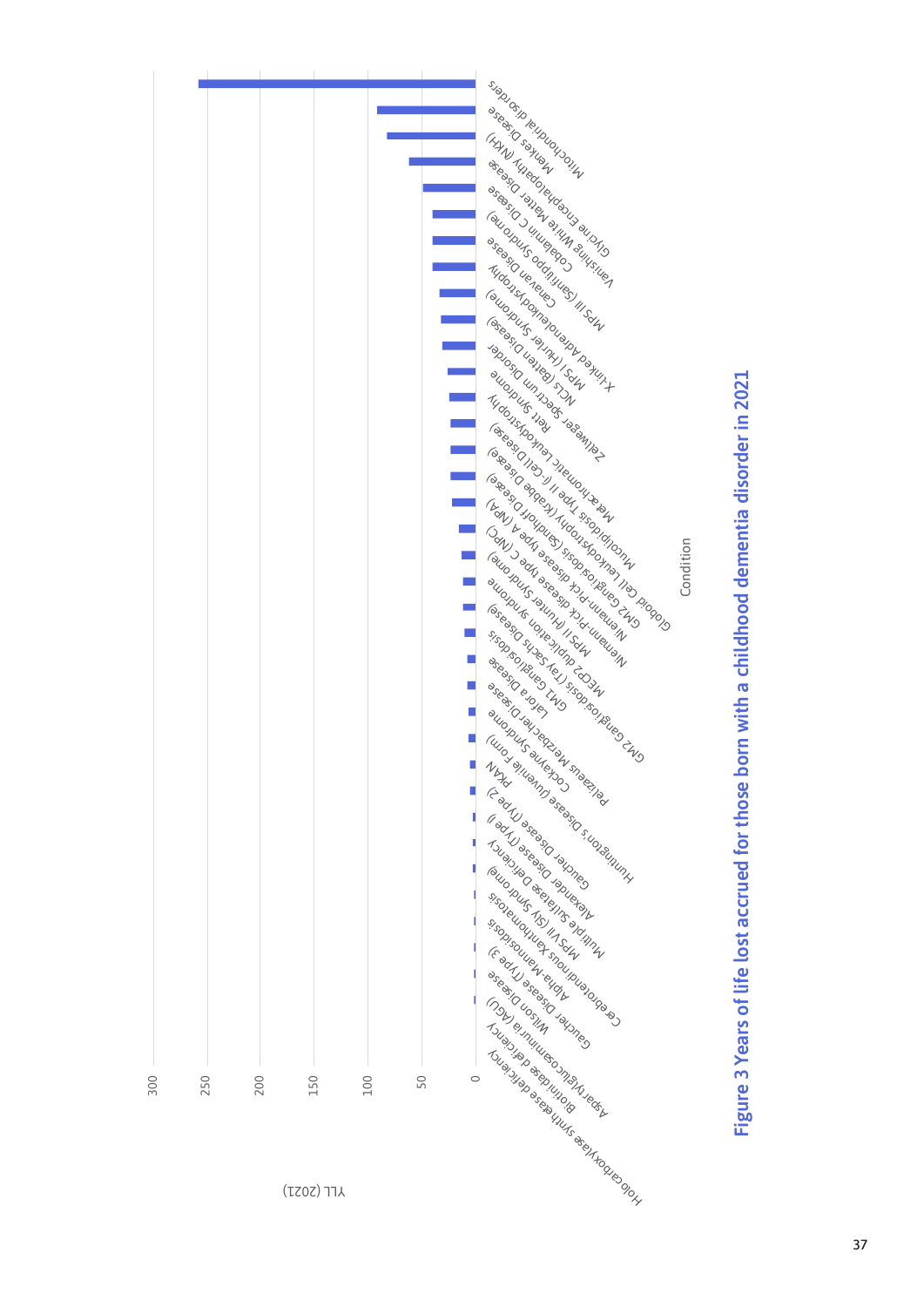| Condition | YLL (2021) |
| --- | --- |
| Mitochondrial disorders | 258 |
| Menkes Disease | 92 |
| Glycine Encephalopathy (NKH) | 82 |
| Vanishing White Matter Disease | 62 |
| Cobalamin C Disease | 49 |
| MPS III (Sanfilippo Syndrome) | 41 |
| Canavan Disease | 41 |
| X-linked Adrenoleukodystrophy | 41 |
| MPS I (Hurler Syndrome) | 34 |
| NCLS (Batten Disease) | 33 |
| Zellweger Spectrum Disorder | 31 |
| Rett Syndrome | 26 |
| Metachromatic Leukodystrophy | 25 |
| Mucolipidosis Type II (I-Cell Disease) | 24 |
| Globoid Cell Leukodystrophy (Krabbe Disease) | 24 |
| GM2 Gangliosidosis (Sandhoff Disease) | 24 |
| Niemann-Pick disease type A (NPA) | 22 |
| Niemann-Pick disease type C (NPC) | 16 |
| MPS II (Hunter Syndrome) | 13 |
| MECP2 duplication syndrome | 12 |
| GM2 Gangliosidosis (Tay Sachs Disease) | 12 |
| GM1 Gangliosidosis | 10 |
| Lafora Disease | 8 |
| Pelizaeus Merzbacher Disease | 8 |
| Cockayne Syndrome | 7 |
| Huntington's Disease (Juvenile Form) | 6 |
| PKAN | 6 |
| Gaucher Disease (Type 2) | 3 |
| Alexander Disease (Type I) | 3 |
| Multiple Sulfatase Deficiency | 3 |
| MPS VII (Sly Syndrome) | 2 |
| Cerebrotendinous Xanthomatosis | 2 |
| Alpha-Mannosidosis | 2 |
| Gaucher Disease (Type 3) | 2 |
| Wilson Disease | 2 |
| Aspartylglucosaminuria (AGU) | 2 |
| Biotinidase deficiency | 1 |
| Holocarboxylase synthetase deficiency | 1 |

**Figure 3 Years of life lost accrued for those born with a childhood dementia disorder in 2021**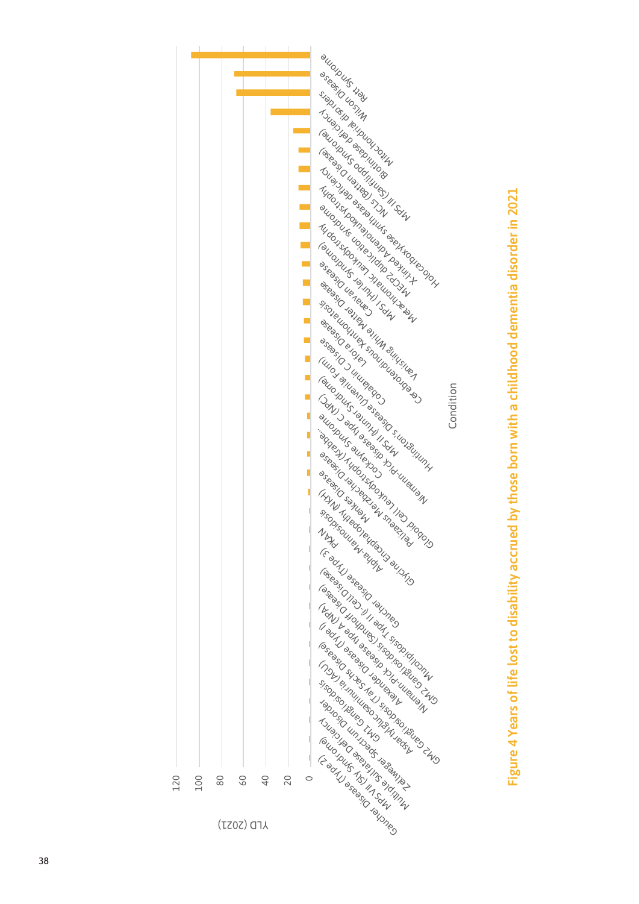| Condition | YLD (2021) |
|---|---|
| Rett Syndrome | ~107 |
| Wilson Disease | ~68 |
| Mitochondrial disorders | ~66 |
| Biotinidase deficiency | ~36 |
| MPS III (Sanfilippo Syndrome) | ~15 |
| NCLs (Batten Disease) | ~10 |
| Holocarboxylase synthetase deficiency | ~10 |
| X-linked Adrenoleukodystrophy | ~10 |
| MECP2 duplication syndrome | ~9 |
| Metachromatic Leukodystrophy | ~9 |
| MPS I (Hurler Syndrome) | ~8 |
| Canavan Disease | ~7 |
| Vanishing White Matter Disease | ~6 |
| Cerebrotendinous Xanthomatosis | ~6 |
| Lafora Disease | ~5 |
| Cobalamin C Disease | ~5 |
| Huntington's Disease (Juvenile Form) | ~4 |
| MPS II (Hunter Syndrome) | ~4 |
| Niemann-Pick disease type C (NPC) | ~4 |
| Cockayne Syndrome | ~3 |
| Globoid Cell Leukodystrophy (Krabbe... | ~3 |
| Pelizaeus Merzbacher Disease | ~3 |
| Menkes Disease | ~3 |
| Glycine Encephalopathy (NKH) | ~2 |
| Alpha-Mannosidosis | ~1 |
| PKAN | ~1 |
| Gaucher Disease (Type 3) | ~1 |
| Mucolipidosis Type II (I-Cell Disease) | ~1 |
| GM2 Gangliosidosis (Sandhoff Disease) | ~1 |
| Niemann-Pick disease type A (NPA) | ~1 |
| Alexander Disease (Type I) | ~1 |
| GM2 Gangliosidosis (Tay Sachs Disease) | ~1 |
| Aspartylglucosaminuria (AGU) | ~1 |
| GM1 Gangliosidosis | ~1 |
| Zellweger Spectrum Disorder | ~1 |
| Multiple Sulfatase Deficiency | ~1 |
| MPS VII (Sly Syndrome) | ~1 |
| Gaucher Disease (Type 2) | ~1 |

**Figure 4 Years of life lost to disability accrued by those born with a childhood dementia disorder in 2021**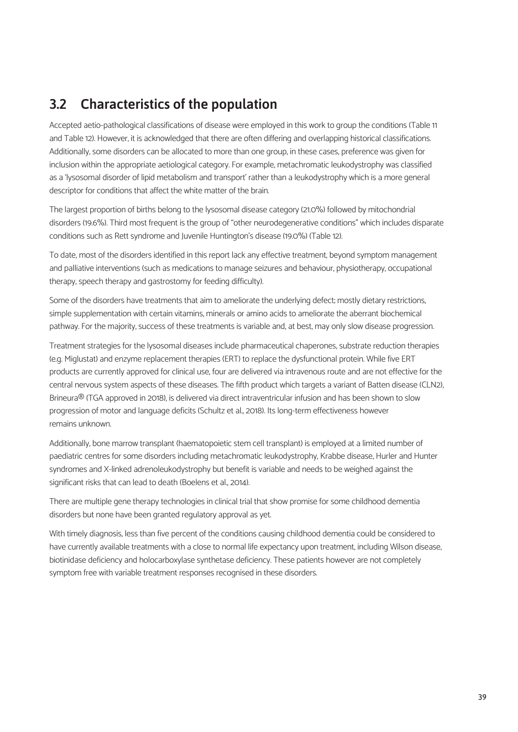## 3.2 Characteristics of the population

Accepted aetio-pathological classifications of disease were employed in this work to group the conditions (Table 11 and Table 12). However, it is acknowledged that there are often differing and overlapping historical classifications. Additionally, some disorders can be allocated to more than one group, in these cases, preference was given for inclusion within the appropriate aetiological category. For example, metachromatic leukodystrophy was classified as a 'lysosomal disorder of lipid metabolism and transport' rather than a leukodystrophy which is a more general descriptor for conditions that affect the white matter of the brain.

The largest proportion of births belong to the lysosomal disease category (21.0%) followed by mitochondrial disorders (19.6%). Third most frequent is the group of "other neurodegenerative conditions" which includes disparate conditions such as Rett syndrome and Juvenile Huntington's disease (19.0%) (Table 12).

To date, most of the disorders identified in this report lack any effective treatment, beyond symptom management and palliative interventions (such as medications to manage seizures and behaviour, physiotherapy, occupational therapy, speech therapy and gastrostomy for feeding difficulty).

Some of the disorders have treatments that aim to ameliorate the underlying defect; mostly dietary restrictions, simple supplementation with certain vitamins, minerals or amino acids to ameliorate the aberrant biochemical pathway. For the majority, success of these treatments is variable and, at best, may only slow disease progression.

Treatment strategies for the lysosomal diseases include pharmaceutical chaperones, substrate reduction therapies (e.g. Miglustat) and enzyme replacement therapies (ERT) to replace the dysfunctional protein. While five ERT products are currently approved for clinical use, four are delivered via intravenous route and are not effective for the central nervous system aspects of these diseases. The fifth product which targets a variant of Batten disease (CLN2), Brineura® (TGA approved in 2018), is delivered via direct intraventricular infusion and has been shown to slow progression of motor and language deficits (Schultz et al., 2018). Its long-term effectiveness however remains unknown.

Additionally, bone marrow transplant (haematopoietic stem cell transplant) is employed at a limited number of paediatric centres for some disorders including metachromatic leukodystrophy, Krabbe disease, Hurler and Hunter syndromes and X-linked adrenoleukodystrophy but benefit is variable and needs to be weighed against the significant risks that can lead to death (Boelens et al., 2014).

There are multiple gene therapy technologies in clinical trial that show promise for some childhood dementia disorders but none have been granted regulatory approval as yet.

With timely diagnosis, less than five percent of the conditions causing childhood dementia could be considered to have currently available treatments with a close to normal life expectancy upon treatment, including Wilson disease, biotinidase deficiency and holocarboxylase synthetase deficiency. These patients however are not completely symptom free with variable treatment responses recognised in these disorders.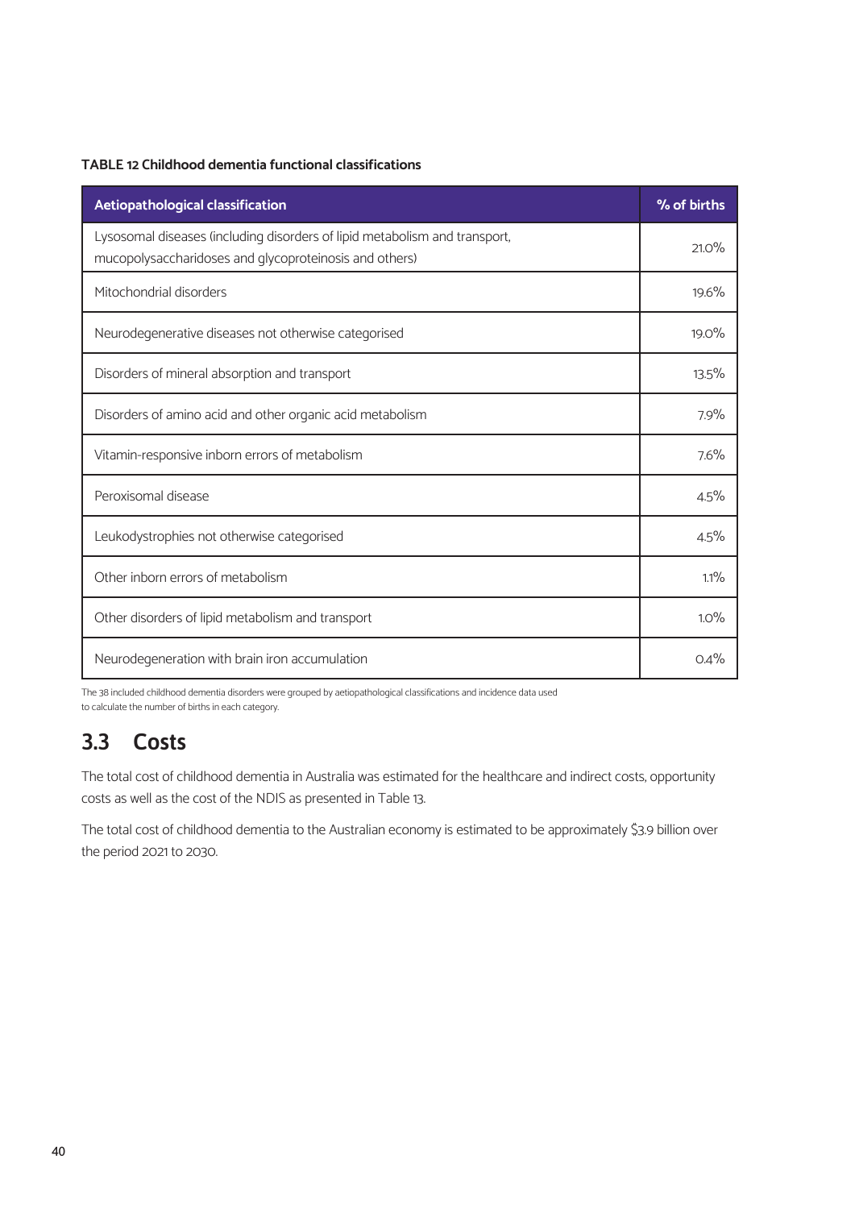**TABLE 12 Childhood dementia functional classifications**

| Aetiopathological classification | % of births |
|---|---|
| Lysosomal diseases (including disorders of lipid metabolism and transport, mucopolysaccharidoses and glycoproteinosis and others) | 21.0% |
| Mitochondrial disorders | 19.6% |
| Neurodegenerative diseases not otherwise categorised | 19.0% |
| Disorders of mineral absorption and transport | 13.5% |
| Disorders of amino acid and other organic acid metabolism | 7.9% |
| Vitamin-responsive inborn errors of metabolism | 7.6% |
| Peroxisomal disease | 4.5% |
| Leukodystrophies not otherwise categorised | 4.5% |
| Other inborn errors of metabolism | 1.1% |
| Other disorders of lipid metabolism and transport | 1.0% |
| Neurodegeneration with brain iron accumulation | 0.4% |

The 38 included childhood dementia disorders were grouped by aetiopathological classifications and incidence data used to calculate the number of births in each category.

## 3.3 Costs

The total cost of childhood dementia in Australia was estimated for the healthcare and indirect costs, opportunity costs as well as the cost of the NDIS as presented in Table 13.

The total cost of childhood dementia to the Australian economy is estimated to be approximately $3.9 billion over the period 2021 to 2030.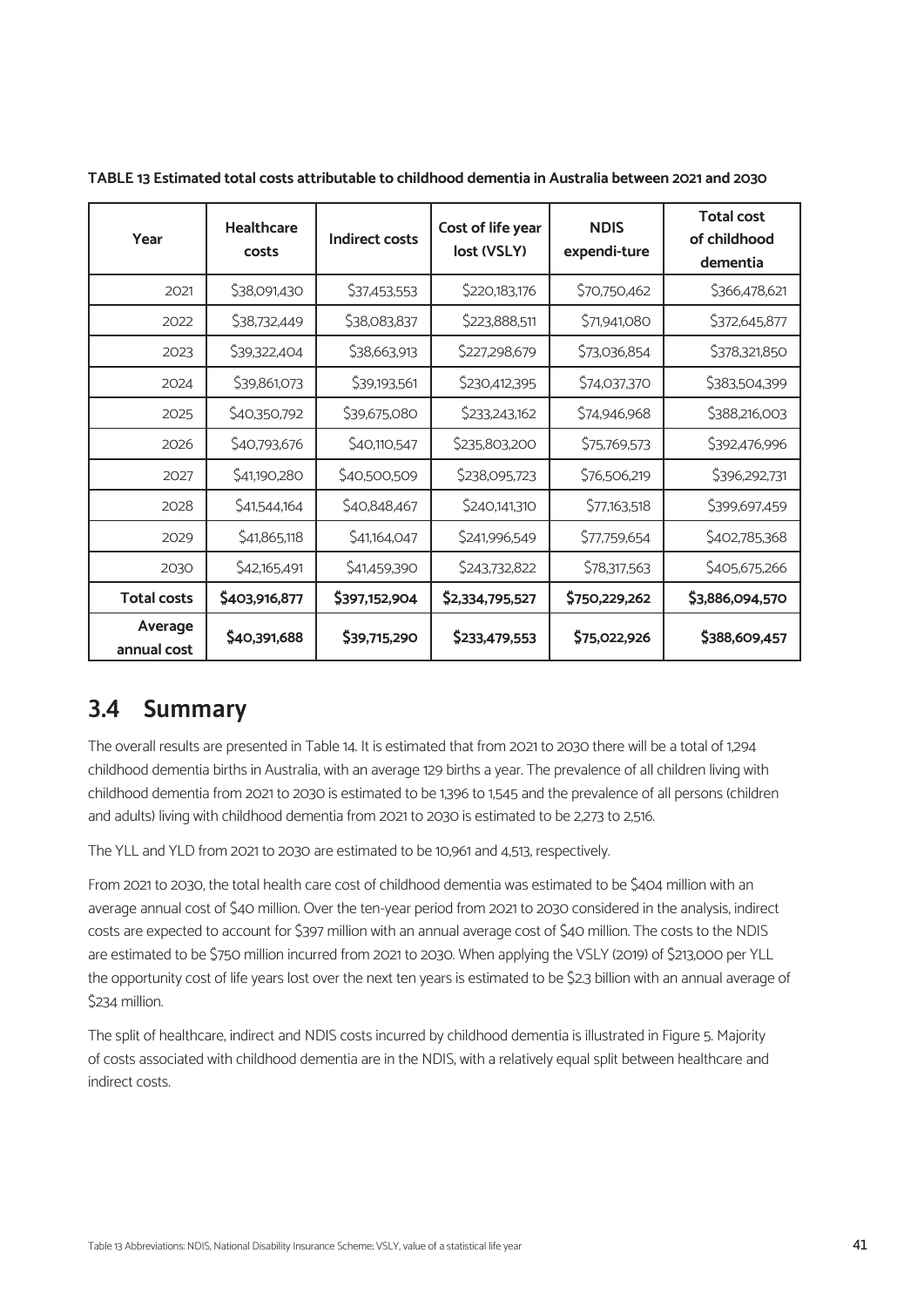**TABLE 13 Estimated total costs attributable to childhood dementia in Australia between 2021 and 2030**

| Year | Healthcare costs | Indirect costs | Cost of life year lost (VSLY) | NDIS expendi-ture | Total cost of childhood dementia |
|---|---|---|---|---|---|
| 2021 | $38,091,430 | $37,453,553 | $220,183,176 | $70,750,462 | $366,478,621 |
| 2022 | $38,732,449 | $38,083,837 | $223,888,511 | $71,941,080 | $372,645,877 |
| 2023 | $39,322,404 | $38,663,913 | $227,298,679 | $73,036,854 | $378,321,850 |
| 2024 | $39,861,073 | $39,193,561 | $230,412,395 | $74,037,370 | $383,504,399 |
| 2025 | $40,350,792 | $39,675,080 | $233,243,162 | $74,946,968 | $388,216,003 |
| 2026 | $40,793,676 | $40,110,547 | $235,803,200 | $75,769,573 | $392,476,996 |
| 2027 | $41,190,280 | $40,500,509 | $238,095,723 | $76,506,219 | $396,292,731 |
| 2028 | $41,544,164 | $40,848,467 | $240,141,310 | $77,163,518 | $399,697,459 |
| 2029 | $41,865,118 | $41,164,047 | $241,996,549 | $77,759,654 | $402,785,368 |
| 2030 | $42,165,491 | $41,459,390 | $243,732,822 | $78,317,563 | $405,675,266 |
| **Total costs** | **$403,916,877** | **$397,152,904** | **$2,334,795,527** | **$750,229,262** | **$3,886,094,570** |
| **Average annual cost** | **$40,391,688** | **$39,715,290** | **$233,479,553** | **$75,022,926** | **$388,609,457** |

Table 13 Abbreviations: NDIS, National Disability Insurance Scheme; VSLY, value of a statistical life year

## 3.4 Summary

The overall results are presented in Table 14. It is estimated that from 2021 to 2030 there will be a total of 1,294 childhood dementia births in Australia, with an average 129 births a year. The prevalence of all children living with childhood dementia from 2021 to 2030 is estimated to be 1,396 to 1,545 and the prevalence of all persons (children and adults) living with childhood dementia from 2021 to 2030 is estimated to be 2,273 to 2,516.

The YLL and YLD from 2021 to 2030 are estimated to be 10,961 and 4,513, respectively.

From 2021 to 2030, the total health care cost of childhood dementia was estimated to be $404 million with an average annual cost of $40 million. Over the ten-year period from 2021 to 2030 considered in the analysis, indirect costs are expected to account for $397 million with an annual average cost of $40 million. The costs to the NDIS are estimated to be $750 million incurred from 2021 to 2030. When applying the VSLY (2019) of $213,000 per YLL the opportunity cost of life years lost over the next ten years is estimated to be $2.3 billion with an annual average of $234 million.

The split of healthcare, indirect and NDIS costs incurred by childhood dementia is illustrated in Figure 5. Majority of costs associated with childhood dementia are in the NDIS, with a relatively equal split between healthcare and indirect costs.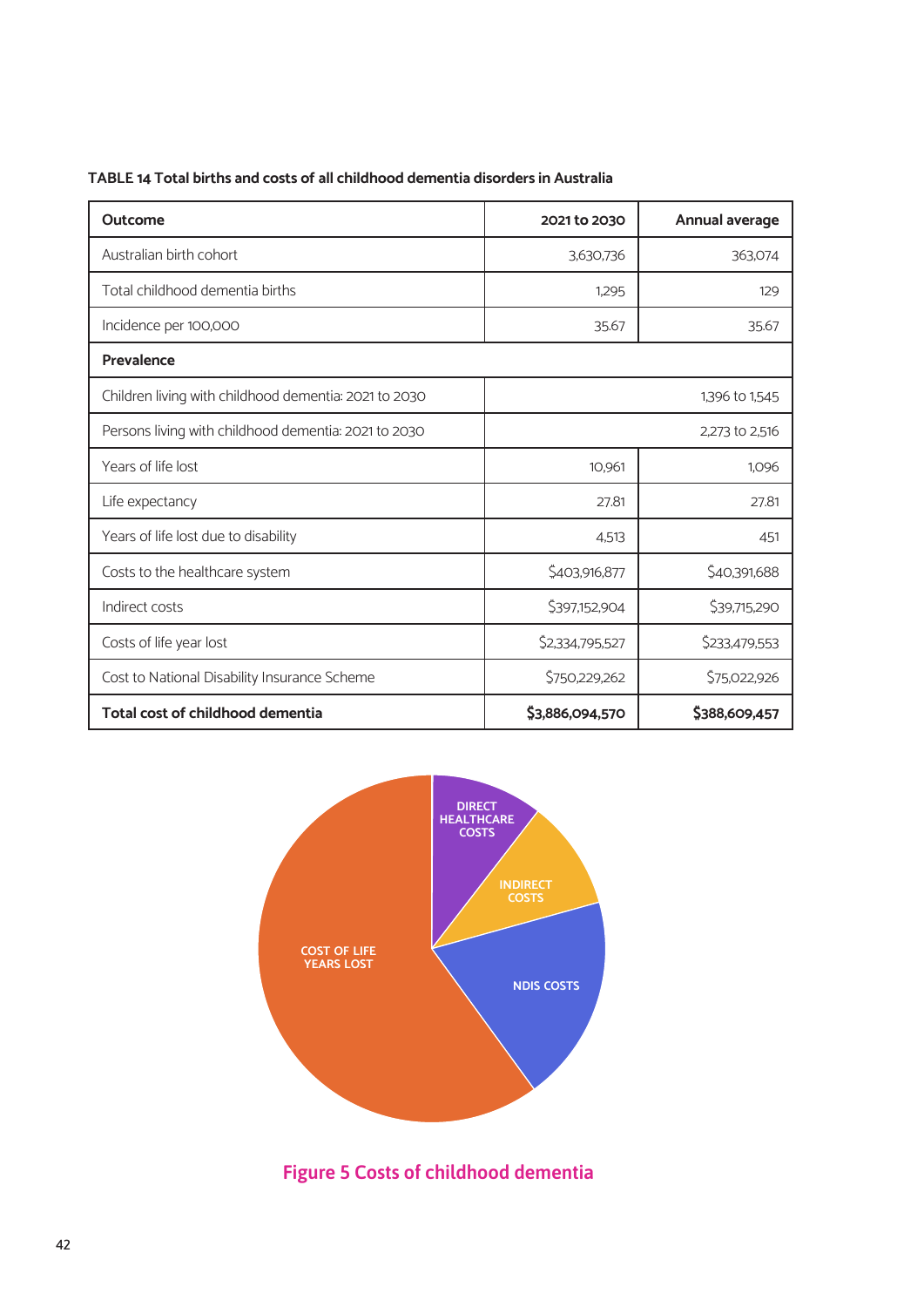**TABLE 14 Total births and costs of all childhood dementia disorders in Australia**

| Outcome | 2021 to 2030 | Annual average |
|---|---|---|
| Australian birth cohort | 3,630,736 | 363,074 |
| Total childhood dementia births | 1,295 | 129 |
| Incidence per 100,000 | 35.67 | 35.67 |
| **Prevalence** | | |
| Children living with childhood dementia: 2021 to 2030 | | 1,396 to 1,545 |
| Persons living with childhood dementia: 2021 to 2030 | | 2,273 to 2,516 |
| Years of life lost | 10,961 | 1,096 |
| Life expectancy | 27.81 | 27.81 |
| Years of life lost due to disability | 4,513 | 451 |
| Costs to the healthcare system | $403,916,877 | $40,391,688 |
| Indirect costs | $397,152,904 | $39,715,290 |
| Costs of life year lost | $2,334,795,527 | $233,479,553 |
| Cost to National Disability Insurance Scheme | $750,229,262 | $75,022,926 |
| **Total cost of childhood dementia** | **$3,886,094,570** | **$388,609,457** |

DIRECT HEALTHCARE COSTS

INDIRECT COSTS

NDIS COSTS

COST OF LIFE YEARS LOST

Figure 5 Costs of childhood dementia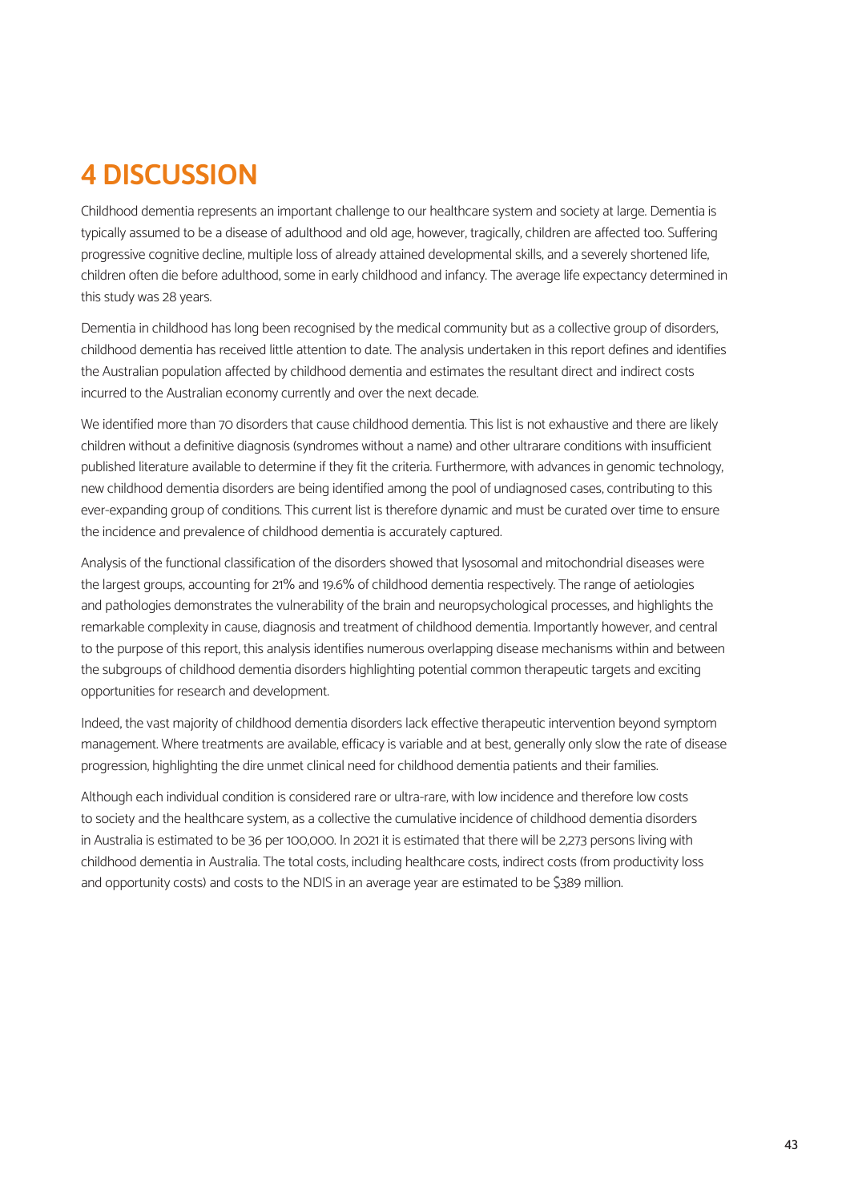# 4 DISCUSSION

Childhood dementia represents an important challenge to our healthcare system and society at large. Dementia is typically assumed to be a disease of adulthood and old age, however, tragically, children are affected too. Suffering progressive cognitive decline, multiple loss of already attained developmental skills, and a severely shortened life, children often die before adulthood, some in early childhood and infancy. The average life expectancy determined in this study was 28 years.

Dementia in childhood has long been recognised by the medical community but as a collective group of disorders, childhood dementia has received little attention to date. The analysis undertaken in this report defines and identifies the Australian population affected by childhood dementia and estimates the resultant direct and indirect costs incurred to the Australian economy currently and over the next decade.

We identified more than 70 disorders that cause childhood dementia. This list is not exhaustive and there are likely children without a definitive diagnosis (syndromes without a name) and other ultrarare conditions with insufficient published literature available to determine if they fit the criteria. Furthermore, with advances in genomic technology, new childhood dementia disorders are being identified among the pool of undiagnosed cases, contributing to this ever-expanding group of conditions. This current list is therefore dynamic and must be curated over time to ensure the incidence and prevalence of childhood dementia is accurately captured.

Analysis of the functional classification of the disorders showed that lysosomal and mitochondrial diseases were the largest groups, accounting for 21% and 19.6% of childhood dementia respectively. The range of aetiologies and pathologies demonstrates the vulnerability of the brain and neuropsychological processes, and highlights the remarkable complexity in cause, diagnosis and treatment of childhood dementia. Importantly however, and central to the purpose of this report, this analysis identifies numerous overlapping disease mechanisms within and between the subgroups of childhood dementia disorders highlighting potential common therapeutic targets and exciting opportunities for research and development.

Indeed, the vast majority of childhood dementia disorders lack effective therapeutic intervention beyond symptom management. Where treatments are available, efficacy is variable and at best, generally only slow the rate of disease progression, highlighting the dire unmet clinical need for childhood dementia patients and their families.

Although each individual condition is considered rare or ultra-rare, with low incidence and therefore low costs to society and the healthcare system, as a collective the cumulative incidence of childhood dementia disorders in Australia is estimated to be 36 per 100,000. In 2021 it is estimated that there will be 2,273 persons living with childhood dementia in Australia. The total costs, including healthcare costs, indirect costs (from productivity loss and opportunity costs) and costs to the NDIS in an average year are estimated to be $389 million.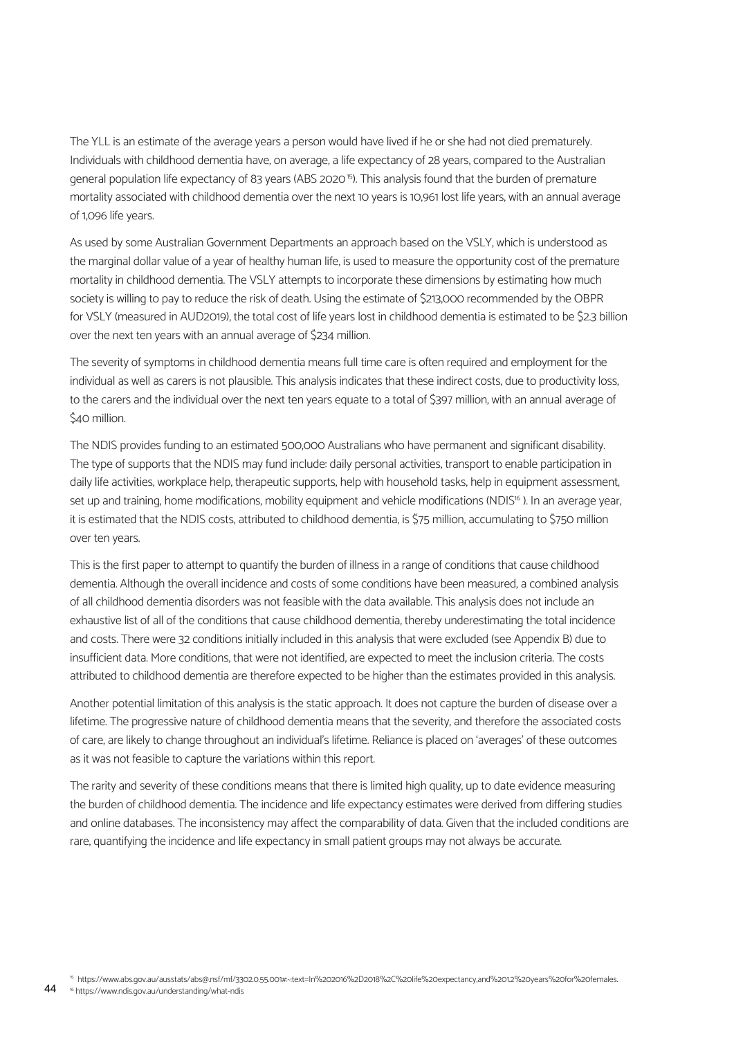The YLL is an estimate of the average years a person would have lived if he or she had not died prematurely. Individuals with childhood dementia have, on average, a life expectancy of 28 years, compared to the Australian general population life expectancy of 83 years (ABS 2020[15]). This analysis found that the burden of premature mortality associated with childhood dementia over the next 10 years is 10,961 lost life years, with an annual average of 1,096 life years.

As used by some Australian Government Departments an approach based on the VSLY, which is understood as the marginal dollar value of a year of healthy human life, is used to measure the opportunity cost of the premature mortality in childhood dementia. The VSLY attempts to incorporate these dimensions by estimating how much society is willing to pay to reduce the risk of death. Using the estimate of $213,000 recommended by the OBPR for VSLY (measured in AUD2019), the total cost of life years lost in childhood dementia is estimated to be $2.3 billion over the next ten years with an annual average of $234 million.

The severity of symptoms in childhood dementia means full time care is often required and employment for the individual as well as carers is not plausible. This analysis indicates that these indirect costs, due to productivity loss, to the carers and the individual over the next ten years equate to a total of $397 million, with an annual average of $40 million.

The NDIS provides funding to an estimated 500,000 Australians who have permanent and significant disability. The type of supports that the NDIS may fund include: daily personal activities, transport to enable participation in daily life activities, workplace help, therapeutic supports, help with household tasks, help in equipment assessment, set up and training, home modifications, mobility equipment and vehicle modifications (NDIS[16] ). In an average year, it is estimated that the NDIS costs, attributed to childhood dementia, is $75 million, accumulating to $750 million over ten years.

This is the first paper to attempt to quantify the burden of illness in a range of conditions that cause childhood dementia. Although the overall incidence and costs of some conditions have been measured, a combined analysis of all childhood dementia disorders was not feasible with the data available. This analysis does not include an exhaustive list of all of the conditions that cause childhood dementia, thereby underestimating the total incidence and costs. There were 32 conditions initially included in this analysis that were excluded (see Appendix B) due to insufficient data. More conditions, that were not identified, are expected to meet the inclusion criteria. The costs attributed to childhood dementia are therefore expected to be higher than the estimates provided in this analysis.

Another potential limitation of this analysis is the static approach. It does not capture the burden of disease over a lifetime. The progressive nature of childhood dementia means that the severity, and therefore the associated costs of care, are likely to change throughout an individual's lifetime. Reliance is placed on 'averages' of these outcomes as it was not feasible to capture the variations within this report.

The rarity and severity of these conditions means that there is limited high quality, up to date evidence measuring the burden of childhood dementia. The incidence and life expectancy estimates were derived from differing studies and online databases. The inconsistency may affect the comparability of data. Given that the included conditions are rare, quantifying the incidence and life expectancy in small patient groups may not always be accurate.

[15] https://www.abs.gov.au/ausstats/abs@.nsf/mf/3302.0.55.001#:~:text=In%202016%2D2018%2C%20life%20expectancy,and%201.2%20years%20for%20females.

[16] https://www.ndis.gov.au/understanding/what-ndis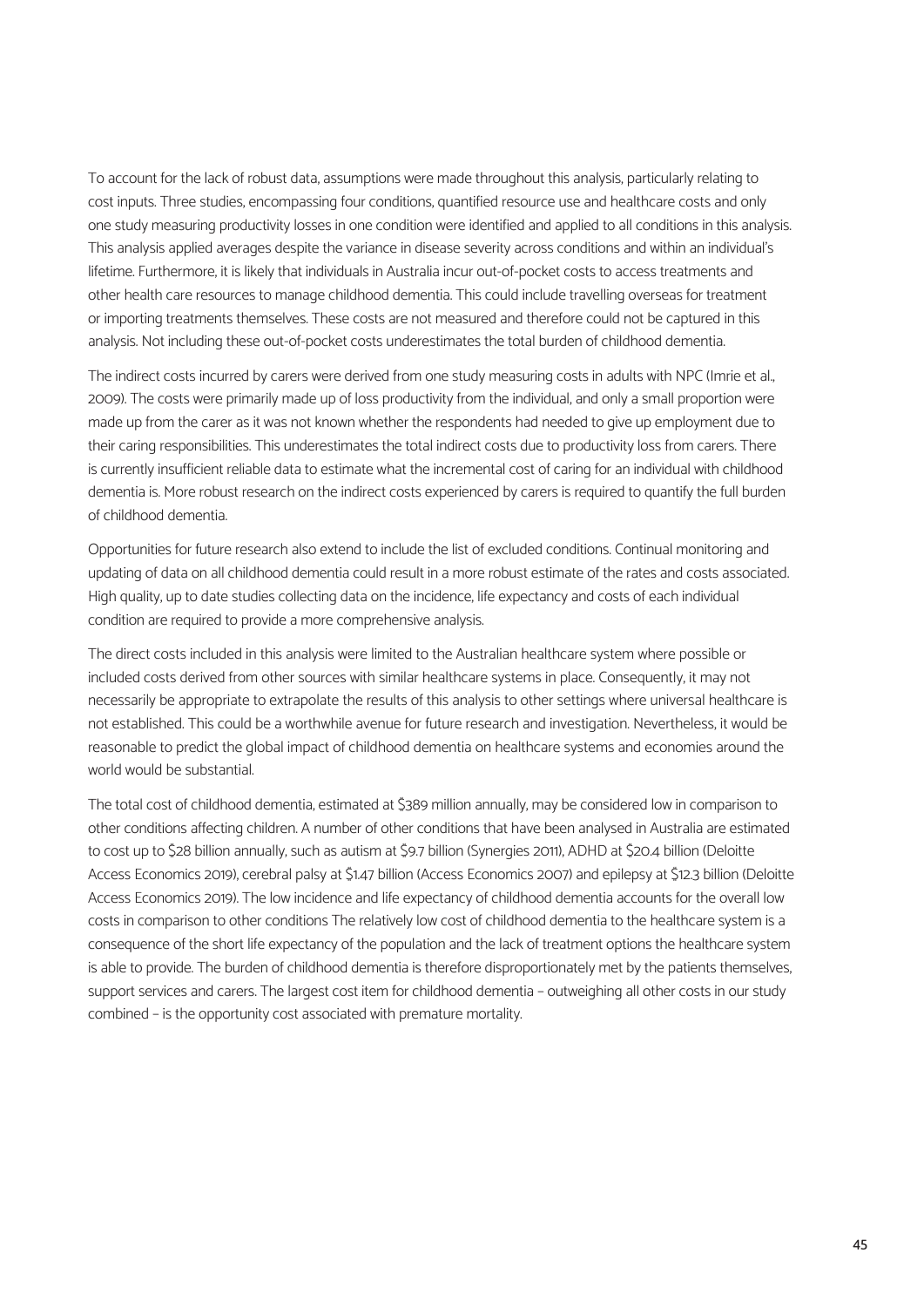To account for the lack of robust data, assumptions were made throughout this analysis, particularly relating to cost inputs. Three studies, encompassing four conditions, quantified resource use and healthcare costs and only one study measuring productivity losses in one condition were identified and applied to all conditions in this analysis. This analysis applied averages despite the variance in disease severity across conditions and within an individual's lifetime. Furthermore, it is likely that individuals in Australia incur out-of-pocket costs to access treatments and other health care resources to manage childhood dementia. This could include travelling overseas for treatment or importing treatments themselves. These costs are not measured and therefore could not be captured in this analysis. Not including these out-of-pocket costs underestimates the total burden of childhood dementia.

The indirect costs incurred by carers were derived from one study measuring costs in adults with NPC (Imrie et al., 2009). The costs were primarily made up of loss productivity from the individual, and only a small proportion were made up from the carer as it was not known whether the respondents had needed to give up employment due to their caring responsibilities. This underestimates the total indirect costs due to productivity loss from carers. There is currently insufficient reliable data to estimate what the incremental cost of caring for an individual with childhood dementia is. More robust research on the indirect costs experienced by carers is required to quantify the full burden of childhood dementia.

Opportunities for future research also extend to include the list of excluded conditions. Continual monitoring and updating of data on all childhood dementia could result in a more robust estimate of the rates and costs associated. High quality, up to date studies collecting data on the incidence, life expectancy and costs of each individual condition are required to provide a more comprehensive analysis.

The direct costs included in this analysis were limited to the Australian healthcare system where possible or included costs derived from other sources with similar healthcare systems in place. Consequently, it may not necessarily be appropriate to extrapolate the results of this analysis to other settings where universal healthcare is not established. This could be a worthwhile avenue for future research and investigation. Nevertheless, it would be reasonable to predict the global impact of childhood dementia on healthcare systems and economies around the world would be substantial.

The total cost of childhood dementia, estimated at $389 million annually, may be considered low in comparison to other conditions affecting children. A number of other conditions that have been analysed in Australia are estimated to cost up to $28 billion annually, such as autism at $9.7 billion (Synergies 2011), ADHD at $20.4 billion (Deloitte Access Economics 2019), cerebral palsy at $1.47 billion (Access Economics 2007) and epilepsy at $12.3 billion (Deloitte Access Economics 2019). The low incidence and life expectancy of childhood dementia accounts for the overall low costs in comparison to other conditions The relatively low cost of childhood dementia to the healthcare system is a consequence of the short life expectancy of the population and the lack of treatment options the healthcare system is able to provide. The burden of childhood dementia is therefore disproportionately met by the patients themselves, support services and carers. The largest cost item for childhood dementia – outweighing all other costs in our study combined – is the opportunity cost associated with premature mortality.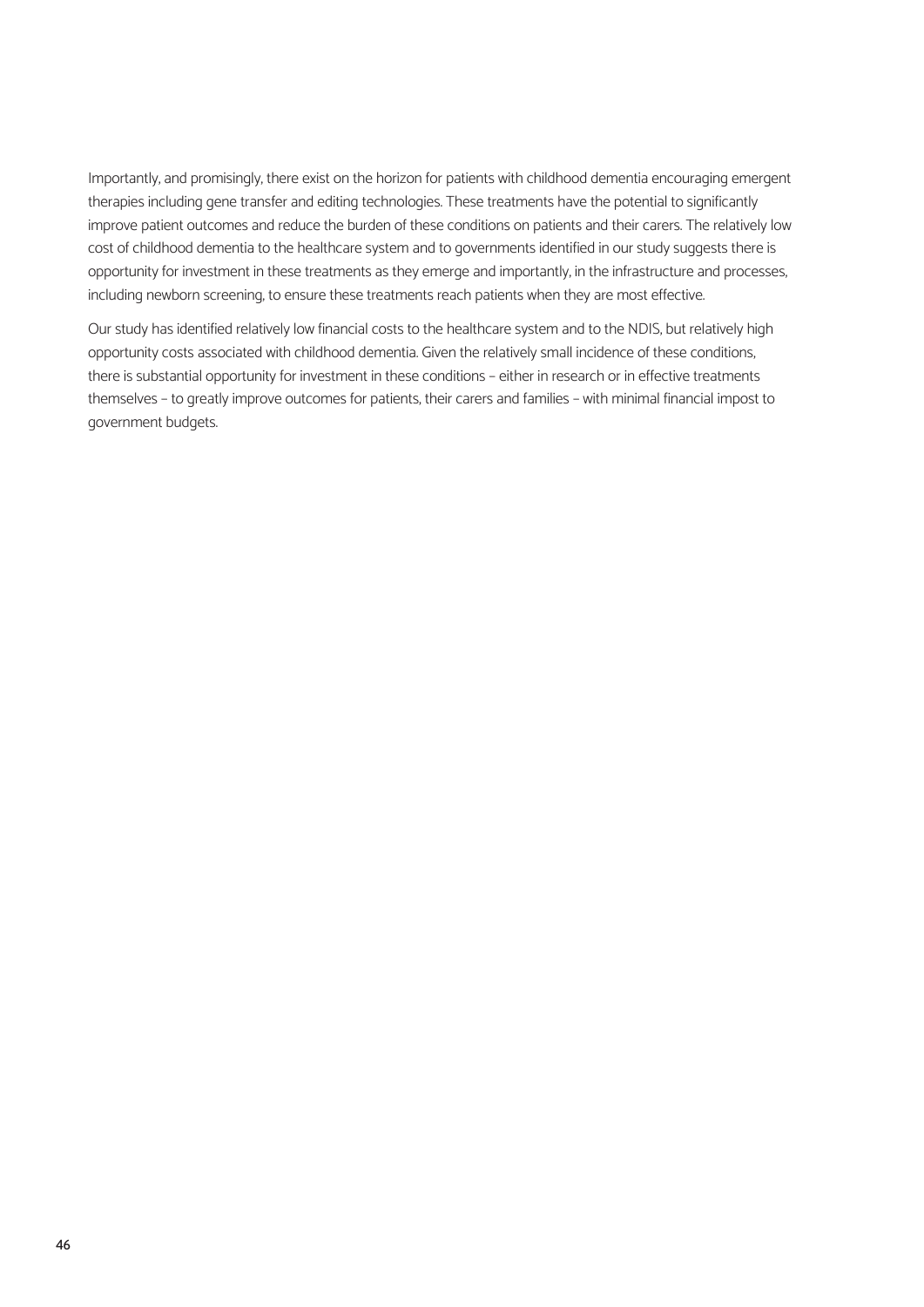Importantly, and promisingly, there exist on the horizon for patients with childhood dementia encouraging emergent therapies including gene transfer and editing technologies. These treatments have the potential to significantly improve patient outcomes and reduce the burden of these conditions on patients and their carers. The relatively low cost of childhood dementia to the healthcare system and to governments identified in our study suggests there is opportunity for investment in these treatments as they emerge and importantly, in the infrastructure and processes, including newborn screening, to ensure these treatments reach patients when they are most effective.

Our study has identified relatively low financial costs to the healthcare system and to the NDIS, but relatively high opportunity costs associated with childhood dementia. Given the relatively small incidence of these conditions, there is substantial opportunity for investment in these conditions – either in research or in effective treatments themselves – to greatly improve outcomes for patients, their carers and families – with minimal financial impost to government budgets.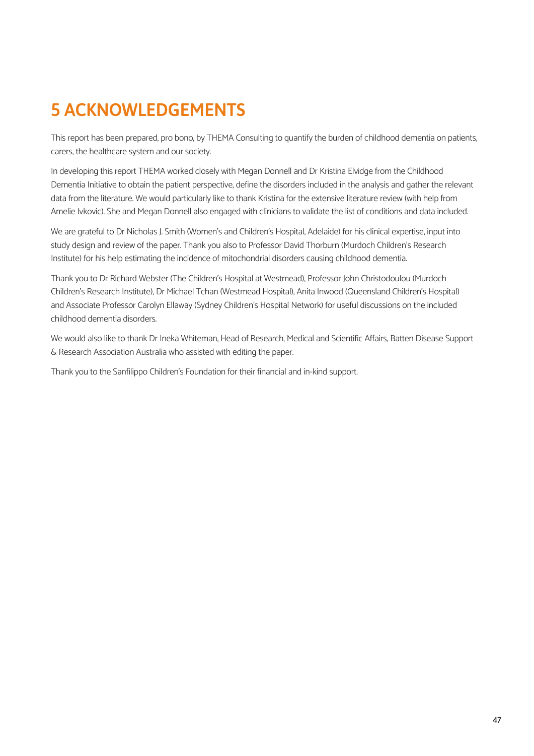# 5 ACKNOWLEDGEMENTS

This report has been prepared, pro bono, by THEMA Consulting to quantify the burden of childhood dementia on patients, carers, the healthcare system and our society.

In developing this report THEMA worked closely with Megan Donnell and Dr Kristina Elvidge from the Childhood Dementia Initiative to obtain the patient perspective, define the disorders included in the analysis and gather the relevant data from the literature. We would particularly like to thank Kristina for the extensive literature review (with help from Amelie Ivkovic). She and Megan Donnell also engaged with clinicians to validate the list of conditions and data included.

We are grateful to Dr Nicholas J. Smith (Women's and Children's Hospital, Adelaide) for his clinical expertise, input into study design and review of the paper. Thank you also to Professor David Thorburn (Murdoch Children's Research Institute) for his help estimating the incidence of mitochondrial disorders causing childhood dementia.

Thank you to Dr Richard Webster (The Children's Hospital at Westmead), Professor John Christodoulou (Murdoch Children's Research Institute), Dr Michael Tchan (Westmead Hospital), Anita Inwood (Queensland Children's Hospital) and Associate Professor Carolyn Ellaway (Sydney Children's Hospital Network) for useful discussions on the included childhood dementia disorders.

We would also like to thank Dr Ineka Whiteman, Head of Research, Medical and Scientific Affairs, Batten Disease Support & Research Association Australia who assisted with editing the paper.

Thank you to the Sanfilippo Children's Foundation for their financial and in-kind support.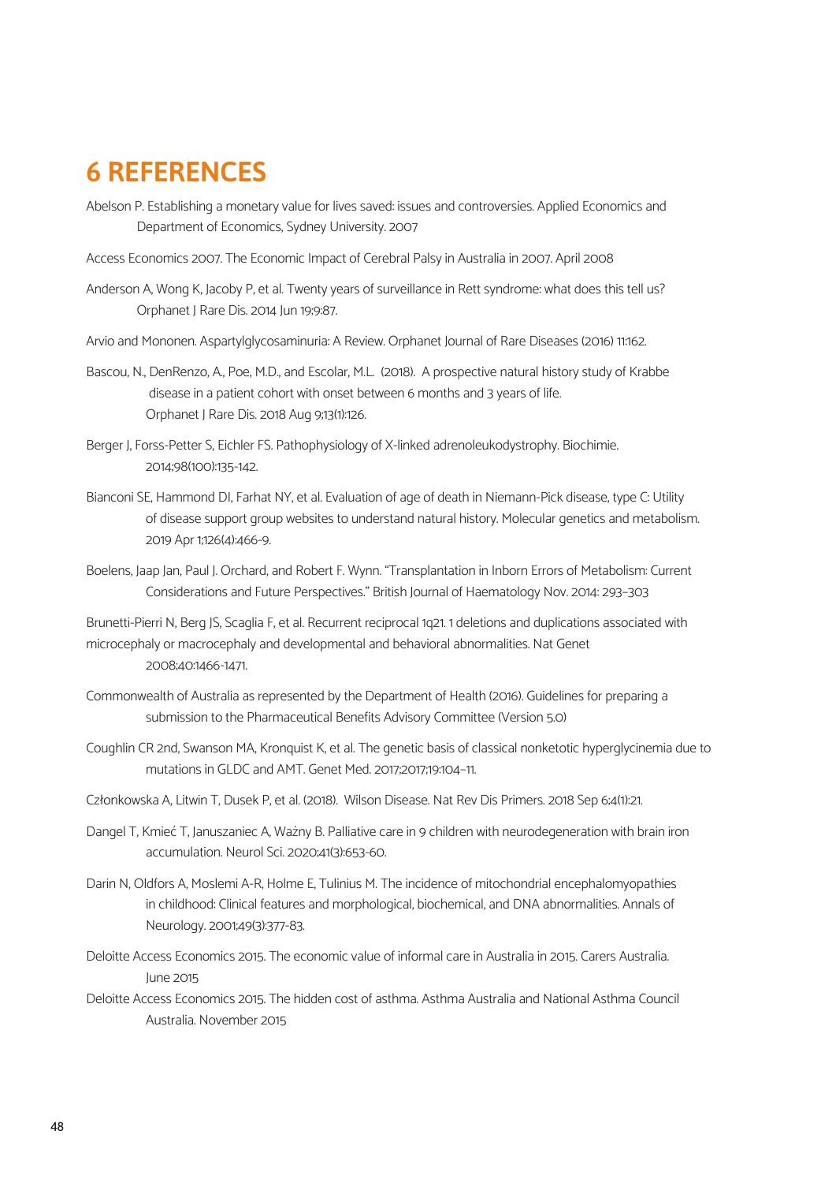# 6 REFERENCES

Abelson P. Establishing a monetary value for lives saved: issues and controversies. Applied Economics and Department of Economics, Sydney University. 2007

Access Economics 2007. The Economic Impact of Cerebral Palsy in Australia in 2007. April 2008

Anderson A, Wong K, Jacoby P, et al. Twenty years of surveillance in Rett syndrome: what does this tell us? Orphanet J Rare Dis. 2014 Jun 19;9:87.

Arvio and Mononen. Aspartylglycosaminuria: A Review. Orphanet Journal of Rare Diseases (2016) 11:162.

Bascou, N., DenRenzo, A., Poe, M.D., and Escolar, M.L. (2018). A prospective natural history study of Krabbe disease in a patient cohort with onset between 6 months and 3 years of life. Orphanet J Rare Dis. 2018 Aug 9;13(1):126.

Berger J, Forss-Petter S, Eichler FS. Pathophysiology of X-linked adrenoleukodystrophy. Biochimie. 2014;98(100):135-142.

Bianconi SE, Hammond DI, Farhat NY, et al. Evaluation of age of death in Niemann-Pick disease, type C: Utility of disease support group websites to understand natural history. Molecular genetics and metabolism. 2019 Apr 1;126(4):466-9.

Boelens, Jaap Jan, Paul J. Orchard, and Robert F. Wynn. "Transplantation in Inborn Errors of Metabolism: Current Considerations and Future Perspectives." British Journal of Haematology Nov. 2014: 293–303

Brunetti-Pierri N, Berg JS, Scaglia F, et al. Recurrent reciprocal 1q21. 1 deletions and duplications associated with microcephaly or macrocephaly and developmental and behavioral abnormalities. Nat Genet 2008;40:1466-1471.

Commonwealth of Australia as represented by the Department of Health (2016). Guidelines for preparing a submission to the Pharmaceutical Benefits Advisory Committee (Version 5.0)

Coughlin CR 2nd, Swanson MA, Kronquist K, et al. The genetic basis of classical nonketotic hyperglycinemia due to mutations in GLDC and AMT. Genet Med. 2017;2017;19:104–11.

Członkowska A, Litwin T, Dusek P, et al. (2018). Wilson Disease. Nat Rev Dis Primers. 2018 Sep 6;4(1):21.

Dangel T, Kmieć T, Januszaniec A, Ważny B. Palliative care in 9 children with neurodegeneration with brain iron accumulation. Neurol Sci. 2020;41(3):653-60.

Darin N, Oldfors A, Moslemi A-R, Holme E, Tulinius M. The incidence of mitochondrial encephalomyopathies in childhood: Clinical features and morphological, biochemical, and DNA abnormalities. Annals of Neurology. 2001;49(3):377-83.

Deloitte Access Economics 2015. The economic value of informal care in Australia in 2015. Carers Australia. June 2015

Deloitte Access Economics 2015. The hidden cost of asthma. Asthma Australia and National Asthma Council Australia. November 2015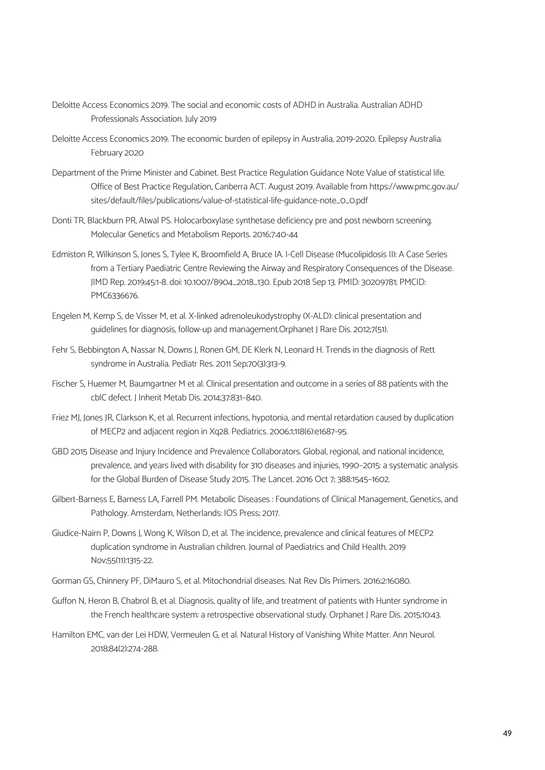Deloitte Access Economics 2019. The social and economic costs of ADHD in Australia. Australian ADHD Professionals Association. July 2019

Deloitte Access Economics 2019. The economic burden of epilepsy in Australia, 2019-2020. Epilepsy Australia. February 2020

Department of the Prime Minister and Cabinet. Best Practice Regulation Guidance Note Value of statistical life. Office of Best Practice Regulation, Canberra ACT. August 2019. Available from https://www.pmc.gov.au/sites/default/files/publications/value-of-statistical-life-guidance-note_0_0.pdf

Donti TR, Blackburn PR, Atwal PS. Holocarboxylase synthetase deficiency pre and post newborn screening. Molecular Genetics and Metabolism Reports. 2016;7:40-44

Edmiston R, Wilkinson S, Jones S, Tylee K, Broomfield A, Bruce IA. I-Cell Disease (Mucolipidosis II): A Case Series from a Tertiary Paediatric Centre Reviewing the Airway and Respiratory Consequences of the Disease. JIMD Rep. 2019;45:1-8. doi: 10.1007/8904_2018_130. Epub 2018 Sep 13. PMID: 30209781; PMCID: PMC6336676.

Engelen M, Kemp S, de Visser M, et al. X-linked adrenoleukodystrophy (X-ALD): clinical presentation and guidelines for diagnosis, follow-up and management.Orphanet J Rare Dis. 2012;7(51).

Fehr S, Bebbington A, Nassar N, Downs J, Ronen GM, DE Klerk N, Leonard H. Trends in the diagnosis of Rett syndrome in Australia. Pediatr Res. 2011 Sep;70(3):313-9.

Fischer S, Huemer M, Baumgartner M et al. Clinical presentation and outcome in a series of 88 patients with the cblC defect. J Inherit Metab Dis. 2014;37:831–840.

Friez MJ, Jones JR, Clarkson K, et al. Recurrent infections, hypotonia, and mental retardation caused by duplication of MECP2 and adjacent region in Xq28. Pediatrics. 2006;1;118(6):e1687-95.

GBD 2015 Disease and Injury Incidence and Prevalence Collaborators. Global, regional, and national incidence, prevalence, and years lived with disability for 310 diseases and injuries, 1990–2015: a systematic analysis for the Global Burden of Disease Study 2015. The Lancet. 2016 Oct 7; 388:1545–1602.

Gilbert-Barness E, Barness LA, Farrell PM. Metabolic Diseases : Foundations of Clinical Management, Genetics, and Pathology. Amsterdam, Netherlands: IOS Press; 2017.

Giudice-Nairn P, Downs J, Wong K, Wilson D, et al. The incidence, prevalence and clinical features of MECP2 duplication syndrome in Australian children. Journal of Paediatrics and Child Health. 2019 Nov;55(11):1315-22.

Gorman GS, Chinnery PF, DiMauro S, et al. Mitochondrial diseases. Nat Rev Dis Primers. 2016;2:16080.

Guffon N, Heron B, Chabrol B, et al. Diagnosis, quality of life, and treatment of patients with Hunter syndrome in the French healthcare system: a retrospective observational study. Orphanet J Rare Dis. 2015;10:43.

Hamilton EMC, van der Lei HDW, Vermeulen G, et al. Natural History of Vanishing White Matter. Ann Neurol. 2018;84(2):274-288.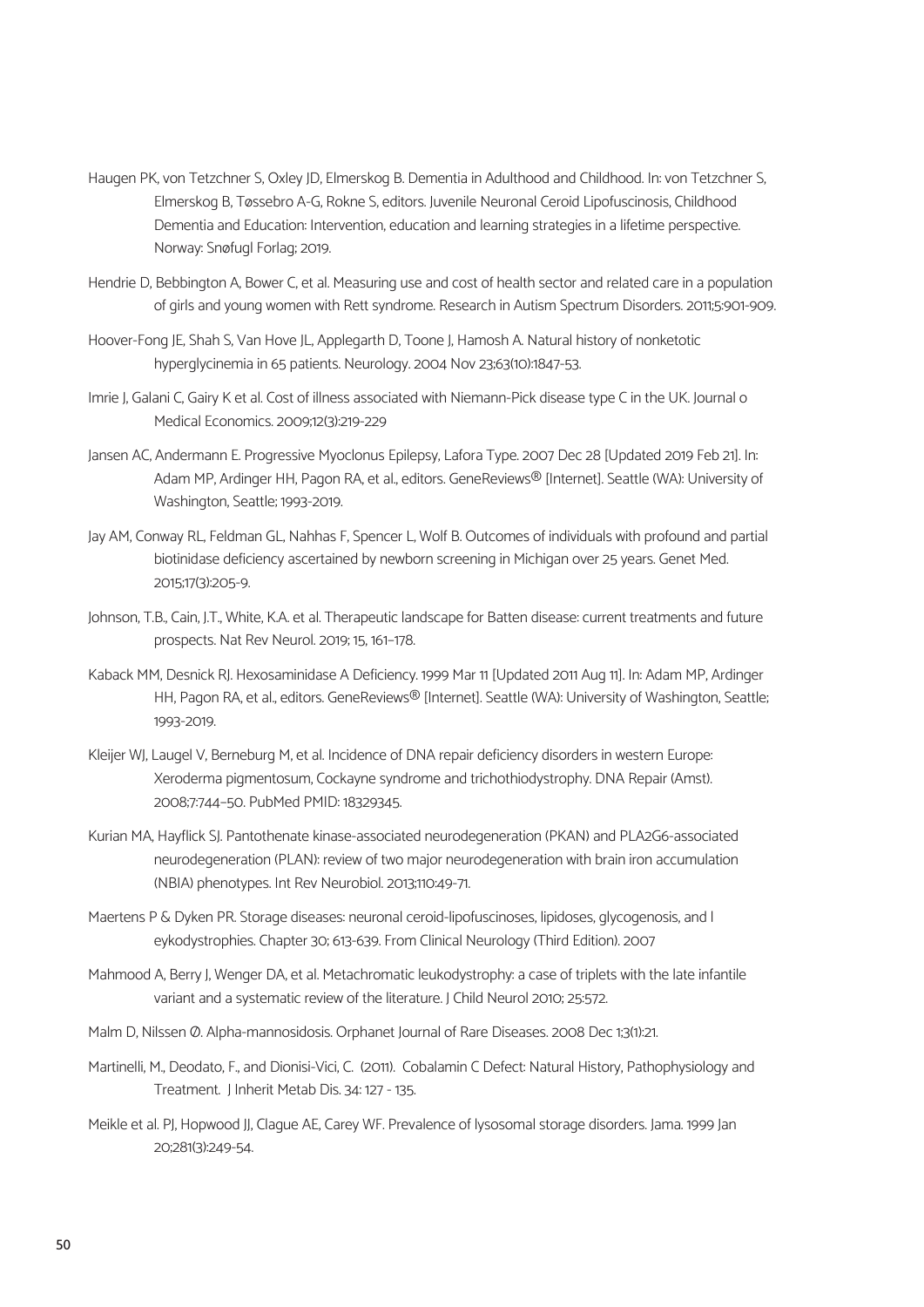Haugen PK, von Tetzchner S, Oxley JD, Elmerskog B. Dementia in Adulthood and Childhood. In: von Tetzchner S, Elmerskog B, Tøssebro A-G, Rokne S, editors. Juvenile Neuronal Ceroid Lipofuscinosis, Childhood Dementia and Education: Intervention, education and learning strategies in a lifetime perspective. Norway: Snøfugl Forlag; 2019.

Hendrie D, Bebbington A, Bower C, et al. Measuring use and cost of health sector and related care in a population of girls and young women with Rett syndrome. Research in Autism Spectrum Disorders. 2011;5:901-909.

Hoover-Fong JE, Shah S, Van Hove JL, Applegarth D, Toone J, Hamosh A. Natural history of nonketotic hyperglycinemia in 65 patients. Neurology. 2004 Nov 23;63(10):1847-53.

Imrie J, Galani C, Gairy K et al. Cost of illness associated with Niemann-Pick disease type C in the UK. Journal o Medical Economics. 2009;12(3):219-229

Jansen AC, Andermann E. Progressive Myoclonus Epilepsy, Lafora Type. 2007 Dec 28 [Updated 2019 Feb 21]. In: Adam MP, Ardinger HH, Pagon RA, et al., editors. GeneReviews® [Internet]. Seattle (WA): University of Washington, Seattle; 1993-2019.

Jay AM, Conway RL, Feldman GL, Nahhas F, Spencer L, Wolf B. Outcomes of individuals with profound and partial biotinidase deficiency ascertained by newborn screening in Michigan over 25 years. Genet Med. 2015;17(3):205-9.

Johnson, T.B., Cain, J.T., White, K.A. et al. Therapeutic landscape for Batten disease: current treatments and future prospects. Nat Rev Neurol. 2019; 15, 161–178.

Kaback MM, Desnick RJ. Hexosaminidase A Deficiency. 1999 Mar 11 [Updated 2011 Aug 11]. In: Adam MP, Ardinger HH, Pagon RA, et al., editors. GeneReviews® [Internet]. Seattle (WA): University of Washington, Seattle; 1993-2019.

Kleijer WJ, Laugel V, Berneburg M, et al. Incidence of DNA repair deficiency disorders in western Europe: Xeroderma pigmentosum, Cockayne syndrome and trichothiodystrophy. DNA Repair (Amst). 2008;7:744–50. PubMed PMID: 18329345.

Kurian MA, Hayflick SJ. Pantothenate kinase-associated neurodegeneration (PKAN) and PLA2G6-associated neurodegeneration (PLAN): review of two major neurodegeneration with brain iron accumulation (NBIA) phenotypes. Int Rev Neurobiol. 2013;110:49-71.

Maertens P & Dyken PR. Storage diseases: neuronal ceroid-lipofuscinoses, lipidoses, glycogenosis, and l eykodystrophies. Chapter 30; 613-639. From Clinical Neurology (Third Edition). 2007

Mahmood A, Berry J, Wenger DA, et al. Metachromatic leukodystrophy: a case of triplets with the late infantile variant and a systematic review of the literature. J Child Neurol 2010; 25:572.

Malm D, Nilssen Ø. Alpha-mannosidosis. Orphanet Journal of Rare Diseases. 2008 Dec 1;3(1):21.

Martinelli, M., Deodato, F., and Dionisi-Vici, C. (2011). Cobalamin C Defect: Natural History, Pathophysiology and Treatment. J Inherit Metab Dis. 34: 127 - 135.

Meikle et al. PJ, Hopwood JJ, Clague AE, Carey WF. Prevalence of lysosomal storage disorders. Jama. 1999 Jan 20;281(3):249-54.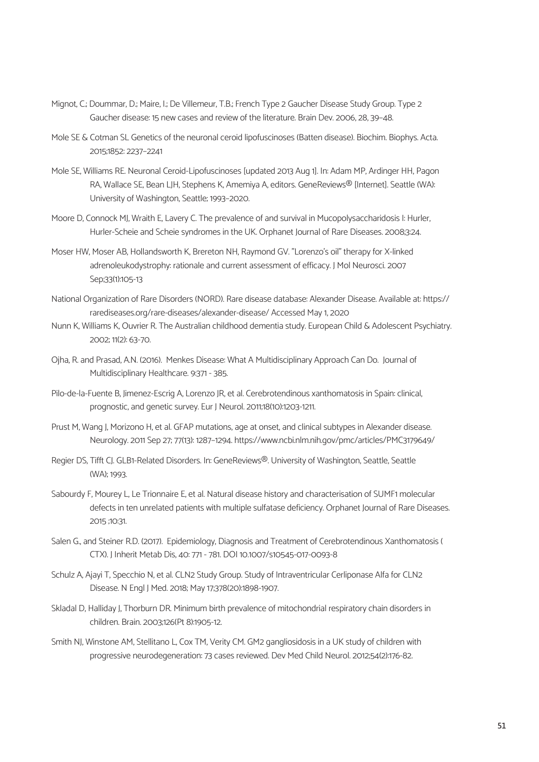Mignot, C.; Doummar, D.; Maire, I.; De Villemeur, T.B.; French Type 2 Gaucher Disease Study Group. Type 2 Gaucher disease: 15 new cases and review of the literature. Brain Dev. 2006, 28, 39–48.

Mole SE & Cotman SL Genetics of the neuronal ceroid lipofuscinoses (Batten disease). Biochim. Biophys. Acta. 2015;1852: 2237–2241

Mole SE, Williams RE. Neuronal Ceroid-Lipofuscinoses [updated 2013 Aug 1]. In: Adam MP, Ardinger HH, Pagon RA, Wallace SE, Bean LJH, Stephens K, Amemiya A, editors. GeneReviews® [Internet]. Seattle (WA): University of Washington, Seattle; 1993–2020.

Moore D, Connock MJ, Wraith E, Lavery C. The prevalence of and survival in Mucopolysaccharidosis I: Hurler, Hurler-Scheie and Scheie syndromes in the UK. Orphanet Journal of Rare Diseases. 2008;3:24.

Moser HW, Moser AB, Hollandsworth K, Brereton NH, Raymond GV. "Lorenzo's oil" therapy for X-linked adrenoleukodystrophy: rationale and current assessment of efficacy. J Mol Neurosci. 2007 Sep;33(1):105-13

National Organization of Rare Disorders (NORD). Rare disease database: Alexander Disease. Available at: https://rarediseases.org/rare-diseases/alexander-disease/ Accessed May 1, 2020

Nunn K, Williams K, Ouvrier R. The Australian childhood dementia study. European Child & Adolescent Psychiatry. 2002; 11(2): 63-70.

Ojha, R. and Prasad, A.N. (2016). Menkes Disease: What A Multidisciplinary Approach Can Do. Journal of Multidisciplinary Healthcare. 9:371 - 385.

Pilo-de-la-Fuente B, Jimenez-Escrig A, Lorenzo JR, et al. Cerebrotendinous xanthomatosis in Spain: clinical, prognostic, and genetic survey. Eur J Neurol. 2011;18(10):1203-1211.

Prust M, Wang J, Morizono H, et al. GFAP mutations, age at onset, and clinical subtypes in Alexander disease. Neurology. 2011 Sep 27; 77(13): 1287–1294. https://www.ncbi.nlm.nih.gov/pmc/articles/PMC3179649/

Regier DS, Tifft CJ. GLB1-Related Disorders. In: GeneReviews®. University of Washington, Seattle, Seattle (WA); 1993.

Sabourdy F, Mourey L, Le Trionnaire E, et al. Natural disease history and characterisation of SUMF1 molecular defects in ten unrelated patients with multiple sulfatase deficiency. Orphanet Journal of Rare Diseases. 2015 ;10:31.

Salen G., and Steiner R.D. (2017). Epidemiology, Diagnosis and Treatment of Cerebrotendinous Xanthomatosis ( CTX). J Inherit Metab Dis, 40: 771 - 781. DOI 10.1007/s10545-017-0093-8

Schulz A, Ajayi T, Specchio N, et al. CLN2 Study Group. Study of Intraventricular Cerliponase Alfa for CLN2 Disease. N Engl J Med. 2018; May 17;378(20):1898-1907.

Skladal D, Halliday J, Thorburn DR. Minimum birth prevalence of mitochondrial respiratory chain disorders in children. Brain. 2003;126(Pt 8):1905-12.

Smith NJ, Winstone AM, Stellitano L, Cox TM, Verity CM. GM2 gangliosidosis in a UK study of children with progressive neurodegeneration: 73 cases reviewed. Dev Med Child Neurol. 2012;54(2):176-82.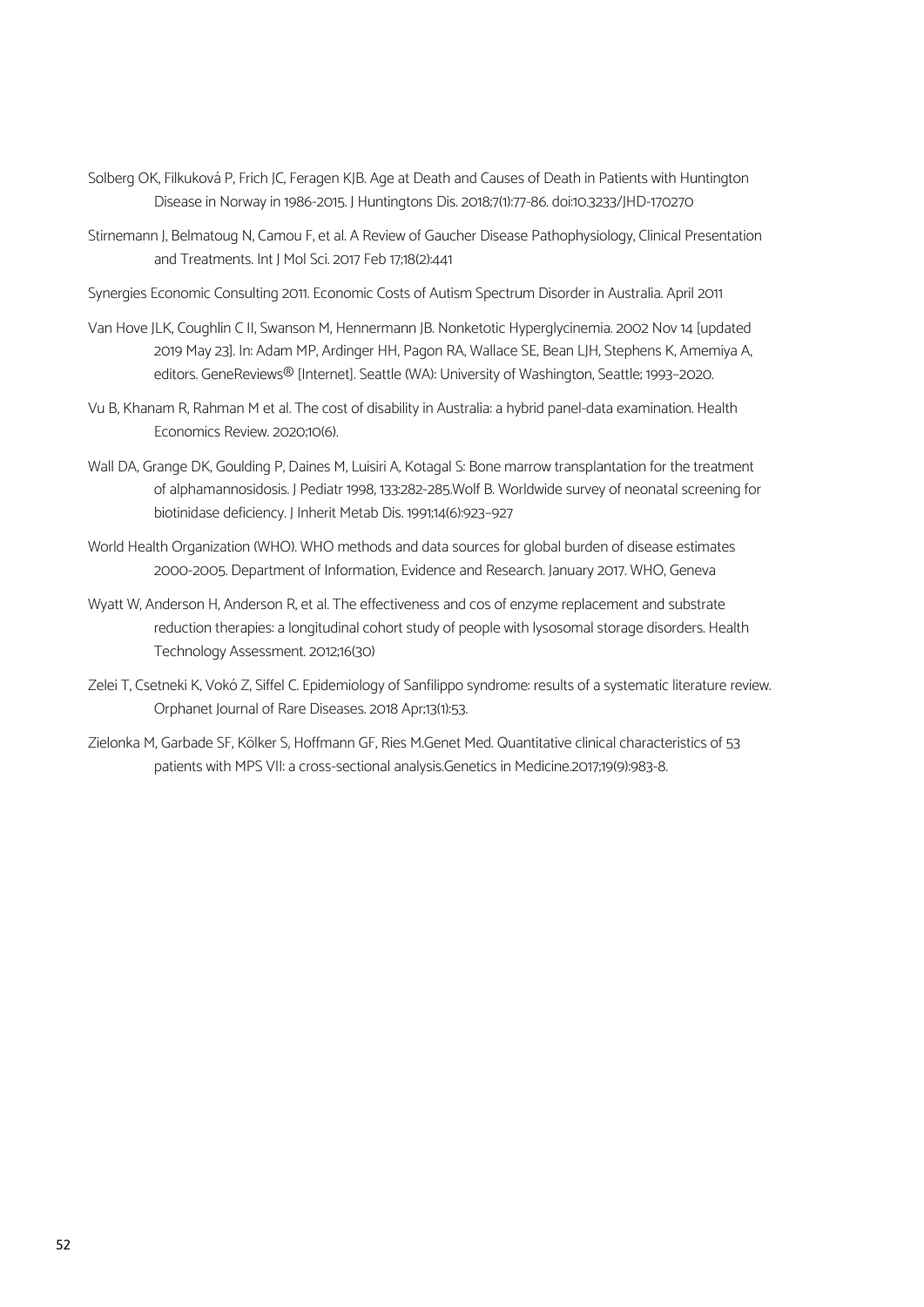Solberg OK, Filkuková P, Frich JC, Feragen KJB. Age at Death and Causes of Death in Patients with Huntington Disease in Norway in 1986-2015. J Huntingtons Dis. 2018;7(1):77-86. doi:10.3233/JHD-170270

Stirnemann J, Belmatoug N, Camou F, et al. A Review of Gaucher Disease Pathophysiology, Clinical Presentation and Treatments. Int J Mol Sci. 2017 Feb 17;18(2):441

Synergies Economic Consulting 2011. Economic Costs of Autism Spectrum Disorder in Australia. April 2011

Van Hove JLK, Coughlin C II, Swanson M, Hennermann JB. Nonketotic Hyperglycinemia. 2002 Nov 14 [updated 2019 May 23]. In: Adam MP, Ardinger HH, Pagon RA, Wallace SE, Bean LJH, Stephens K, Amemiya A, editors. GeneReviews® [Internet]. Seattle (WA): University of Washington, Seattle; 1993–2020.

Vu B, Khanam R, Rahman M et al. The cost of disability in Australia: a hybrid panel-data examination. Health Economics Review. 2020;10(6).

Wall DA, Grange DK, Goulding P, Daines M, Luisiri A, Kotagal S: Bone marrow transplantation for the treatment of alphamannosidosis. J Pediatr 1998, 133:282-285.Wolf B. Worldwide survey of neonatal screening for biotinidase deficiency. J Inherit Metab Dis. 1991;14(6):923–927

World Health Organization (WHO). WHO methods and data sources for global burden of disease estimates 2000-2005. Department of Information, Evidence and Research. January 2017. WHO, Geneva

Wyatt W, Anderson H, Anderson R, et al. The effectiveness and cos of enzyme replacement and substrate reduction therapies: a longitudinal cohort study of people with lysosomal storage disorders. Health Technology Assessment. 2012;16(30)

Zelei T, Csetneki K, Vokó Z, Siffel C. Epidemiology of Sanfilippo syndrome: results of a systematic literature review. Orphanet Journal of Rare Diseases. 2018 Apr;13(1):53.

Zielonka M, Garbade SF, Kölker S, Hoffmann GF, Ries M.Genet Med. Quantitative clinical characteristics of 53 patients with MPS VII: a cross-sectional analysis.Genetics in Medicine.2017;19(9):983-8.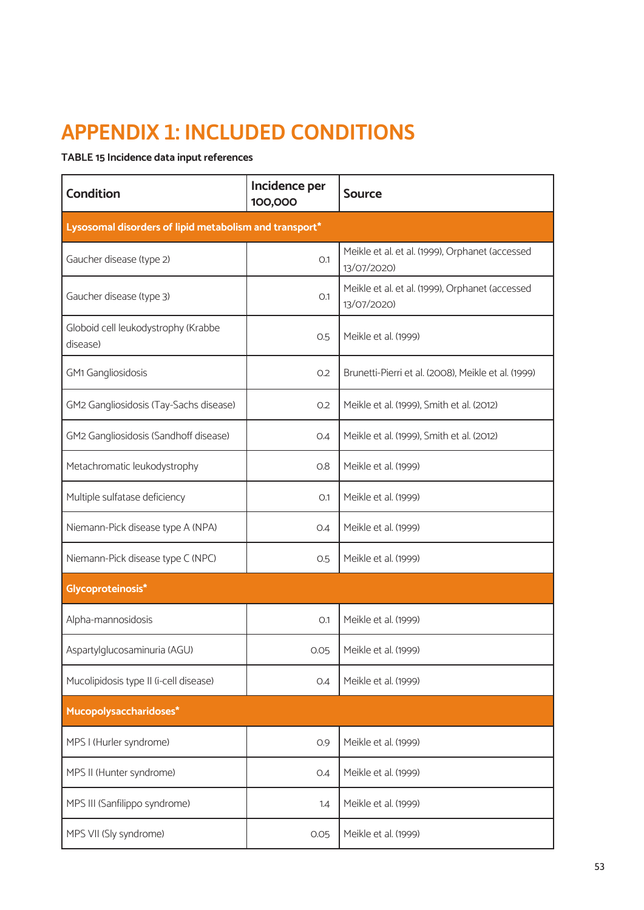# APPENDIX 1: INCLUDED CONDITIONS

**TABLE 15 Incidence data input references**

| Condition | Incidence per 100,000 | Source |
|---|---|---|
| **Lysosomal disorders of lipid metabolism and transport*** | | |
| Gaucher disease (type 2) | 0.1 | Meikle et al. et al. (1999), Orphanet (accessed 13/07/2020) |
| Gaucher disease (type 3) | 0.1 | Meikle et al. et al. (1999), Orphanet (accessed 13/07/2020) |
| Globoid cell leukodystrophy (Krabbe disease) | 0.5 | Meikle et al. (1999) |
| GM1 Gangliosidosis | 0.2 | Brunetti-Pierri et al. (2008), Meikle et al. (1999) |
| GM2 Gangliosidosis (Tay-Sachs disease) | 0.2 | Meikle et al. (1999), Smith et al. (2012) |
| GM2 Gangliosidosis (Sandhoff disease) | 0.4 | Meikle et al. (1999), Smith et al. (2012) |
| Metachromatic leukodystrophy | 0.8 | Meikle et al. (1999) |
| Multiple sulfatase deficiency | 0.1 | Meikle et al. (1999) |
| Niemann-Pick disease type A (NPA) | 0.4 | Meikle et al. (1999) |
| Niemann-Pick disease type C (NPC) | 0.5 | Meikle et al. (1999) |
| **Glycoproteinosis*** | | |
| Alpha-mannosidosis | 0.1 | Meikle et al. (1999) |
| Aspartylglucosaminuria (AGU) | 0.05 | Meikle et al. (1999) |
| Mucolipidosis type II (i-cell disease) | 0.4 | Meikle et al. (1999) |
| **Mucopolysaccharidoses*** | | |
| MPS I (Hurler syndrome) | 0.9 | Meikle et al. (1999) |
| MPS II (Hunter syndrome) | 0.4 | Meikle et al. (1999) |
| MPS III (Sanfilippo syndrome) | 1.4 | Meikle et al. (1999) |
| MPS VII (Sly syndrome) | 0.05 | Meikle et al. (1999) |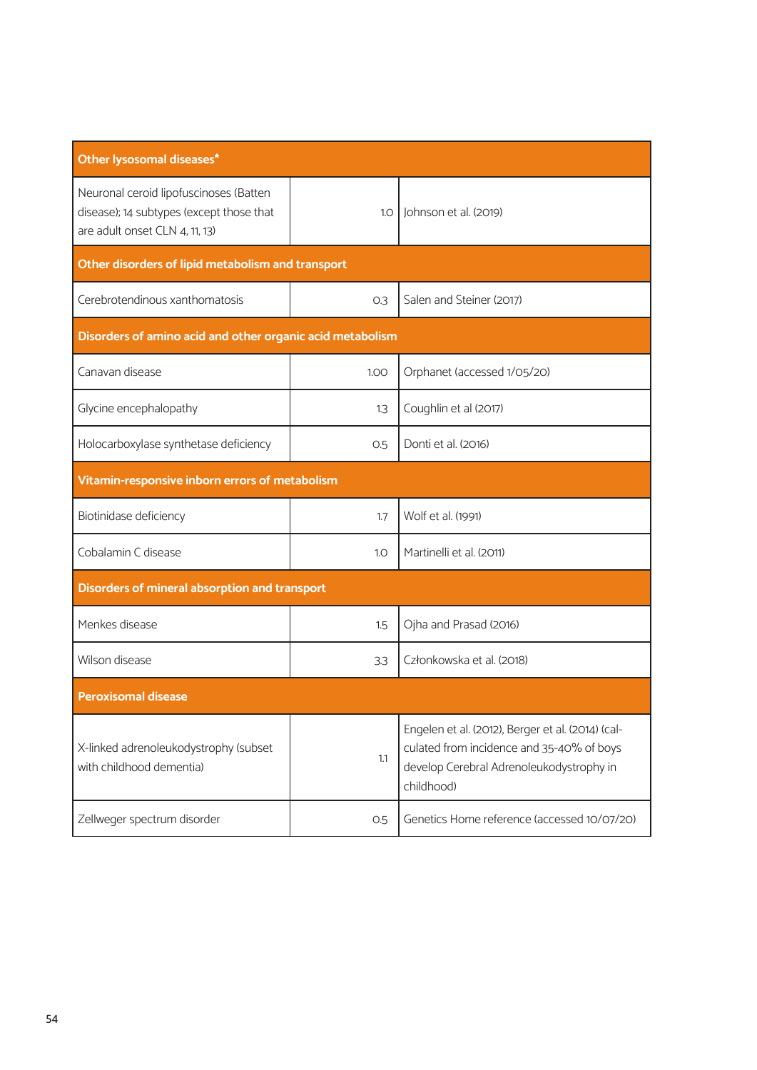| Other lysosomal diseases* | | |
|---|---|---|
| Neuronal ceroid lipofuscinoses (Batten disease); 14 subtypes (except those that are adult onset CLN 4, 11, 13) | 1.0 | Johnson et al. (2019) |
| **Other disorders of lipid metabolism and transport** | | |
| Cerebrotendinous xanthomatosis | 0.3 | Salen and Steiner (2017) |
| **Disorders of amino acid and other organic acid metabolism** | | |
| Canavan disease | 1.00 | Orphanet (accessed 1/05/20) |
| Glycine encephalopathy | 1.3 | Coughlin et al (2017) |
| Holocarboxylase synthetase deficiency | 0.5 | Donti et al. (2016) |
| **Vitamin-responsive inborn errors of metabolism** | | |
| Biotinidase deficiency | 1.7 | Wolf et al. (1991) |
| Cobalamin C disease | 1.0 | Martinelli et al. (2011) |
| **Disorders of mineral absorption and transport** | | |
| Menkes disease | 1.5 | Ojha and Prasad (2016) |
| Wilson disease | 3.3 | Członkowska et al. (2018) |
| **Peroxisomal disease** | | |
| X-linked adrenoleukodystrophy (subset with childhood dementia) | 1.1 | Engelen et al. (2012), Berger et al. (2014) (calculated from incidence and 35-40% of boys develop Cerebral Adrenoleukodystrophy in childhood) |
| Zellweger spectrum disorder | 0.5 | Genetics Home reference (accessed 10/07/20) |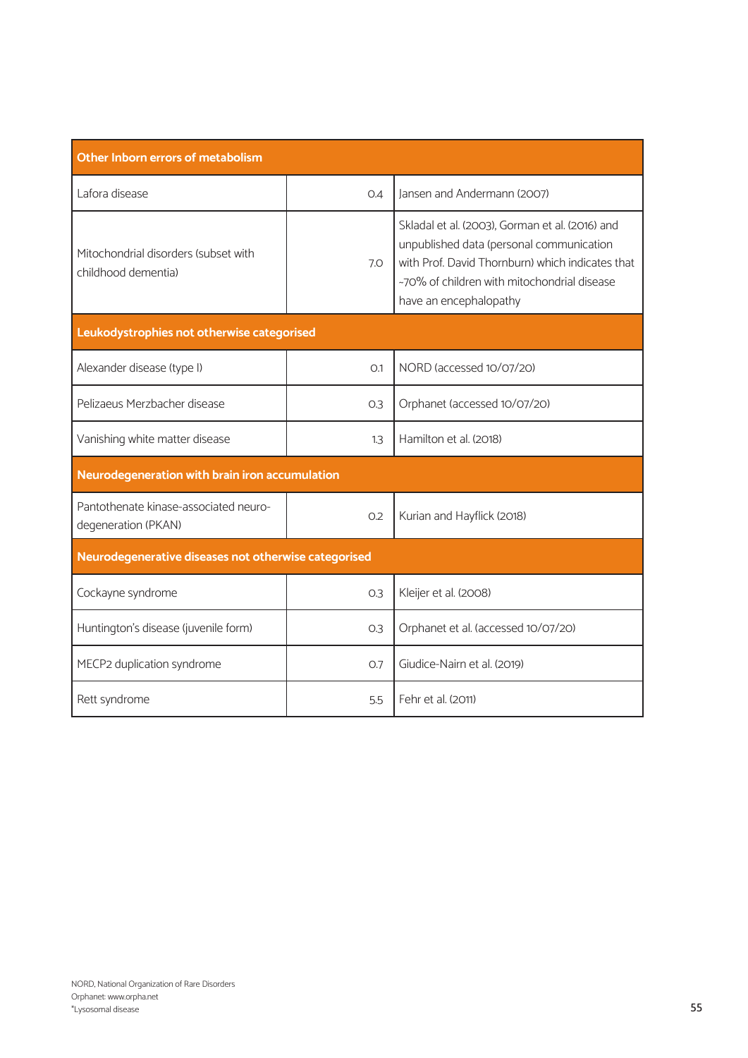| Other Inborn errors of metabolism | | |
|---|---|---|
| Lafora disease | 0.4 | Jansen and Andermann (2007) |
| Mitochondrial disorders (subset with childhood dementia) | 7.0 | Skladal et al. (2003), Gorman et al. (2016) and unpublished data (personal communication with Prof. David Thornburn) which indicates that ~70% of children with mitochondrial disease have an encephalopathy |
| **Leukodystrophies not otherwise categorised** | | |
| Alexander disease (type I) | 0.1 | NORD (accessed 10/07/20) |
| Pelizaeus Merzbacher disease | 0.3 | Orphanet (accessed 10/07/20) |
| Vanishing white matter disease | 1.3 | Hamilton et al. (2018) |
| **Neurodegeneration with brain iron accumulation** | | |
| Pantothenate kinase-associated neuro-degeneration (PKAN) | 0.2 | Kurian and Hayflick (2018) |
| **Neurodegenerative diseases not otherwise categorised** | | |
| Cockayne syndrome | 0.3 | Kleijer et al. (2008) |
| Huntington's disease (juvenile form) | 0.3 | Orphanet et al. (accessed 10/07/20) |
| MECP2 duplication syndrome | 0.7 | Giudice-Nairn et al. (2019) |
| Rett syndrome | 5.5 | Fehr et al. (2011) |

NORD, National Organization of Rare Disorders
Orphanet: www.orpha.net
*Lysosomal disease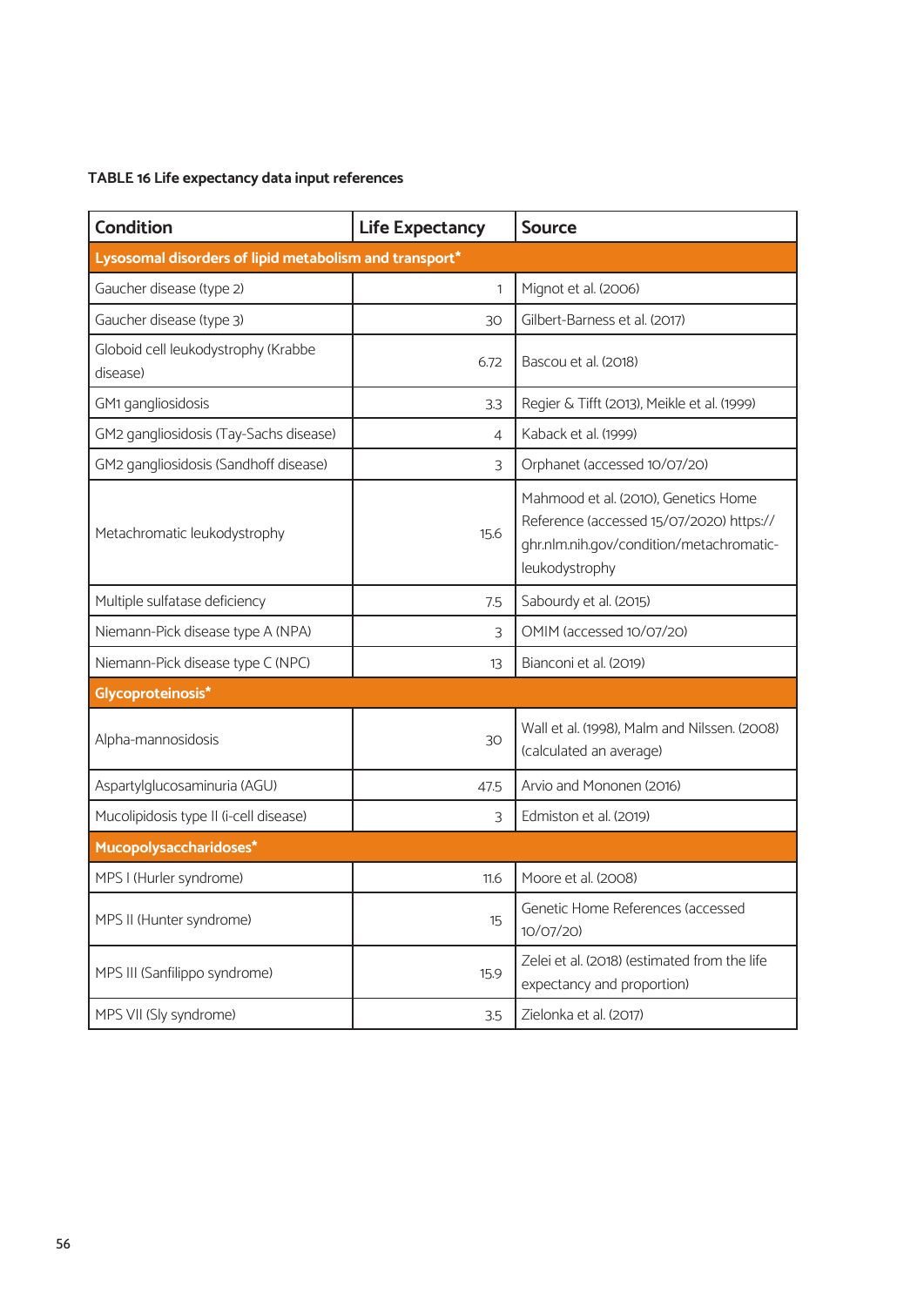**TABLE 16 Life expectancy data input references**

| Condition | Life Expectancy | Source |
|---|---|---|
| **Lysosomal disorders of lipid metabolism and transport*** | | |
| Gaucher disease (type 2) | 1 | Mignot et al. (2006) |
| Gaucher disease (type 3) | 30 | Gilbert-Barness et al. (2017) |
| Globoid cell leukodystrophy (Krabbe disease) | 6.72 | Bascou et al. (2018) |
| GM1 gangliosidosis | 3.3 | Regier & Tifft (2013), Meikle et al. (1999) |
| GM2 gangliosidosis (Tay-Sachs disease) | 4 | Kaback et al. (1999) |
| GM2 gangliosidosis (Sandhoff disease) | 3 | Orphanet (accessed 10/07/20) |
| Metachromatic leukodystrophy | 15.6 | Mahmood et al. (2010), Genetics Home Reference (accessed 15/07/2020) https://ghr.nlm.nih.gov/condition/metachromatic-leukodystrophy |
| Multiple sulfatase deficiency | 7.5 | Sabourdy et al. (2015) |
| Niemann-Pick disease type A (NPA) | 3 | OMIM (accessed 10/07/20) |
| Niemann-Pick disease type C (NPC) | 13 | Bianconi et al. (2019) |
| **Glycoproteinosis*** | | |
| Alpha-mannosidosis | 30 | Wall et al. (1998), Malm and Nilsen. (2008) (calculated an average) |
| Aspartylglucosaminuria (AGU) | 47.5 | Arvio and Mononen (2016) |
| Mucolipidosis type II (i-cell disease) | 3 | Edmiston et al. (2019) |
| **Mucopolysaccharidoses*** | | |
| MPS I (Hurler syndrome) | 11.6 | Moore et al. (2008) |
| MPS II (Hunter syndrome) | 15 | Genetic Home References (accessed 10/07/20) |
| MPS III (Sanfilippo syndrome) | 15.9 | Zelei et al. (2018) (estimated from the life expectancy and proportion) |
| MPS VII (Sly syndrome) | 3.5 | Zielonka et al. (2017) |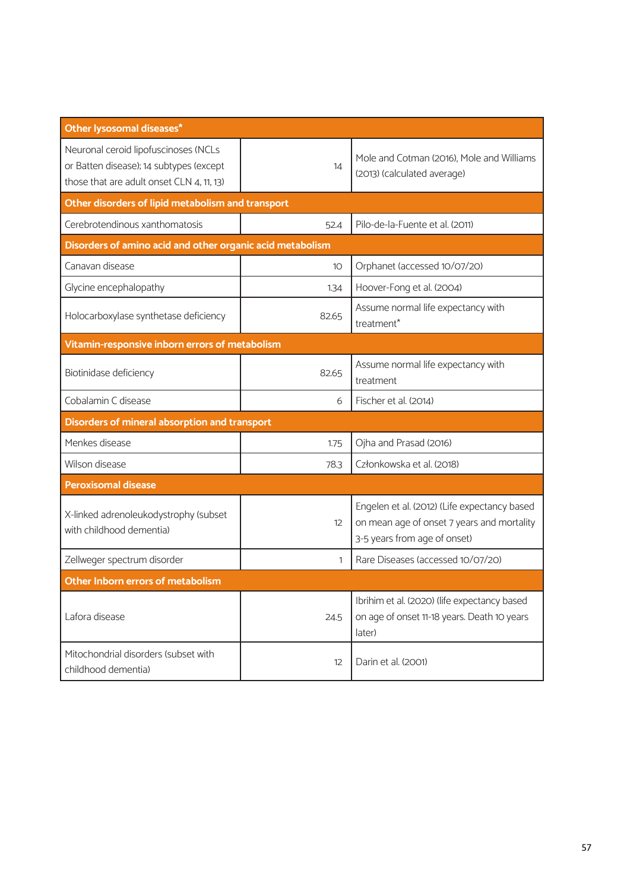| Other lysosomal diseases* | | |
|---|---|---|
| Neuronal ceroid lipofuscinoses (NCLs or Batten disease); 14 subtypes (except those that are adult onset CLN 4, 11, 13) | 14 | Mole and Cotman (2016), Mole and Williams (2013) (calculated average) |
| **Other disorders of lipid metabolism and transport** | | |
| Cerebrotendinous xanthomatosis | 52.4 | Pilo-de-la-Fuente et al. (2011) |
| **Disorders of amino acid and other organic acid metabolism** | | |
| Canavan disease | 10 | Orphanet (accessed 10/07/20) |
| Glycine encephalopathy | 1.34 | Hoover-Fong et al. (2004) |
| Holocarboxylase synthetase deficiency | 82.65 | Assume normal life expectancy with treatment* |
| **Vitamin-responsive inborn errors of metabolism** | | |
| Biotinidase deficiency | 82.65 | Assume normal life expectancy with treatment |
| Cobalamin C disease | 6 | Fischer et al. (2014) |
| **Disorders of mineral absorption and transport** | | |
| Menkes disease | 1.75 | Ojha and Prasad (2016) |
| Wilson disease | 78.3 | Członkowska et al. (2018) |
| **Peroxisomal disease** | | |
| X-linked adrenoleukodystrophy (subset with childhood dementia) | 12 | Engelen et al. (2012) (Life expectancy based on mean age of onset 7 years and mortality 3-5 years from age of onset) |
| Zellweger spectrum disorder | 1 | Rare Diseases (accessed 10/07/20) |
| **Other Inborn errors of metabolism** | | |
| Lafora disease | 24.5 | Ibrihim et al. (2020) (life expectancy based on age of onset 11-18 years. Death 10 years later) |
| Mitochondrial disorders (subset with childhood dementia) | 12 | Darin et al. (2001) |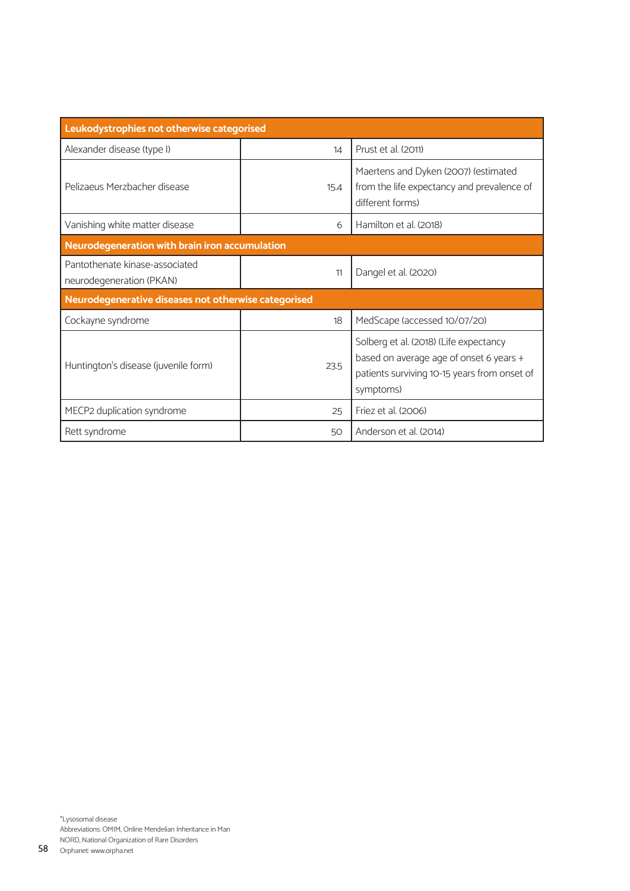| Leukodystrophies not otherwise categorised | | |
|---|---|---|
| Alexander disease (type I) | 14 | Prust et al. (2011) |
| Pelizaeus Merzbacher disease | 15.4 | Maertens and Dyken (2007) (estimated from the life expectancy and prevalence of different forms) |
| Vanishing white matter disease | 6 | Hamilton et al. (2018) |
| **Neurodegeneration with brain iron accumulation** | | |
| Pantothenate kinase-associated neurodegeneration (PKAN) | 11 | Dangel et al. (2020) |
| **Neurodegenerative diseases not otherwise categorised** | | |
| Cockayne syndrome | 18 | MedScape (accessed 10/07/20) |
| Huntington's disease (juvenile form) | 23.5 | Solberg et al. (2018) (Life expectancy based on average age of onset 6 years + patients surviving 10-15 years from onset of symptoms) |
| MECP2 duplication syndrome | 25 | Friez et al. (2006) |
| Rett syndrome | 50 | Anderson et al. (2014) |

*Lysosomal disease
Abbreviations: OMIM, Online Mendelian Inheritance in Man
NORD, National Organization of Rare Disorders
Orphanet: www.orpha.net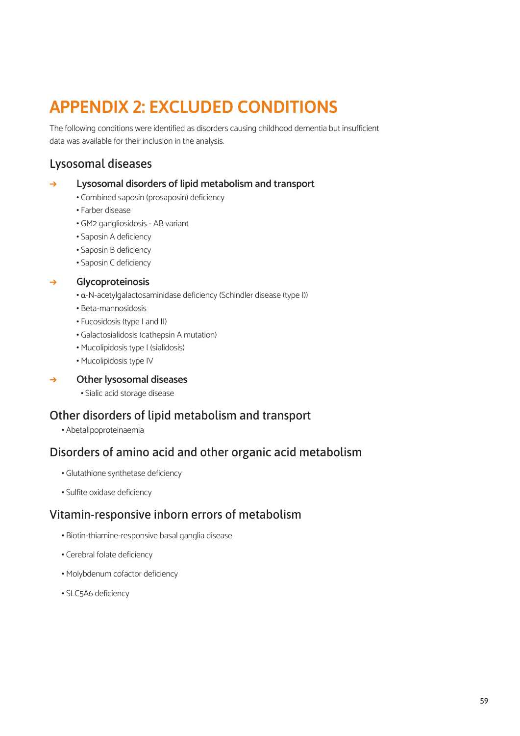# APPENDIX 2: EXCLUDED CONDITIONS

The following conditions were identified as disorders causing childhood dementia but insufficient data was available for their inclusion in the analysis.

## Lysosomal diseases

### Lysosomal disorders of lipid metabolism and transport

- Combined saposin (prosaposin) deficiency
- Farber disease
- GM2 gangliosidosis - AB variant
- Saposin A deficiency
- Saposin B deficiency
- Saposin C deficiency

### Glycoproteinosis

- α-N-acetylgalactosaminidase deficiency (Schindler disease (type I))
- Beta-mannosidosis
- Fucosidosis (type I and II)
- Galactosialidosis (cathepsin A mutation)
- Mucolipidosis type I (sialidosis)
- Mucolipidosis type IV

### Other lysosomal diseases

- Sialic acid storage disease

## Other disorders of lipid metabolism and transport

- Abetalipoproteinaemia

## Disorders of amino acid and other organic acid metabolism

- Glutathione synthetase deficiency
- Sulfite oxidase deficiency

## Vitamin-responsive inborn errors of metabolism

- Biotin-thiamine-responsive basal ganglia disease
- Cerebral folate deficiency
- Molybdenum cofactor deficiency
- SLC5A6 deficiency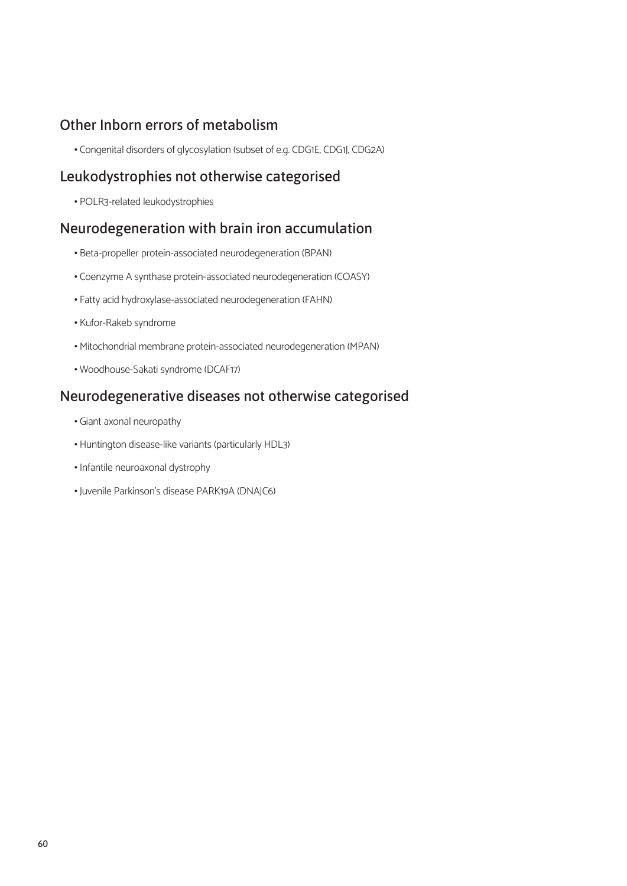## Other Inborn errors of metabolism

- Congenital disorders of glycosylation (subset of e.g. CDG1E, CDG1J, CDG2A)

## Leukodystrophies not otherwise categorised

- POLR3-related leukodystrophies

## Neurodegeneration with brain iron accumulation

- Beta-propeller protein-associated neurodegeneration (BPAN)
- Coenzyme A synthase protein-associated neurodegeneration (COASY)
- Fatty acid hydroxylase-associated neurodegeneration (FAHN)
- Kufor-Rakeb syndrome
- Mitochondrial membrane protein-associated neurodegeneration (MPAN)
- Woodhouse-Sakati syndrome (DCAF17)

## Neurodegenerative diseases not otherwise categorised

- Giant axonal neuropathy
- Huntington disease-like variants (particularly HDL3)
- Infantile neuroaxonal dystrophy
- Juvenile Parkinson's disease PARK19A (DNAJC6)